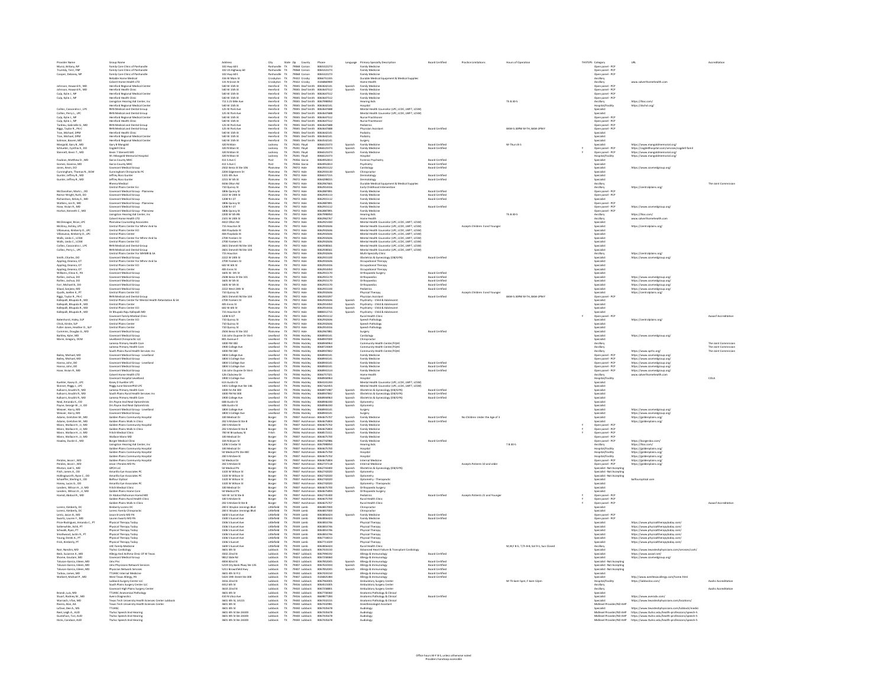| Provider Name | Group Name | Address | City | State | Zip | County | Phone | Language | Primary Specialty Description | Board Certified | Practice Limitations | Hours of Operation | TH/ITS/PS | Category | URL | Accreditation |
|---|---|---|---|---|---|---|---|---|---|---|---|---|---|---|---|---|
| Muniz, Brittany, NP | Family Care Clinic of Panhandle | 102 Hwy 60 E | Panhandle | TX | 79068 | Carson | 8065372273 | | Family Medicine | | | | | Open panel - PCP | | |
| Trumbly, Terri, FNP | Family Care Clinic of Panhandle | 102 US Highway 60 | Panhandle | TX | 79068 | Carson | 8065372273 | | Family Medicine | | | | | Open panel - PCP | | |
| Cooper, Delaney, NP | Family Care Clinic of Panhandle | 102 Hwy 60 E | Panhandle | TX | 79068 | Carson | 8065372273 | | Family Medicine | | | | | Open panel - PCP | | |
| | Reliable Home Medical | 316 W Main St | Crosbyton | TX | 79322 | Crosby | 8066751335 | | Durable Medical Equipment & Medical Supplies | | | | | Ancillary | | |
| | Calvert Home Health LTD | 141 N Green St | Crosbyton | TX | 79322 | Crosby | 4326866900 | | Home Health | | | | | Ancillary | www.calverthomehealth.com | |
| Johnson, Howard R., MD | Hereford Regional Medical Center | 540 W 15th St | Hereford | TX | 79045 | Deaf Smith | 8063642141 | Spanish | Family Medicine | | | | | Open panel - PCP | | |
| Johnson, Howard R., MD | Hereford Health Clinic | 540 W 15th St | Hereford | TX | 79045 | Deaf Smith | 8063647512 | Spanish | Family Medicine | | | | | Open panel - PCP | | |
| Culp, Kylie J, NP | Hereford Regional Medical Center | 540 W 15th St | Hereford | TX | 79045 | Deaf Smith | 8063647512 | | Family Medicine | | | | | Open panel - PCP | | |
| Culp, Kylie J, NP | Hereford Health Clinic | 540 W 15th St | Hereford | TX | 79045 | Deaf Smith | 8063647512 | | Family Medicine | | | | | Open panel - PCP | | |
| | Livingston Hearing Aid Center, Inc | 711 S 25 Mile Ave | Hereford | TX | 79045 | Deaf Smith | 8067998950 | | Hearing Aids | | | Th 8:30-5 | | Ancillary | https://lhac.com/ | |
| | Hereford Regional Medical Center | 540 W 15th St | Hereford | TX | 79045 | Deaf Smith | 8063642141 | | Hospital | | | | | Hospital/Facility | https://dschd.org/ | |
| Collins, Cassondra L, LPC | RHN Medical and Dental Group | 125 W Park Ave | Hereford | TX | 79045 | Deaf Smith | 8063647688 | | Mental Health Counselor (LPC, LCDC, LMFT, LCSW) | | | | | Specialist | | |
| Collins, Perry L, LPC | RHN Medical and Dental Group | 125 W Park Ave | Hereford | TX | 79045 | Deaf Smith | 8063647688 | | Mental Health Counselor (LPC, LCDC, LMFT, LCSW) | | | | | Specialist | | |
| Culp, Kylie J, NP | Hereford Regional Medical Center | 540 W 15th St | Hereford | TX | 79045 | Deaf Smith | 8063647512 | | Nurse Practitioner | | | | | Specialist | | |
| Culp, Kylie J, NP | Hereford Health Clinic | 540 W 15th St | Hereford | TX | 79045 | Deaf Smith | 8063647512 | | Nurse Practitioner | | | | | Specialist | | |
| Tardieu, Gabrielle G., MD | RHN Medical and Dental Group | 125 W Park Ave | Hereford | TX | 79045 | Deaf Smith | 8063647688 | | Pediatrics | | | | | Open panel - PCP | | |
| Riggs, Taylor R., PA-C | RHN Medical and Dental Group | 125 W Park Ave | Hereford | TX | 79045 | Deaf Smith | 8063647688 | | Physician Assistant | Board Certified | | 8AM-5:30PM M-TH, 8AM-2PM F | | Open panel - PCP | | |
| Tran, Michael, DPM | Hereford Health Clinic | 540 W 15th St | Hereford | TX | 79045 | Deaf Smith | 8063642141 | | Podiatry | | | | | Specialist | | |
| Tran, Michael, DPM | Hereford Regional Medical Center | 540 W 15th St | Hereford | TX | 79045 | Deaf Smith | 8063642141 | | Podiatry | | | | | Specialist | | |
| Soliman, Hesham, MD | Hereford Regional Medical Center | 540 W 15th St | Hereford | TX | 79045 | Deaf Smith | 8063642141 | | Surgery | | | | | Specialist | | |
| Mangold, Gary B., MD | Gary B Mangold | 320 N Main | Lockney | TX | 79241 | Floyd | 8066523373 | Spanish | Family Medicine | Board Certified | | M-Thurs 8-5 | | Specialist | https://www.mangoldmemorial.org/ | |
| Schlueter, Cynthia K., DO | Cogdell Clinic | 320 N Main St | Lockney | TX | 79241 | Floyd | 8066523373 | Spanish | Family Medicine | Board Certified | | | Y | Open panel - PCP | https://cogdellhospital.com/services/cogdell-famil | |
| Stennett, Kevin T., MD | Kevin T Stennett MD | 320 N Main St | Lockney | TX | 79241 | Floyd | 8066523373 | Spanish | Family Medicine | | | | Y | Open panel - PCP | https://www.mangoldmemorial.org/ | |
| | W J Mangold Memorial Hospital | 320 N Main St | Lockney | TX | 79241 | Floyd | 8066523373 | | Hospital | | | | | Hospital/Facility | https://www.mangoldmemorial.org/ | |
| Faulkner, Matthew D., MD | Garza County MHC | 411 S Ave C | Post | TX | 79356 | Garza | 8064952813 | | Forensic Psychiatry | Board Certified | | | | Specialist | | |
| Gomez, Gianina, MD | Garza County MHC | 411 S Ave C | Post | TX | 79356 | Garza | 8064952813 | | Psychiatry | Board Certified | | | | Specialist | | |
| Jones, Kevin, DO | Covenant Medical Group | 2502 Kesta St Ste 106 | Plainview | TX | 79072 | Hale | 8062935122 | | Cardiology | Board Certified | | | | Specialist | https://www.covmedgroup.org/ | |
| Cunningham, Thomas N., DCM | Cunningham Chiropractic PC | 2204 Edgemere Dr | Plainview | TX | 79072 | Hale | 8062933520 | Spanish | Chiropractor | | | | | Specialist | | |
| Gunter, Jeffrey R., MD | Jeffrey Ross Gunter | 1201 8th Ave | Plainview | TX | 79072 | Hale | 8065557155 | | Dermatology | Board Certified | | | | Specialist | | |
| Gunter, Jeffrey R., MD | Jeffrey Ross Gunter | 2215 W 5th St | Plainview | TX | 79072 | Hale | 8064298015 | | Dermatology | Board Certified | | | | Specialist | | |
| | Rhema Medical | 4436 Olton Rd | Plainview | TX | 79072 | Hale | 8062967666 | | Durable Medical Equipment & Medical Supplies | | | | | Ancillary | | The Joint Commission |
| | Central Plains Center Eci | 710 Quincy St | Plainview | TX | 79072 | Hale | 8062914336 | | Early Childhood Intervention | | | | | Ancillary | https://centralplains.org/ | |
| McClanahan, Mark L., DO | Covenant Medical Group - Plainview | 1806 Quincy St | Plainview | TX | 79072 | Hale | 8062887891 | | Family Medicine | Board Certified | | | | Open panel - PCP | | |
| Rector-Wright, Ruth, DO | Covenant Medical Group | 2222 W 24th St | Plainview | TX | 79072 | Hale | 8062935113 | | Family Medicine | Board Certified | | | | Open panel - PCP | | |
| Richardson, Kelsey E., MD | Covenant Medical Group | 1208 N I-27 | Plainview | TX | 79072 | Hale | 8062935112 | | Family Medicine | Board Certified | | | | Specialist | | |
| Watkins, Jon N., MD | Covenant Medical Group - Plainview | 1806 Quincy St | Plainview | TX | 79072 | Hale | 8062887891 | | Family Medicine | | | | | Open panel - PCP | | |
| Hase, Jason A., MD | Covenant Medical Group | 1208 N I-27 | Plainview | TX | 79072 | Hale | 8062935112 | | Family Medicine | Board Certified | | | | Open panel - PCP | https://www.covmedgroup.org/ | |
| Horton, Kenneth C., MD | Covenant Medical Group - Plainview | 1806 Quincy St | Plainview | TX | 79072 | Hale | 8062887891 | | Family Medicine | | | | | Open panel - PCP | | |
| | Livingston Hearing Aid Center, Inc | 2200 W 5th #B | Plainview | TX | 79072 | Hale | 8067998950 | | Hearing Aids | | | Th 8:30-5 | | Ancillary | https://lhac.com/ | |
| | Calvert Home Health LTD | 2101 W 24th St | Plainview | TX | 79072 | Hale | 8062962767 | | Home Health | | | | | Ancillary | www.calverthomehealth.com | |
| McGillvaigan, Brian, LPC | Plainview Counseling Associates | 4422 Olton Rd | Plainview | TX | 79072 | Hale | 8062921550 | | Mental Health Counselor (LPC, LCDC, LMFT, LCSW) | | | | | Specialist | | |
| McElroy, Ashley, LPC | Central Plains Center For Mhmr And Sa | 715 Houston St | Plainview | TX | 79072 | Hale | 8062932636 | | Mental Health Counselor (LPC, LCDC, LMFT, LCSW) | | Accepts Children 3 and Younger | | | Specialist | https://centralplains.org/ | |
| Villanueva, Kimberly D., LPC | Central Plains Center ECI | 403 Floydada St | Plainview | TX | 79072 | Hale | 8062932636 | | Mental Health Counselor (LPC, LCDC, LMFT, LCSW) | | | | | Specialist | | |
| Villanueva, Kimberly D., LPC | Central Plains Center | 403 Floydada St | Plainview | TX | 79072 | Hale | 8062932636 | | Mental Health Counselor (LPC, LCDC, LMFT, LCSW) | | | | | Specialist | | |
| Walls, Linda C., LCSW | Central Plains Center For Mhmr And Sa | 2700 Yonkers St | Plainview | TX | 79072 | Hale | 8062932636 | | Mental Health Counselor (LPC, LCDC, LMFT, LCSW) | | | | | Specialist | | |
| Walls, Linda C., LCSW | Central Plains Center ECI | 2700 Yonkers St | Plainview | TX | 79072 | Hale | 8062932636 | | Mental Health Counselor (LPC, LCDC, LMFT, LCSW) | | | | | Specialist | | |
| Collins, Cassondra L., LPC | RHN Medical and Dental Group | 2601 Dimmitt Rd Ste 103 | Plainview | TX | 79072 | Hale | 8062908061 | | Mental Health Counselor (LPC, LCDC, LMFT, LCSW) | | | | | Specialist | | |
| Collins, Perry L., LPC | RHN Medical and Dental Group | 2601 Dimmitt Rd Ste 103 | Plainview | TX | 79072 | Hale | 8062908061 | | Mental Health Counselor (LPC, LCDC, LMFT, LCSW) | | | | | Specialist | | |
| | Central Plains Center For MHMR & SA | 715 Houston | Plainview | TX | 79072 | Hale | 8062932636 | | Multi-Specialty Clinic | | | | | Ancillary | https://centralplains.org/ | |
| Smith, Charles, DO | Covenant Medical Group | 2222 W 24th St | Plainview | TX | 79072 | Hale | 8062955100 | | Obstetrics & Gynecology (OB/GYN) | Board Certified | | | | Specialist | https://www.covmedgroup.org/ | |
| Appling, Deanna, OT | Central Plains Center For Mhmr And Sa | 2700 Yonkers St | Plainview | TX | 79072 | Hale | 8062932636 | | Occupational Therapy | | | | | Specialist | | |
| Appling, Deanna, OT | Central Plains Center ECI | 602 W 8th St | Plainview | TX | 79072 | Hale | 8062914336 | | Occupational Therapy | | | | | Specialist | | |
| Appling, Deanna, OT | Central Plains Center | 405 Ennis St | Plainview | TX | 79072 | Hale | 8062914350 | | Occupational Therapy | | | | | Specialist | | |
| Williams, Anthony K., PA | Covenant Medical Group | 1605 W 5th St | Plainview | TX | 79072 | Hale | 8062955170 | | Orthopaedic Surgery | Board Certified | | | | Specialist | | |
| Rollins, Joshua, DO | Covenant Medical Group | 2508 Kesta St Ste 101 | Plainview | TX | 79072 | Hale | 8062955170 | | Orthopedics | Board Certified | | | | Specialist | https://www.covmedgroup.org/ | |
| Rollins, Joshua, DO | Covenant Medical Group | 1605 W 5th St | Plainview | TX | 79072 | Hale | 8062955170 | | Orthopedics | Board Certified | | | | Specialist | https://www.covmedgroup.org/ | |
| Farr, Michael B., DO | Covenant Medical Group | 1605 W 5th St | Plainview | TX | 79072 | Hale | 8062955170 | | Orthopedics | Board Certified | | | | Specialist | https://www.covmedgroup.org/ | |
| Stoud, Sarajane, MD | Covenant Medical Group | 2222 West 24th St | Plainview | TX | 79072 | Hale | 8062955100 | | Pediatrics | Board Certified | | | | Specialist | https://www.covmedgroup.org/ | |
| Qualls, Joellen E., PT | Central Plains Center ECI | 710 Quincy St | Plainview | TX | 79072 | Hale | 8062932636 | | Physical Therapy | | Accepts Children 3 and Younger | | | Specialist | https://centralplains.org/ | |
| Riggs, Taylor R., PA-C | RHN Medical and Dental Group | 2601 Dimmitt Rd Ste 103 | Plainview | TX | 79072 | Hale | 8062902907 | | Physician Assistant | Board Certified | | 8AM-5:30PM M-TH, 8AM-2PM F | | Open panel - PCP | | |
| Kallepalli, Bhupala R., MD | Central Plains Center for Mental Health Retardation & SA | 2700 Yonkers St | Plainview | TX | 79072 | Hale | 8062932636 | Spanish | Psychiatry - Child & Adolescent | | | | | Specialist | | |
| Kallepalli, Bhupala R., MD | Central Plains Center | 405 Ennis St | Plainview | TX | 79072 | Hale | 8062914350 | Spanish | Psychiatry - Child & Adolescent | | | | | Specialist | | |
| Kallepalli, Bhupala R., MD | Central Plains Center ECI | 602 W 8th St | Plainview | TX | 79072 | Hale | 8062914336 | Spanish | Psychiatry - Child & Adolescent | | | | | Specialist | | |
| Kallepalli, Bhupala R., MD | Dr Bhupala Raju Kallepalli MD | 715 Houston St | Plainview | TX | 79072 | Hale | 8888812715 | Spanish | Psychiatry - Child & Adolescent | | | | | Specialist | | |
| | Covenant Family Medical Clinic | 1208 N I27 | Plainview | TX | 79072 | Hale | 8062955112 | | Rural Health Clinic | | | | Y | Open panel - PCP | | Aaaasf Accreditation |
| Batenhorst, Haley, SLP | Central Plains Center ECI | 710 Quincy St | Plainview | TX | 79072 | Hale | 8062932636 | | Speech Pathology | | | | | Specialist | https://centralplains.org/ | |
| Chick, Kirstie, SLP | Central Plains Center | 710 Quincy St | Plainview | TX | 79072 | Hale | 8062932636 | | Speech Pathology | | | | | Specialist | | |
| Fuller-Jones, Heather D., SLP | Central Plains Center | 710 Quincy St | Plainview | TX | 79072 | Hale | 8062914336 | | Speech Pathology | | | | | Specialist | | |
| Cummins, Douglas G., MD | Covenant Medical Group | 2508 Kesta St Ste 102 | Plainview | TX | 79072 | Hale | 8062967881 | | Surgery | Board Certified | | | | Specialist | | |
| Barkley, Kevin, MD | Covenant Medical Group | 116 John Dupree Dr Ste E | Levelland | TX | 79336 | Hockley | 8068945141 | | Cardiology | Board Certified | | | | Specialist | https://www.covmedgroup.org/ | |
| Moore, Gregory, DCM | Levelland Chiropractic LLC | 901 Avenue F | Levelland | TX | 79336 | Hockley | 8068947000 | | Chiropractor | | | | | Specialist | | |
| | Lamesa Primary Health Care | 1000 FM 300 | Levelland | TX | 79336 | Hockley | 8068949963 | | Community Health Center/FQHC | | | | | Ancillary | | The Joint Commission |
| | Lamesa Primary Health Care | 1900 College Ave | Levelland | TX | 79336 | Hockley | 8068723369 | | Community Health Center/FQHC | | | | | Ancillary | | The Joint Commission |
| | South Plains Rural Health Services Inc | 1000 FM 300 | Levelland | TX | 79336 | Hockley | 8068947862 | | Community Health Center/FQHC | | | | | Ancillary | https://www.sprhs.org/ | The Joint Commission |
| Bailey, Michael, MD | Covenant Medical Group - Levelland | 1804 College Ave | Levelland | TX | 79336 | Hockley | 8068943141 | | Family Medicine | | | | | Open panel - PCP | https://www.covmedgroup.org/ | |
| Bailey, Michael, MD | Covenant Medical Group | 1804 S College Ave | Levelland | TX | 79336 | Hockley | 8068943141 | | Family Medicine | | | | | Open panel - PCP | https://www.covmedgroup.org/ | |
| Hanna, John, DO | Covenant Medical Group - Levelland | 1804 S College Ave | Levelland | TX | 79336 | Hockley | 8068943141 | | Family Medicine | Board Certified | | | | Open panel - PCP | https://www.covmedgroup.org/ | |
| Hanna, John, DO | Covenant Medical Group | 1804 S College Ave | Levelland | TX | 79336 | Hockley | 8068943141 | | Family Medicine | Board Certified | | | | Open panel - PCP | https://www.covmedgroup.org/ | |
| Haw, Vivian N., MD | Covenant Medical Group | 116 John Dupree Dr Ste E | Levelland | TX | 79336 | Hockley | 8068945153 | | Family Medicine | Board Certified | | | | Open panel - PCP | https://www.covmedgroup.org/ | |
| | Calvert Home Health LTD | 126 Clubview Dr | Levelland | TX | 79336 | Hockley | 8066757321 | | Home Health | | | | | Ancillary | www.calverthomehealth.com | |
| | Covenant Hospital Levelland | 1900 S College Ave | Levelland | TX | 79336 | Hockley | 8068944963 | | Hospital | | | | | Hospital/Facility | | COLA |
| Kuehler, Kasey D., LPC | Kasey D Kuehler LPC | 613 Austin St | Levelland | TX | 79336 | Hockley | 8063151243 | | Mental Health Counselor (LPC, LCDC, LMFT, LCSW) | | | | | Specialist | | |
| Skinner, Peggy J., LPC | Peggy June Skinner PhD LPC | 1401 College Ave Ste 106 | Levelland | TX | 79336 | Hockley | 8067162453 | | Mental Health Counselor (LPC, LCDC, LMFT, LCSW) | | | | | Specialist | | |
| Kulkarni, Anubhi R., MD | Lamesa Primary Health Care | 1000 FM Rd 300 | Levelland | TX | 79336 | Hockley | 8068973987 | Spanish | Obstetrics & Gynecology (OB/GYN) | | | | | Specialist | | |
| Kulkarni, Anubhi R., MD | South Plains Rural Health Services Inc | 1000 FM Rd 300 | Levelland | TX | 79336 | Hockley | 8068947862 | Spanish | Obstetrics & Gynecology (OB/GYN) | | | | | Specialist | | |
| Kulkarni, Anubhi R., MD | Lamesa Primary Health Care | 1900 College Ave | Levelland | TX | 79336 | Hockley | 8068944963 | Spanish | Obstetrics & Gynecology (OB/GYN) | | | | | Specialist | | |
| Neal, Amanda K., OD | Drs Payne And Neal Optometrists | 608 Austin St | Levelland | TX | 79336 | Hockley | 8068946330 | Spanish | Optometry | | | | | Specialist | | |
| Payne, Benjamin R., OD | Drs Payne And Neal Optometrists | 608 Austin St | Levelland | TX | 79336 | Hockley | 8068946330 | Spanish | Optometry | | | | | Specialist | | |
| Weaver, Harry, MD | Covenant Medical Group - Levelland | 1804 College Ave | Levelland | TX | 79336 | Hockley | 8068943141 | | Surgery | | | | | Specialist | https://www.covmedgroup.org/ | |
| Weaver, Harry, MD | Covenant Medical Group | 1804 S College Ave | Levelland | TX | 79336 | Hockley | 8068943141 | | Surgery | | | | | Specialist | https://www.covmedgroup.org/ | |
| Adams, Gretchen M., MD | Golden Plains Community Hospital | 100 Medical Dr | Borger | TX | 79007 | Hutchinson | 8066757570 | Spanish | Family Medicine | Board Certified | No Children Under the Age of 3 | | | Open panel - PCP | https://goldenplains.org/ | |
| Adams, Gretchen M., MD | Golden Plains Walk In Clinic | 202 S McGee St Ste B | Borger | TX | 79007 | Hutchinson | 8066758804 | Spanish | Family Medicine | Board Certified | | | | Open panel - PCP | https://goldenplains.org/ | |
| Mann, Wallace H., Jr, MD | Golden Plains Community Hospital | 200 S McGee St | Borger | TX | 79007 | Hutchinson | 8066757570 | Spanish | Family Medicine | | | | Y | Open panel - PCP | | |
| Mann, Wallace H., Jr, MD | Golden Plains Walk In Clinic | 202 S McGee St Ste B | Borger | TX | 79007 | Hutchinson | 8066758800 | Spanish | Family Medicine | | | | Y | Open panel - PCP | | |
| Mann, Wallace H., Jr, MD | Fritch Medical Clinic | 700 W Broadway St | Fritch | TX | 79036 | Hutchinson | 8068572331 | Spanish | Family Medicine | | | | Y | Open panel - PCP | | |
| Mann, Wallace H., Jr, MD | Wallace Mann MD | 100 Medical Dr | Borger | TX | 79007 | Hutchinson | 8066757570 | | Family Medicine | | | | | Open panel - PCP | | |
| Hawley, Dustin E., MD | Borger Medical Clinic | 106 N Bryan St | Borger | TX | 79007 | Hutchinson | 8062732986 | | Family Medicine | Board Certified | | | | Open panel - PCP | https://borgerbox.com/ | |
| | Livingston Hearing Aid Center, Inc | 1206 S Cedar St | Borger | TX | 79007 | Hutchinson | 8067998950 | | Hearing Aids | | | T 8:30-5 | | Ancillary | https://lhac.com/ | |
| | Golden Plains Community Hospital | 100 Medical Dr | Borger | TX | 79007 | Hutchinson | 8066757570 | | Hospital | | | | | Hospital/Facility | https://goldenplains.org/ | |
| | Golden Plains Community Hospital | 50 Medical Pk Ste 600 | Borger | TX | 79007 | Hutchinson | 8066757570 | | Hospital | | | | | Hospital/Facility | https://goldenplains.org/ | |
| | Golden Plains Community Hospital | 200 S McGee St | Borger | TX | 79007 | Hutchinson | 8066757570 | | Hospital | | | | | Hospital/Facility | https://goldenplains.org/ | |
| Perales, Jesse I., MD | Golden Plains Community Hospital | 50 Medical Dr | Borger | TX | 79007 | Hutchinson | 8066758804 | Spanish | Internal Medicine | | | | | Open panel - PCP | https://goldenplains.org/ | |
| Perales, Jesse I., MD | Jesse I Perales MD Pa | 202 S McGee St | Borger | TX | 79007 | Hutchinson | 8062737118 | Spanish | Internal Medicine | | Accepts Patients 10 and older | | | Open panel - PCP | https://goldenplains.org/ | |
| Rhodes, Joel G., MD | GPCH LLC | 50 Medical Pk | Borger | TX | 79007 | Hutchinson | 8062758300 | Spanish | Obstetrics & Gynecology (OB/GYN) | | | | | Specialist | | |
| Bhakta, Jason B., OD | Amarillo Eye Associates PC | 1320 W Wilcox St | Borger | TX | 79007 | Hutchinson | 8062732020 | Spanish | Optometry | | | | | Specialist - Not Accepting | | |
| Hollingsworth, Ryan C., OD | Amarillo Eye Associates PC | 1320 W Wilcox St | Borger | TX | 79007 | Hutchinson | 8062732020 | Spanish | Optometry | | | | | Specialist - Not Accepting | | |
| Schaeffer, Sterling E., OD | Balfour Optical | 1320 W Wilcox St | Borger | TX | 79007 | Hutchinson | 8062732020 | | Optometry - Therapeutic | | | | | Specialist | balfouroptical.com | |
| Honey, Lucas G., OD | Amarillo Eye Associates PC | 1320 W Wilcox St | Borger | TX | 79007 | Hutchinson | 8062732020 | | Optometry - Therapeutic | | | | | Specialist | | |
| Landers, Wilson H., Jr, MD | Fritch Medical Clinic | 100 Medical Dr | Borger | TX | 79007 | Hutchinson | 8066757570 | Spanish | Orthopaedic Surgery | | | | | Specialist | | |
| Landers, Wilson H., Jr, MD | Golden Plains Home Care | 50 Medical Pk | Borger | TX | 79007 | Hutchinson | 8066758999 | Spanish | Orthopaedic Surgery | | | | | Specialist | | |
| Hamid, Abdool R., MD | Dr Abdool Rahoman Hamid MD | 505 W 1st St Ste B | Borger | TX | 79007 | Hutchinson | 8062735400 | | Pediatrics | Board Certified | Accepts Patients 21 and Younger | | | Specialist | | |
| | Golden Plains Rural Health Clinic | 100 S McGee St | Borger | TX | 79007 | Hutchinson | 8066757570 | | Rural Health Clinic | | | | Y | Open panel - PCP | | |
| | Golden Plains Walk In Clinic | 202 S McGee St Ste B | Borger | TX | 79007 | Hutchinson | 8066757570 | | Rural Health Clinic | | | | Y | Open panel - PCP | | Aaaasf Accreditation |
| Lorenz, Kimberly, DC | Kimberly Lorenz DC | 200 E Waylon Jennings Blvd | Littlefield | TX | 79339 | Lamb | 8063857000 | | Chiropractor | | | | | Specialist | | |
| Lorenz, Kimberly, DC | Lorenz Family Chiropractic | 200 E Waylon Jennings Blvd | Littlefield | TX | 79339 | Lamb | 8063857000 | | Chiropractor | | | | | Specialist | | |
| Lentz, Jason B., MD | Jason B Lentz MD PA | 1600 S Sunset Ave | Littlefield | TX | 79339 | Lamb | 8063856423 | Spanish | Family Medicine | Board Certified | | | | Open panel - PCP | | |
| Swartz, Lauren F., MD | Lauren Swartz MD PA | 1500 S Sunset Ave | Littlefield | TX | 79339 | Lamb | 8063856423 | | Family Medicine | Board Certified | | | | Open panel - PCP | | |
| Pino-Rodriguez, Amanda C., PT | Physical Therapy Today | 1506 S Sunset Ave | Littlefield | TX | 79339 | Lamb | 8063853746 | | Physical Therapy | | | | | Specialist | https://www.physicaltherapytoday.com/ | |
| Satterwhite, Ashli, PT | Physical Therapy Today | 1506 S Sunset Ave | Littlefield | TX | 79339 | Lamb | 8063853746 | | Physical Therapy | | | | | Specialist | https://www.physicaltherapytoday.com/ | |
| Schwab, Ryan, PT | Physical Therapy Today | 1506 S Sunset Ave | Littlefield | TX | 79339 | Lamb | 8063853746 | | Physical Therapy | | | | | Specialist | https://www.physicaltherapytoday.com/ | |
| Shellenwald, Justin H., PT | Physical Therapy Today | 1506 S Sunset Ave | Littlefield | TX | 79339 | Lamb | 8063853746 | | Physical Therapy | | | | | Specialist | https://www.physicaltherapytoday.com/ | |
| Young, Derek A., PT | Physical Therapy Today | 1506 S Sunset Ave | Littlefield | TX | 79339 | Lamb | 8067738023 | | Physical Therapy | | | | | Specialist | https://www.physicaltherapytoday.com/ | |
| Frick, Kimberly, PT | Physical Therapy Today | 1506 S Sunset | Littlefield | TX | 79339 | Lamb | 8067713329 | | Physical Therapy | | | | | Specialist | https://www.physicaltherapytoday.com/ | |
| | UHC Family Medicine | 1600 S Sunset Ave | Littlefield | TX | 79339 | Lamb | 8063856423 | | Rural Health Clinic | | | M,W,F 8-5; T,Th 8-8; Sat 9-1; Sun Closed | | Ancillary | | |
| Nair, Nandini, MD | Ttuhsc Cardiology | 3601 4th St | Lubbock | TX | 79430 | Lubbock | 8067433150 | | Advanced Heart Failure & Transplant Cardiology | | | | | Specialist | https://www.texastechphysicians.com/services/cardi/ | |
| Beth, Jacqueline K., MD | Allergy And Asthma Clinic Of W Texas | 3502 22nd St | Lubbock | TX | 79410 | Lubbock | 8067994192 | | Allergy & Immunology | Board Certified | | | | Specialist | https://www.aaawt.net/ | |
| Shome, Goutam, MD | Covenant Medical Group | 9812 Slide Rd | Lubbock | TX | 79424 | Lubbock | 8067258860 | | Allergy & Immunology | | | | | Specialist | https://www.covmedgroup.org/ | |
| Tolusan-Garcia, Eileen, MD | Umc Pnc | 4004 82nd St | Lubbock | TX | 79423 | Lubbock | 8067952045 | Spanish | Allergy & Immunology | Board Certified | | | | Specialist - Not Accepting | | |
| Tolusan-Garcia, Eileen, MD | Umc Physicians Network Services | 5219 City Bank Pkwy Ste 145 | Lubbock | TX | 79407 | Lubbock | 8067615034 | Spanish | Allergy & Immunology | Board Certified | | | | Specialist - Not Accepting | | |
| Tolusan-Garcia, Eileen, MD | Physician Network Services | 5211 Brownfield Hwy | Lubbock | TX | 79407 | Lubbock | 8067952045 | Spanish | Allergy & Immunology | Board Certified | | | | Specialist - Not Accepting | | |
| Tarbox, James, MD | TTUHSC Internal Medicine | 3601 4th St F12 | Lubbock | TX | 79430 | Lubbock | 8067433150 | | Allergy & Immunology | Board Certified | | | | Specialist | | |
| Wolbert, Michael P., MD | West Texas Allergy, PA | 5424 19th Street Ste 800 | Lubbock | TX | 79407 | Lubbock | 4326852984 | | Allergy & Immunology | Board Certified | | | | Specialist | http://www.westtexasallergy.com/home.html | |
| | Lubbock Surgery Center LLC | 3416 22nd St | Lubbock | TX | 79410 | Lubbock | 8067963005 | | Ambulatory Surgery Center | | | M-Th 6am-5pm; F 6am-12pm | | Hospital/Facility | https://lubbocksc.com/ | Aaahc Accreditation |
| | South Plains Surgery Center LLC | 4012 4th St | Lubbock | TX | 79416 | Lubbock | 8064455005 | | Ambulatory Surgery Center | | | | | Ancillary | | |
| | Covenant High Plains Surgery Center | 3610 22nd St | Lubbock | TX | 79410 | Lubbock | 8067258800 | | Ambulatory Surgery Center | | | | | Ancillary | | Aaahc Accreditation |
| Brandt, Luis, MD | TTUHSC Anatomical Pathology | 3601 4th St | Lubbock | TX | 79430 | Lubbock | 8067758080 | | Anatomic Pathology & Clinical | | | | | Specialist | | |
| Stuart, Rodney W., MD | Aurora Diagnostics | 410 N Utica Ave | Lubbock | TX | 79416 | Lubbock | 8669877288 | | Anatomic Pathology & Clinical | Board Certified | | | | Specialist | | |
| Warrach, Irfan, MD | Texas Tech University Health Sciences Center Lubbock | 3601 4th St | Lubbock | TX | 79430 | Lubbock | 8067432155 | | Anatomic Pathology & Clinical | | | | | Specialist | https://www.texastechphysicians.com/locations/ | |
| Rivera, Alex, AA | Texas Tech University Health Sciences Center | 3601 4th St | Lubbock | TX | 79430 | Lubbock | 8067434445 | | Anesthesiologist Assistant | | | | | Midlevel Provider/ND AHP | | |
| LaSane, Dee A., MS | TTUHSC | 3601 4th St | Lubbock | TX | 79430 | Lubbock | 8067435678 | | Audiology | | | | | Midlevel Provider/ND AHP | https://www.texastechphysicians.com/lubbock/medic | |
| Reel, Leigh A., AUD | Ttuhsc Speech And Hearing | 3601 4th St Ste 2A300 | Lubbock | TX | 79430 | Lubbock | 8067435678 | | Audiology | | | | | Midlevel Provider/ND AHP | https://www.ttuhsc.edu/health-professions/speech-h | |
| Gustafson, Tori, AUD | Ttuhsc Speech And Hearing | 3601 4th St Ste 2A300 | Lubbock | TX | 79430 | Lubbock | 8067435678 | | Audiology | | | | | Midlevel Provider/ND AHP | https://www.ttuhsc.edu/health-professions/speech-h | |
| Hicks, Candace, AUD | Ttuhsc Speech And Hearing | 3601 4th St Ste 2A300 | Lubbock | TX | 79430 | Lubbock | 8067435678 | | Audiology | | | | | Midlevel Provider/ND AHP | https://www.ttuhsc.edu/health-professions/speech-h | |

Office hours M-F 8-5, unless otherwise noted
Providers handicap accessible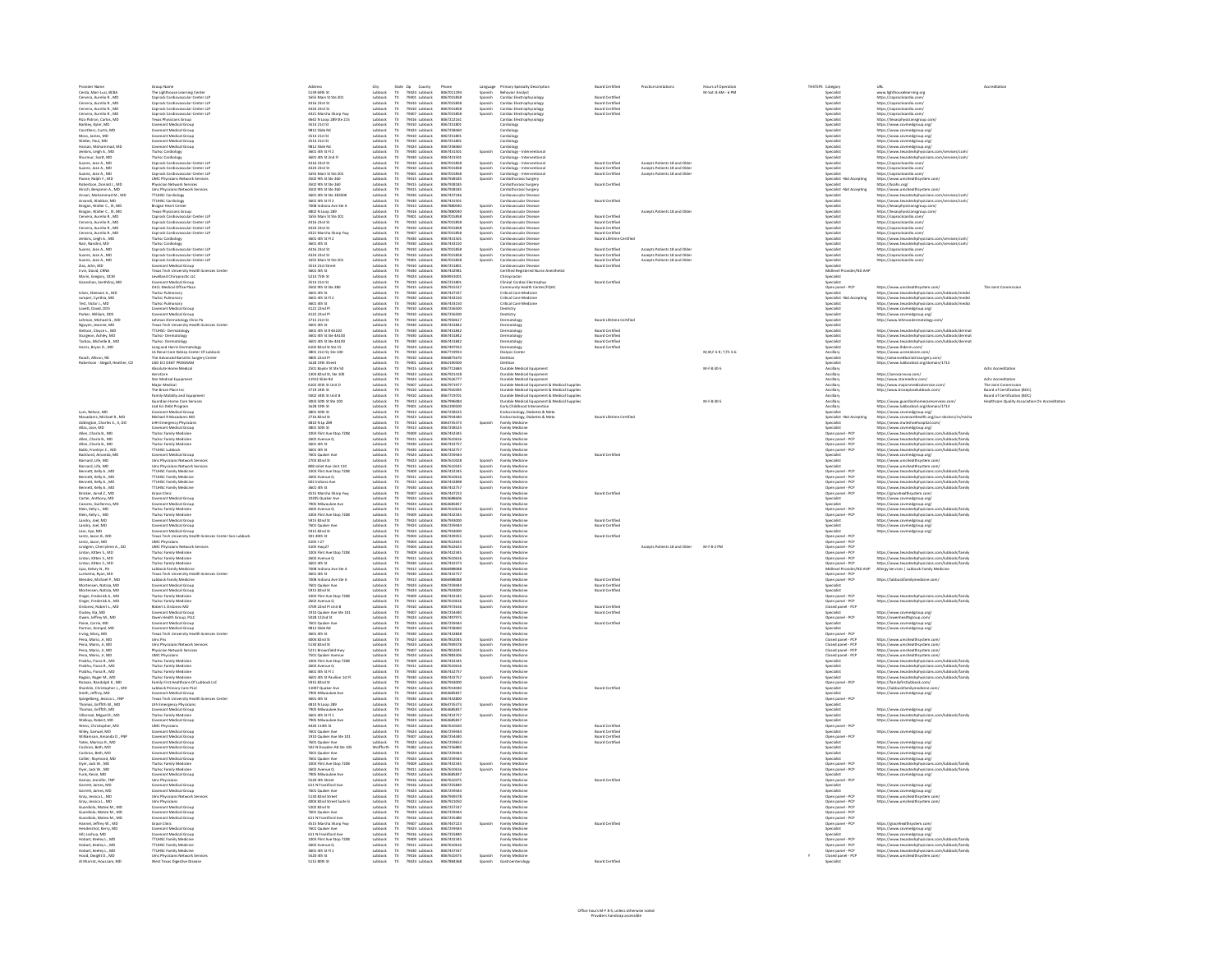| Provider Name | Group Name | Address | City | State | Zip | County | Phone | Language | Primary Specialty Description | Board Certified | Practice Limitations | Hours of Operation | TH/STPS | Category | URL | Accreditation |
|---|---|---|---|---|---|---|---|---|---|---|---|---|---|---|---|---|
| Cerda, Mari Luz, BCBA | The Lighthouse Learning Center | 5239 49th St | Lubbock | TX | 79414 | Lubbock | 8067012294 | Spanish | Behavior Analyst | | | M-Sat: 8 AM - 8 PM | | Specialist | www.lighthouselearning.org | |
| Cervera, Aurelio R., MD | Caprock Cardiovascular Center LLP | 1655 Main St Ste 201 | Lubbock | TX | 79401 | Lubbock | 8067053458 | Spanish | Cardiac Electrophysiology | Board Certified | | | | Specialist | https://caprockcardio.com/ | |
| Cervera, Aurelio R., MD | Caprock Cardiovascular Center LLP | 4316 23rd St | Lubbock | TX | 79410 | Lubbock | 8067053458 | Spanish | Cardiac Electrophysiology | Board Certified | | | | Specialist | https://caprockcardio.com/ | |
| Cervera, Aurelio R., MD | Caprock Cardiovascular Center LLP | 4324 23rd St | Lubbock | TX | 79410 | Lubbock | 8067053458 | Spanish | Cardiac Electrophysiology | Board Certified | | | | Specialist | https://caprockcardio.com/ | |
| Cervera, Aurelio R., MD | Caprock Cardiovascular Center LLP | 4321 Marsha Sharp Fwy | Lubbock | TX | 79407 | Lubbock | 8067053458 | Spanish | Cardiac Electrophysiology | Board Certified | | | | Specialist | https://caprockcardio.com/ | |
| Rios Patron, Carlos, MD | Texas Physicians Group | 4642 N Loop 289 Ste 215 | Lubbock | TX | 79416 | Lubbock | 8067222161 | | Cardiac Electrophysiology | | | | | Specialist | https://texasphysiciansgroup.com/ | |
| Barkley, Kyler, MD | Covenant Medical Group | 3514 21st St | Lubbock | TX | 79410 | Lubbock | 8067251801 | | Cardiology | | | | | Specialist | https://www.covmedgroup.org/ | |
| Carothers, Curtis, MD | Covenant Medical Group | 9812 Slide Rd | Lubbock | TX | 79424 | Lubbock | 8067258060 | | Cardiology | | | | | Specialist | https://www.covmedgroup.org/ | |
| Moss, James, MD | Covenant Medical Group | 3514 21st St | Lubbock | TX | 79410 | Lubbock | 8067251801 | | Cardiology | | | | | Specialist | https://www.covmedgroup.org/ | |
| Walter, Paul, MD | Covenant Medical Group | 3514 21st St | Lubbock | TX | 79410 | Lubbock | 8067251801 | | Cardiology | | | | | Specialist | https://www.covmedgroup.org/ | |
| Hassan, Mohammad, MD | Covenant Medical Group | 9812 Slide Rd | Lubbock | TX | 79424 | Lubbock | 8067258060 | | Cardiology | | | | | Specialist | https://www.covmedgroup.org/ | |
| Jenkins, Leigh A., MD | Ttuhsc Cardiology | 3601 4th St Fl 2 | Lubbock | TX | 79430 | Lubbock | 8067431501 | Spanish | Cardiology - Interventional | | | | | Specialist | https://www.texastechphysicians.com/services/cssh/ | |
| Shurmur, Scott, MD | Ttuhsc Cardiology | 3601 4th St 2nd Fl | Lubbock | TX | 79430 | Lubbock | 8067431501 | | Cardiology - Interventional | | | | | Specialist | https://www.texastechphysicians.com/services/cssh/ | |
| Suarez, Jose A., MD | Caprock Cardiovascular Center LLP | 4316 23rd St | Lubbock | TX | 79410 | Lubbock | 8067053458 | Spanish | Cardiology - Interventional | Board Certified | Accepts Patients 18 and Older | | | Specialist | https://caprockcardio.com/ | |
| Suarez, Jose A., MD | Caprock Cardiovascular Center LLP | 4324 23rd St | Lubbock | TX | 79410 | Lubbock | 8067053458 | Spanish | Cardiology - Interventional | Board Certified | Accepts Patients 18 and Older | | | Specialist | https://caprockcardio.com/ | |
| Suarez, Jose A., MD | Caprock Cardiovascular Center LLP | 1655 Main St Ste 201 | Lubbock | TX | 79401 | Lubbock | 8067053458 | Spanish | Cardiology - Interventional | Board Certified | Accepts Patients 18 and Older | | | Specialist | https://caprockcardio.com/ | |
| Pacere, Ralph F., MD | UMC Physicians Network Services | 3502 9th St Ste 260 | Lubbock | TX | 79415 | Lubbock | 8067608185 | Spanish | Cardiothoracic Surgery | | | | | Specialist - Not Accepting | https://www.umchealthsystem.com/ | |
| Robertson, Donald L., MD | Physician Network Services | 3502 9th St Ste 260 | Lubbock | TX | 79415 | Lubbock | 8067608185 | | Cardiothoracic Surgery | Board Certified | | | | Specialist | https://lbcstc.org/ | |
| Hirsch, Benjamin A., MD | Umc Physicians Network Services | 3502 9th St Ste 260 | Lubbock | TX | 79415 | Lubbock | 8067608185 | | Cardiothoracic Surgery | | | | | Specialist - Not Accepting | https://www.umchealthsystem.com/ | |
| Aslam, Muhammad U., MD | TTUHSC Cardiology | 3601 4th St Ste 3B1508 | Lubbock | TX | 79430 | Lubbock | 8067437246 | | Cardiovascular Disease | | | | | Specialist | https://www.texastechphysicians.com/services/cssh/ | |
| Arvandi, Aliakbar, MD | TTUHSC Cardiology | 3601 4th St Fl 2 | Lubbock | TX | 79430 | Lubbock | 8067431501 | | Cardiovascular Disease | Board Certified | | | | Specialist | https://www.texastechphysicians.com/services/cssh/ | |
| Brogan, Walter C., III, MD | Brogan Heart Center | 7608 Indiana Ave Ste A | Lubbock | TX | 79423 | Lubbock | 8067880060 | Spanish | Cardiovascular Disease | | | | | Specialist | https://texasphysiciansgroup.com/ | |
| Brogan, Walter C., III, MD | Texas Physicians Group | 4802 N Loop 289 | Lubbock | TX | 79416 | Lubbock | 8067880060 | Spanish | Cardiovascular Disease | | Accepts Patients 18 and Older | | | Specialist | https://texasphysiciansgroup.com/ | |
| Cervera, Aurelio R., MD | Caprock Cardiovascular Center LLP | 1655 Main St Ste 201 | Lubbock | TX | 79401 | Lubbock | 8067053458 | Spanish | Cardiovascular Disease | Board Certified | | | | Specialist | https://caprockcardio.com/ | |
| Cervera, Aurelio R., MD | Caprock Cardiovascular Center LLP | 4316 23rd St | Lubbock | TX | 79410 | Lubbock | 8067053458 | Spanish | Cardiovascular Disease | Board Certified | | | | Specialist | https://caprockcardio.com/ | |
| Cervera, Aurelio R., MD | Caprock Cardiovascular Center LLP | 4324 23rd St | Lubbock | TX | 79410 | Lubbock | 8067053458 | Spanish | Cardiovascular Disease | Board Certified | | | | Specialist | https://caprockcardio.com/ | |
| Cervera, Aurelio R., MD | Caprock Cardiovascular Center LLP | 4321 Marsha Sharp Fwy | Lubbock | TX | 79407 | Lubbock | 8067053458 | Spanish | Cardiovascular Disease | Board Certified | | | | Specialist | https://caprockcardio.com/ | |
| Jenkins, Leigh A., MD | Ttuhsc Cardiology | 3601 4th St Fl 2 | Lubbock | TX | 79430 | Lubbock | 8067431501 | Spanish | Cardiovascular Disease | Board Lifetime Certified | | | | Specialist | https://www.texastechphysicians.com/services/cssh/ | |
| Nair, Nandini, MD | Ttuhsc Cardiology | 3601 4th St | Lubbock | TX | 79430 | Lubbock | 8067431501 | | Cardiovascular Disease | | | | | Specialist | https://www.texastechphysicians.com/services/cssh/ | |
| Suarez, Jose A., MD | Caprock Cardiovascular Center LLP | 4316 23rd St | Lubbock | TX | 79410 | Lubbock | 8067053458 | Spanish | Cardiovascular Disease | Board Certified | Accepts Patients 18 and Older | | | Specialist | https://caprockcardio.com/ | |
| Suarez, Jose A., MD | Caprock Cardiovascular Center LLP | 4324 23rd St | Lubbock | TX | 79410 | Lubbock | 8067053458 | Spanish | Cardiovascular Disease | Board Certified | Accepts Patients 18 and Older | | | Specialist | https://caprockcardio.com/ | |
| Suarez, Jose A., MD | Caprock Cardiovascular Center LLP | 1655 Main St Ste 201 | Lubbock | TX | 79401 | Lubbock | 8067053458 | Spanish | Cardiovascular Disease | Board Certified | Accepts Patients 18 and Older | | | Specialist | https://caprockcardio.com/ | |
| Zoe, John, MD | Covenant Medical Group | 3514 21st Street | Lubbock | TX | 79410 | Lubbock | 8067251801 | | Cardiovascular Disease | Board Certified | | | | Specialist | | |
| Irvin, David, CRNA | Texas Tech University Health Sciences Center | 3601 4th St | Lubbock | TX | 79430 | Lubbock | 8067432981 | | Certified Registered Nurse Anesthetist | | | | | Midlevel Provider/NO AHP | | |
| Morin, Gregory, DCM | Levelland Chiropractic LLC | 5214 75th St | Lubbock | TX | 79424 | Lubbock | 8069955005 | | Chiropractor | | | | | Specialist | | |
| Gorenzhan, Senthilraj, MD | Covenant Medical Group | 3514 21st St | Lubbock | TX | 79410 | Lubbock | 8067251801 | | Clinical Cardiac Electrophys | Board Certified | | | | Specialist | | |
| | UHCL Medical Office Plaza | 3502 9th St Ste 280 | Lubbock | TX | 79415 | Lubbock | 8067755547 | | Community Health Center/FQHC | | | | | Open panel - PCP | https://www.umchealthsystem.com/ | The Joint Commission |
| Islam, Ebtesam A., MD | Ttuhsc Pulmonary | 3601 4th St | Lubbock | TX | 79430 | Lubbock | 8067437337 | | Critical Care Medicine | | | | | Specialist | https://www.texastechphysicians.com/lubbock/medici | |
| Jumper, Cynthia, MD | Ttuhsc Pulmonary | 3601 4th St Fl 2 | Lubbock | TX | 79430 | Lubbock | 8067433150 | | Critical Care Medicine | | | | | Specialist - Not Accepting | https://www.texastechphysicians.com/lubbock/medici | |
| Test, Victor J., MD | Ttuhsc Pulmonary | 3601 4th St | Lubbock | TX | 79430 | Lubbock | 8067433150 | | Critical Care Medicine | | | | | Specialist | https://www.texastechphysicians.com/lubbock/medici | |
| Lovett, David, DDS | Covenant Medical Group | 4122 22nd Pl | Lubbock | TX | 79410 | Lubbock | 8067256500 | | Dentistry | | | | | Specialist | https://www.covmedgroup.org/ | |
| Parker, William, DDS | Covenant Medical Group | 4122 22nd Pl | Lubbock | TX | 79410 | Lubbock | 8067256500 | | Dentistry | | | | | Specialist | https://www.covmedgroup.org/ | |
| Lehman, Michael G., MD | Lehman Dermatology Clinic Pa | 3715 21st St | Lubbock | TX | 79410 | Lubbock | 8067956017 | | Dermatology | Board Lifetime Certified | | | | Specialist | http://www.lehmandermatology.com/ | |
| Nguyen, Jeannie, MD | Texas Tech University Health Sciences Center | 3601 4th St | Lubbock | TX | 79430 | Lubbock | 8067431842 | | Dermatology | | | | | Specialist | | |
| Mattson, Cloyce L., MD | TTUHSC - Dermatology | 3601 4th St Fl 4A100 | Lubbock | TX | 79430 | Lubbock | 8067431842 | | Dermatology | Board Certified | | | | Specialist | https://www.texastechphysicians.com/lubbock/dermat | |
| Sturgeon, Ashley, MD | Ttuhsc - Dermatology | 3601 4th St Ste 4A100 | Lubbock | TX | 79430 | Lubbock | 8067431842 | | Dermatology | Board Certified | | | | Specialist | https://www.texastechphysicians.com/lubbock/dermat | |
| Tarbox, Michelle B., MD | Ttuhsc - Dermatology | 3601 4th St Ste 4A100 | Lubbock | TX | 79430 | Lubbock | 8067431842 | | Dermatology | Board Certified | | | | Specialist | https://www.texastechphysicians.com/lubbock/dermat | |
| Harris, Bryan D., MD | Long and Harris Dermatology | 6302 82nd St Ste 15 | Lubbock | TX | 79424 | Lubbock | 8067497933 | | Dermatology | Board Certified | | | | Specialist | https://www.lhderm.com/ | |
| | Us Renal Care Kidney Center Of Lubbock | 3801 21st St, Ste 100 | Lubbock | TX | 79410 | Lubbock | 8067759933 | | Dialysis Center | | | M,W,F 5-9, T,Th 5-6 | | Ancillary | https://www.usrenalcare.com/ | |
| Roach, Allison, RD | The Advanced Bariatric Surgery Center | 3805 22nd Pl | Lubbock | TX | 79410 | Lubbock | 8066875670 | | Dietitian | | | | | Specialist | http://advancedbariatricsurgery.com/ | |
| Robertson - Stegall, Heather, CD | LISD ECI DEEP PROGRAM | 1628 19th Street | Lubbock | TX | 79401 | Lubbock | 8062190500 | | Dietitian | | | | | Specialist | https://www.lubbockisd.org/domain/1713 | |
| | Absolute Home Medical | 2501 Baylor St Ste 50 | Lubbock | TX | 79415 | Lubbock | 8067752688 | | Durable Medical Equipment | | | M-F 8:30-5 | | Ancillary | | Achc Accreditation |
| | Aerocare | 1303 82nd St, Ste 100 | Lubbock | TX | 79423 | Lubbock | 8067921616 | | Durable Medical Equipment | | | | | Ancillary | https://aerocareusa.com/ | |
| | Star Medical Equipment | 1709 Slide Rd | Lubbock | TX | 79416 | Lubbock | 8067926777 | | Durable Medical Equipment | | | | | Ancillary | http://www.starmedinc.com/ | Achc Accreditation |
| | Major Medical | 6002 56th St Unit D | Lubbock | TX | 79407 | Lubbock | 8067977377 | | Durable Medical Equipment & Medical Supplies | | | | | Ancillary | http://www.majormedicalservice.com/ | The Joint Commission |
| | The Brace Place Inc | 3719 34th St | Lubbock | TX | 79410 | Lubbock | 8067920395 | | Durable Medical Equipment & Medical Supplies | | | | | Ancillary | http://www.braceplacelubbock.com/ | Board of Certification (BOC) |
| | Family Mobility and Equipment | 5002 34th St Unit B | Lubbock | TX | 79410 | Lubbock | 8067719701 | | Durable Medical Equipment & Medical Supplies | | | | | Ancillary | | Board of Certification (BOC) |
| | Guardian Home Care Services | 3003 50th St Ste 103 | Lubbock | TX | 79413 | Lubbock | 8067996080 | | Durable Medical Equipment & Medical Supplies | | | M-F 8:30-5 | | Ancillary | https://www.guardianhomecareservices.com/ | Healthcare Quality Association On Accreditation |
| | Lisd Eci Deep Program | 1628 19th St | Lubbock | TX | 79401 | Lubbock | 8062190500 | | Early Childhood Intervention | | | | | Ancillary | https://www.lubbockisd.org/domain/1713 | |
| Lum, Nelson, MD | Covenant Medical Group | 3801 50th St | Lubbock | TX | 79413 | Lubbock | 8067258525 | | Endocrinology, Diabetes & Meta | | | | | Specialist | https://www.covmedgroup.org/ | |
| Macadams, Michael R., MD | Michael R Macadams MD | 2716 82nd St | Lubbock | TX | 79423 | Lubbock | 8067494440 | | Endocrinology, Diabetes & Meta | Board Lifetime Certified | | | | Specialist - Not Accepting | https://www.covenanthealth.org/our-doctors/m/macha | |
| Addington, Charles E., II, DO | LHH Emergency Physicians | 4804 N Lp 289 | Lubbock | TX | 79416 | Lubbock | 8064705373 | Spanish | Family Medicine | | | | | Specialist | https://www.mainshorehospital.com/ | |
| Albo, Jose, MD | Covenant Medical Group | 3801 50th St | Lubbock | TX | 79413 | Lubbock | 8067258525 | | Family Medicine | | | | | Specialist | https://www.covmedgroup.org/ | |
| Allen, Charla N., MD | Ttuhsc Family Medicine | 1003 First Ave Stop 7208 | Lubbock | TX | 79409 | Lubbock | 8067432345 | | Family Medicine | | | | | Open panel - PCP | https://www.texastechphysicians.com/lubbock/family | |
| Allen, Charla N., MD | Ttuhsc Family Medicine | 2602 Avenue Q | Lubbock | TX | 79411 | Lubbock | 8067630616 | | Family Medicine | | | | | Open panel - PCP | https://www.texastechphysicians.com/lubbock/family | |
| Allen, Charla N., MD | Ttuhsc Family Medicine | 3601 4th St | Lubbock | TX | 79430 | Lubbock | 8067432757 | | Family Medicine | | | | | Open panel - PCP | https://www.texastechphysicians.com/lubbock/family | |
| Babb, Franklyn C., MD | TTUHSC Lubbock | 3601 4th St | Lubbock | TX | 79430 | Lubbock | 8067432757 | | Family Medicine | | | | | Open panel - PCP | https://www.texastechphysicians.com/lubbock/family | |
| Backlund, Amanda, MD | Covenant Medical Group | 7601 Quaker Ave | Lubbock | TX | 79424 | Lubbock | 8067259444 | | Family Medicine | Board Certified | | | | Specialist | https://www.covmedgroup.org/ | |
| Barnard, Life, MD | Umc Physicians Network Services | 2703 82nd St | Lubbock | TX | 79423 | Lubbock | 8067616428 | Spanish | Family Medicine | | | | | Specialist | https://www.umchealthsystem.com/ | |
| Barnard, Life, MD | Umc Physicians Network Services | 2208 Joliet Ave Unit 110 | Lubbock | TX | 79415 | Lubbock | 8067610443 | Spanish | Family Medicine | | | | | Specialist | https://www.umchealthsystem.com/ | |
| Bennett, Kelly A., MD | TTUHSC Family Medicine | 1003 First Ave Stop 7208 | Lubbock | TX | 79409 | Lubbock | 8067432345 | Spanish | Family Medicine | | | | | Open panel - PCP | https://www.texastechphysicians.com/lubbock/family | |
| Bennett, Kelly A., MD | TTUHSC Family Medicine | 2602 Avenue Q | Lubbock | TX | 79411 | Lubbock | 8067630616 | Spanish | Family Medicine | | | | | Open panel - PCP | https://www.texastechphysicians.com/lubbock/family | |
| Bennett, Kelly A., MD | TTUHSC Family Medicine | 602 Indiana Ave | Lubbock | TX | 79415 | Lubbock | 8067432898 | Spanish | Family Medicine | | | | | Open panel - PCP | https://www.texastechphysicians.com/lubbock/family | |
| Bennett, Kelly A., MD | TTUHSC Family Medicine | 3601 4th St | Lubbock | TX | 79430 | Lubbock | 8067432757 | Spanish | Family Medicine | | | | | Open panel - PCP | https://www.texastechphysicians.com/lubbock/family | |
| Brester, Jared Z., MD | Grace Clinic | 4515 Marsha Sharp Fwy | Lubbock | TX | 79407 | Lubbock | 8067447223 | | Family Medicine | Board Certified | | | | Open panel - PCP | https://gracehealthsystem.com/ | |
| Carter, Anthony, MD | Covenant Medical Group | 10205 Quaker Ave | Lubbock | TX | 79424 | Lubbock | 8067888606 | | Family Medicine | | | | | Specialist | https://www.covmedgroup.org/ | |
| Casares, Guillermo, MD | Covenant Medical Group | 7905 Milwaukee Ave | Lubbock | TX | 79424 | Lubbock | 8067685897 | | Family Medicine | | | | | Specialist | https://www.covmedgroup.org/ | |
| Klein, Kelly L., MD | Ttuhsc Family Medicine | 2602 Avenue Q | Lubbock | TX | 79411 | Lubbock | 8067630616 | Spanish | Family Medicine | | | | | Open panel - PCP | https://www.texastechphysicians.com/lubbock/family | |
| Klein, Kelly L., MD | Ttuhsc Family Medicine | 1003 First Ave Stop 7208 | Lubbock | TX | 79409 | Lubbock | 8067432345 | Spanish | Family Medicine | | | | | Open panel - PCP | https://www.texastechphysicians.com/lubbock/family | |
| Landry, Joel, MD | Covenant Medical Group | 5915 82nd St | Lubbock | TX | 79424 | Lubbock | 8067943000 | | Family Medicine | | | | | Specialist | https://www.covmedgroup.org/ | |
| Landry, Joel, MD | Covenant Medical Group | 7601 Quaker Ave | Lubbock | TX | 79424 | Lubbock | 8067259444 | | Family Medicine | | | | | Specialist | https://www.covmedgroup.org/ | |
| Lear, Kye, MD | Covenant Medical Group | 5915 82nd St | Lubbock | TX | 79424 | Lubbock | 8067943000 | | Family Medicine | | | | | Specialist | https://www.covmedgroup.org/ | |
| Lentz, Jason, III, MD | Texas Tech University Health Sciences Center Sam Lubbock | 301 40th St | Lubbock | TX | 79404 | Lubbock | 8067439555 | Spanish | Family Medicine | Board Certified | | | | Open panel - PCP | | |
| Lentz, Jason, MD | UMC Physicians | 4105 I-27 | Lubbock | TX | 79404 | Lubbock | 8067622633 | | Family Medicine | | | | | Open panel - PCP | | |
| Lindgren, Cherrylene A., DO | UMC Physicians Network Services | 4105 Hwy27 | Lubbock | TX | 79404 | Lubbock | 8067622633 | | Family Medicine | | Accepts Patients 18 and Older | M-F 8-2 PM | | Open panel - PCP | | |
| Linton, Killen S., MD | Ttuhsc Family Medicine | 1003 First Ave Stop 7208 | Lubbock | TX | 79409 | Lubbock | 8067432345 | Spanish | Family Medicine | | | | | Open panel - PCP | https://www.texastechphysicians.com/lubbock/family | |
| Linton, Killen S., MD | Ttuhsc Family Medicine | 2602 Avenue Q | Lubbock | TX | 79411 | Lubbock | 8067630616 | Spanish | Family Medicine | | | | | Open panel - PCP | https://www.texastechphysicians.com/lubbock/family | |
| Linton, Killen S., MD | Ttuhsc Family Medicine | 3601 4th St | Lubbock | TX | 79430 | Lubbock | 8067432757 | Spanish | Family Medicine | | | | | Open panel - PCP | https://www.texastechphysicians.com/lubbock/family | |
| Lipo, Kelsey N., PA | Lubbock Family Medicine | 7008 Indiana Ave Ste A | Lubbock | TX | 79413 | Lubbock | 8066888088 | | Family Medicine | | | | | Midlevel Provider/NO AHP | Allergy Services \| Lubbock Family Medicine | |
| Lurtsema, Ryan, MD | Texas Tech University Health Sciences Center | 3601 4th St | Lubbock | TX | 79430 | Lubbock | 8067432757 | | Family Medicine | | | | | Open panel - PCP | | |
| Mendez, Michael P., MD | Lubbock Family Medicine | 7008 Indiana Ave Ste A | Lubbock | TX | 79413 | Lubbock | 8066888088 | | Family Medicine | Board Certified | | | | Open panel - PCP | https://lubbockfamilymedicine.com/ | |
| Mortensen, Natosa, MD | Covenant Medical Group | 7601 Quaker Ave | Lubbock | TX | 79424 | Lubbock | 8067259444 | | Family Medicine | Board Certified | | | | Specialist | | |
| Mortensen, Natosa, MD | Covenant Medical Group | 5915 82nd St | Lubbock | TX | 79424 | Lubbock | 8067943000 | | Family Medicine | Board Certified | | | | Specialist | | |
| Ozger, Frederick A., MD | Ttuhsc Family Medicine | 1003 First Ave Stop 7208 | Lubbock | TX | 79409 | Lubbock | 8067432345 | Spanish | Family Medicine | | | | | Open panel - PCP | https://www.texastechphysicians.com/lubbock/family | |
| Ozger, Frederick A., MD | Ttuhsc Family Medicine | 2602 Avenue Q | Lubbock | TX | 79411 | Lubbock | 8067630616 | Spanish | Family Medicine | | | | | Open panel - PCP | https://www.texastechphysicians.com/lubbock/family | |
| Ordonez, Robert L., MD | Robert L Ordonez MD | 3709 22nd Pl Unit B | Lubbock | TX | 79410 | Lubbock | 8067972616 | Spanish | Family Medicine | Board Certified | | | | Closed panel - PCP | | |
| Ousley, Kia, MD | Covenant Medical Group | 1910 Quaker Ave Ste 101 | Lubbock | TX | 79407 | Lubbock | 8067254440 | | Family Medicine | Board Certified | | | | Specialist | https://www.covmedgroup.org/ | |
| Owen, Jeffrey M., MD | Owen Health Group, PLLC | 5028 132nd St | Lubbock | TX | 79424 | Lubbock | 8067497475 | | Family Medicine | | | | | Open panel - PCP | https://owenhealthgroup.com/ | |
| Paine, Carrie, MD | Covenant Medical Group | 7601 Quaker Ave | Lubbock | TX | 79424 | Lubbock | 8067259444 | | Family Medicine | Board Certified | | | | Specialist | https://www.covmedgroup.org/ | |
| Parmar, Komal, MD | Covenant Medical Group | 9812 Slide Rd | Lubbock | TX | 79424 | Lubbock | 8067258060 | | Family Medicine | | | | | Specialist | https://www.covmedgroup.org/ | |
| Irving, Mary, MD | Texas Tech University Health Sciences Center | 3601 4th St | Lubbock | TX | 79430 | Lubbock | 8067432868 | | Family Medicine | | | | | Open panel - PCP | | |
| Pena, Mario, Jr, MD | Umc Pns | 4808 82nd St | Lubbock | TX | 79424 | Lubbock | 8067956343 | Spanish | Family Medicine | | | | | Open panel - PCP | https://www.umchealthsystem.com/ | |
| Pena, Mario, Jr, MD | Umc Physicians Network Services | 5130 82nd St | Lubbock | TX | 79424 | Lubbock | 8067949078 | Spanish | Family Medicine | | | | | Closed panel - PCP | https://www.umchealthsystem.com/ | |
| Pena, Mario, Jr, MD | Physician Network Services | 5211 Brownfield Hwy | Lubbock | TX | 79407 | Lubbock | 8067952343 | Spanish | Family Medicine | | | | | Closed panel - PCP | https://www.umchealthsystem.com/ | |
| Pena, Mario, Jr, MD | UMC Physicians | 7602 Quaker Avenue | Lubbock | TX | 79424 | Lubbock | 8067983036 | Spanish | Family Medicine | | | | | Closed panel - PCP | https://www.umchealthsystem.com/ | |
| Prabhu, Fiona R., MD | Ttuhsc Family Medicine | 1003 First Ave Stop 7208 | Lubbock | TX | 79409 | Lubbock | 8067432345 | | Family Medicine | | | | | Specialist | https://www.texastechphysicians.com/lubbock/family | |
| Prabhu, Fiona R., MD | Ttuhsc Family Medicine | 2602 Avenue Q | Lubbock | TX | 79411 | Lubbock | 8067630616 | | Family Medicine | | | | | Specialist | https://www.texastechphysicians.com/lubbock/family | |
| Prabhu, Fiona R., MD | Ttuhsc Family Medicine | 3601 4th St Fl 1 | Lubbock | TX | 79430 | Lubbock | 8067432757 | | Family Medicine | | | | | Specialist | https://www.texastechphysicians.com/lubbock/family | |
| Ragain, Roger M., MD | Ttuhsc Family Medicine | 3601 4th St Pavilion 1st Fl | Lubbock | TX | 79430 | Lubbock | 8067432757 | Spanish | Family Medicine | | | | | Specialist | https://www.texastechphysicians.com/lubbock/family | |
| Rasnake, Randolph K., MD | Family First Healthcare Of Lubbock LLC | 5915 82nd St | Lubbock | TX | 79424 | Lubbock | 8067943000 | | Family Medicine | | | | | Open panel - PCP | https://familyfirstlubbock.com/ | |
| Shanklin, Christopher L., MD | Lubbock Primary Care PLLC | 10007 Quaker Ave | Lubbock | TX | 79424 | Lubbock | 8067914040 | | Family Medicine | Board Certified | | | | Specialist | https://lubbockfamilymedicine.com/ | |
| Smith, Jeffrey, MD | Covenant Medical Group | 7905 Milwaukee Ave | Lubbock | TX | 79424 | Lubbock | 8067685897 | | Family Medicine | | | | | Specialist | https://www.covmedgroup.org/ | |
| Spiegelberg, Jessica L., FNP | Texas Tech University Health Sciences Center | 3601 4th St | Lubbock | TX | 79430 | Lubbock | 8067432800 | | Family Medicine | | | | | Open panel - PCP | | |
| Thomas, Griffith M., MD | Lhh Emergency Physicians | 4810 N Loop 289 | Lubbock | TX | 79416 | Lubbock | 8064705373 | Spanish | Family Medicine | | | | | Specialist | | |
| Thomas, Griffith, MD | Covenant Medical Group | 7905 Milwaukee Ave | Lubbock | TX | 79424 | Lubbock | 8067685897 | | Family Medicine | | | | | Specialist | https://www.covmedgroup.org/ | |
| Villarreal, Miguel R., MD | Ttuhsc Family Medicine | 3601 4th St Fl 1 | Lubbock | TX | 79430 | Lubbock | 8067432757 | Spanish | Family Medicine | | | | | Specialist | https://www.texastechphysicians.com/lubbock/family | |
| Wallrup, Robert, MD | Covenant Medical Group | 7905 Milwaukee Ave | Lubbock | TX | 79424 | Lubbock | 8067685897 | | Family Medicine | | | | | Specialist | https://www.covmedgroup.org/ | |
| Weiss, Christopher, MD | UMC Physicians | 4420 114th St | Lubbock | TX | 79424 | Lubbock | 8067616420 | | Family Medicine | Board Certified | | | | Open panel - PCP | | |
| Wiley, Samuel, MD | Covenant Medical Group | 7601 Quaker Ave | Lubbock | TX | 79424 | Lubbock | 8067259444 | | Family Medicine | Board Certified | | | | Specialist | https://www.covmedgroup.org/ | |
| Williamson, Amanda D., FNP | Covenant Medical Group | 1910 Quaker Ave Ste 101 | Lubbock | TX | 79407 | Lubbock | 8067254440 | | Family Medicine | Board Certified | | | | Specialist | | |
| Yates, Michelle R., MD | Covenant Medical Group | 7601 Quaker Ave | Lubbock | TX | 79424 | Lubbock | 8067259444 | | Family Medicine | Board Certified | | | | Specialist | https://www.covmedgroup.org/ | |
| Cochran, Beth, MD | Covenant Medical Group | 502 N Crowder Rd Ste 105 | Wolfforth | TX | 79382 | Lubbock | 8067256885 | | Family Medicine | | | | | Specialist | | |
| Cochran, Beth, MD | Covenant Medical Group | 7601 Quaker Ave | Lubbock | TX | 79424 | Lubbock | 8067259444 | | Family Medicine | | | | | Specialist | | |
| Collier, Raymond, MD | Covenant Medical Group | 7601 Quaker Ave | Lubbock | TX | 79424 | Lubbock | 8067259444 | | Family Medicine | | | | | Specialist | | |
| Dyer, Jack W., MD | Ttuhsc Family Medicine | 1003 First Ave Stop 7208 | Lubbock | TX | 79409 | Lubbock | 8067432345 | Spanish | Family Medicine | | | | | Open panel - PCP | https://www.texastechphysicians.com/lubbock/family | |
| Dyer, Jack W., MD | Ttuhsc Family Medicine | 2602 Avenue Q | Lubbock | TX | 79411 | Lubbock | 8067630616 | Spanish | Family Medicine | | | | | Open panel - PCP | https://www.texastechphysicians.com/lubbock/family | |
| Funk, Kevin, MD | Covenant Medical Group | 7905 Milwaukee Ave | Lubbock | TX | 79424 | Lubbock | 8067685897 | | Family Medicine | | | | | Specialist | https://www.covmedgroup.org/ | |
| Gomez, Jennifer, FNP | Umc Physicians | 5520 4th Street | Lubbock | TX | 79416 | Lubbock | 8067961073 | | Family Medicine | Board Certified | | | | Open panel - PCP | | |
| Garrett, James, MD | Covenant Medical Group | 611 N Frankford Ave | Lubbock | TX | 79416 | Lubbock | 8067255980 | | Family Medicine | | | | | Specialist | https://www.covmedgroup.org/ | |
| Garrett, James, MD | Covenant Medical Group | 7601 Quaker Ave | Lubbock | TX | 79424 | Lubbock | 8067259444 | | Family Medicine | | | | | Specialist | https://www.covmedgroup.org/ | |
| Gray, Jessica L., MD | Umc Physicians Network Services | 5130 82nd Street | Lubbock | TX | 79424 | Lubbock | 8067949078 | | Family Medicine | | | | | Specialist | https://www.umchealthsystem.com/ | |
| Gray, Jessica L., MD | Umc Physicians | 4004 82nd Street Suite G | Lubbock | TX | 79423 | Lubbock | 8067921050 | | Family Medicine | | | | | Specialist | https://www.umchealthsystem.com/ | |
| Guardiola, Mateo M., MD | Covenant Medical Group | 5202 82nd St | Lubbock | TX | 79424 | Lubbock | 8067257337 | | Family Medicine | | | | | Open panel - PCP | | |
| Guardiola, Mateo M., MD | Covenant Medical Group | 7601 Quaker Ave | Lubbock | TX | 79424 | Lubbock | 8067259444 | | Family Medicine | | | | | Open panel - PCP | | |
| Guardiola, Mateo M., MD | Covenant Medical Group | 611 N Frankford Ave | Lubbock | TX | 79416 | Lubbock | 8067255980 | | Family Medicine | | | | | Open panel - PCP | | |
| Haesen, Jeffrey W., MD | Grace Clinic | 4515 Marsha Sharp Fwy | Lubbock | TX | 79407 | Lubbock | 8067447223 | Spanish | Family Medicine | | | | | Open panel - PCP | https://gracehealthsystem.com/ | |
| Hendershot, Kerry, MD | Covenant Medical Group | 7601 Quaker Ave | Lubbock | TX | 79424 | Lubbock | 8067259444 | | Family Medicine | | | | | Specialist | https://www.covmedgroup.org/ | |
| Hill, Joshua, MD | Covenant Medical Group | 6303 Frankford Ave | Lubbock | TX | 79424 | Lubbock | 8067256800 | | Family Medicine | | | | | Specialist | https://www.covmedgroup.org/ | |
| Hobart, Keeley L., MD | TTUHSC Family Medicine | 1003 First Ave Stop 7208 | Lubbock | TX | 79409 | Lubbock | 8067432345 | | Family Medicine | | | | | Open panel - PCP | https://www.texastechphysicians.com/lubbock/family | |
| Hobart, Keeley L., MD | TTUHSC Family Medicine | 2602 Avenue Q | Lubbock | TX | 79411 | Lubbock | 8067630616 | | Family Medicine | | | | | Open panel - PCP | https://www.texastechphysicians.com/lubbock/family | |
| Hobart, Keeley L., MD | TTUHSC Family Medicine | 3601 4th St Fl 1 | Lubbock | TX | 79430 | Lubbock | 8067437337 | | Family Medicine | | | | | Open panel - PCP | https://www.texastechphysicians.com/lubbock/family | |
| Hood, Dwight D., MD | Umc Physicians Network Services | 5520 4th St | Lubbock | TX | 79416 | Lubbock | 8067961073 | | Family Medicine | | | | Y | Closed panel - PCP | | |
| Al Kharrat, Houssam, MD | West Texas Digestive Disease | 5115 80th St | Lubbock | TX | 79424 | Lubbock | 8067884368 | Spanish | Gastroenterology | Board Certified | | | | Specialist | | |

Office hours M-F 8-5, unless otherwise noted
Providers handicap accessible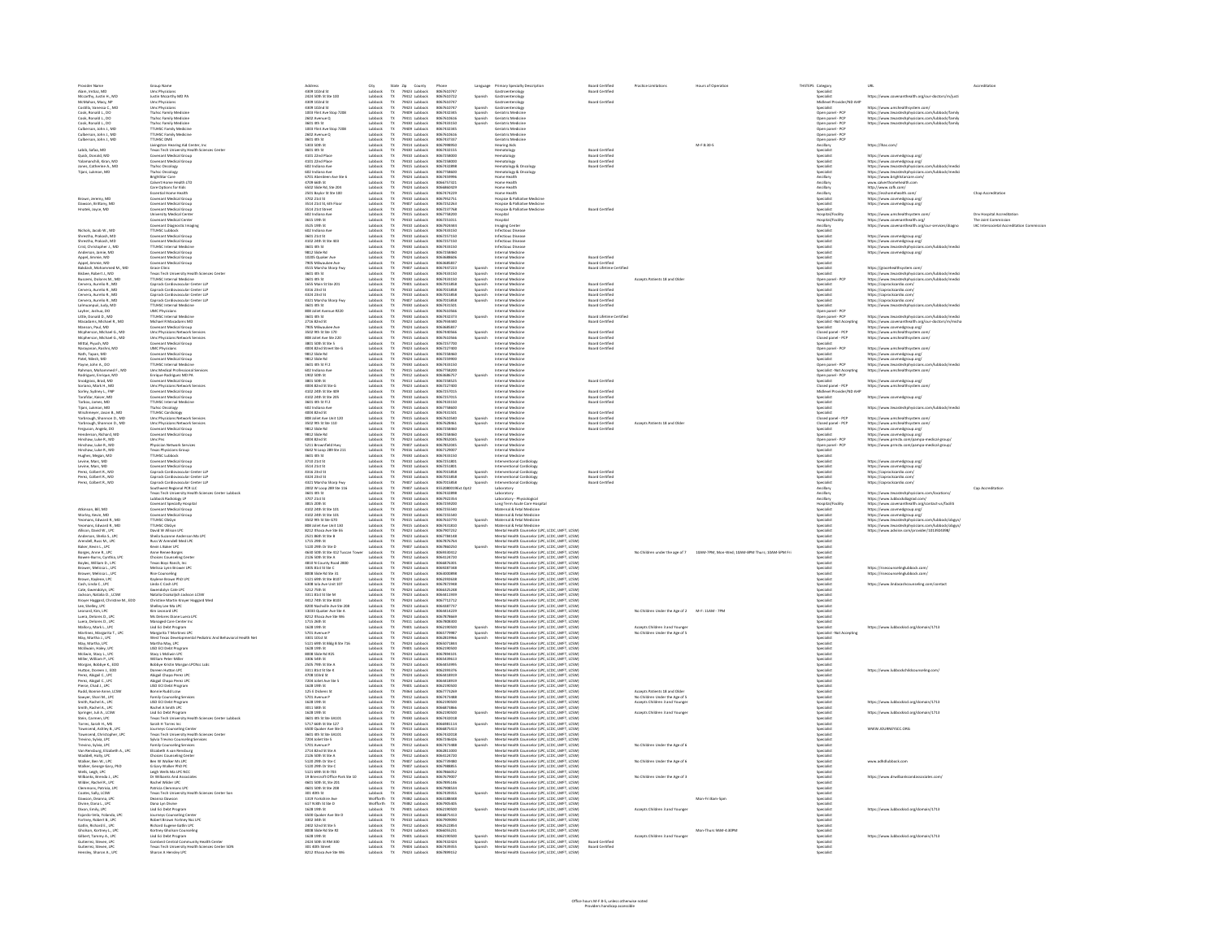| Provider Name | Group Name | Address | City | State | Zip | County | Phone | Language | Primary Specialty Description | Board Certified | Practice Limitations | Hours of Operation | TH/ITS/PS | Category | URL | Accreditation |
|---|---|---|---|---|---|---|---|---|---|---|---|---|---|---|---|---|
| Alam, Imtiaz, MD | Umc Physicians | 4309 102nd St | Lubbock | TX | 79423 | Lubbock | 8067432747 | | Gastroenterology | | | | | Specialist | | |
| Mccarthy, Justin H., MD | Justin Mccarthy MD PA | 2424 50th St Ste 100 | Lubbock | TX | 79412 | Lubbock | 8067910732 | Spanish | Gastroenterology | | | | | Specialist | https://www.covenanthealth.org/our-doctors/m/just | |
| McMahan, Mary, NP | Umc Physicians | 4309 102nd St | Lubbock | TX | 79423 | Lubbock | 8067432747 | | Gastroenterology | Board Certified | | | | Midlevel Provider/NO AHP | | |
| Castillo, Vanessa C., MD | Umc Physicians | 4309 102nd St | Lubbock | TX | 79423 | Lubbock | 8067432747 | Spanish | Gastroenterology | | | | | Specialist | https://www.umchealthsystem.com/ | |
| Cook, Ronald L., DO | Ttuhsc Family Medicine | 1003 Flint Ave Stop 7208 | Lubbock | TX | 79409 | Lubbock | 8067432345 | Spanish | Geriatric Medicine | | | | | Open panel - PCP | https://www.texastechphysicians.com/lubbock/family | |
| Cook, Ronald L., DO | Ttuhsc Family Medicine | 2602 Avenue Q | Lubbock | TX | 79411 | Lubbock | 8067432616 | Spanish | Geriatric Medicine | | | | | Open panel - PCP | https://www.texastechphysicians.com/lubbock/family | |
| Cook, Ronald L., DO | Ttuhsc Family Medicine | 3601 4th St | Lubbock | TX | 79430 | Lubbock | 8067433150 | Spanish | Geriatric Medicine | | | | | Open panel - PCP | https://www.texastechphysicians.com/lubbock/family | |
| Culberson, John J., MD | TTUHSC Family Medicine | 1003 Flint Ave Stop 7208 | Lubbock | TX | 79409 | Lubbock | 8067432345 | | Geriatric Medicine | | | | | Open panel - PCP | | |
| Culberson, John J., MD | TTUHSC Family Medicine | 2602 Avenue Q | Lubbock | TX | 79411 | Lubbock | 8067432616 | | Geriatric Medicine | | | | | Open panel - PCP | | |
| Culberson, John J., MD | TTUHSC GME | 3601 4th St | Lubbock | TX | 79430 | Lubbock | 8067437337 | | Geriatric Medicine | | | | | Open panel - PCP | | |
| | Lexington Hearing Aid Center, Inc | 5403 50th St | Lubbock | TX | 79414 | Lubbock | 8067998950 | | Hearing Aids | | | M-F 8:30-5 | | Ancillary | https://lhac.com/ | |
| Lateb, Safaa, MD | Texas Tech University Health Sciences Center | 3601 4th St | Lubbock | TX | 79430 | Lubbock | 8067432155 | | Hematology | Board Certified | | | | Specialist | | |
| Quick, Donald, MD | Covenant Medical Group | 4101 22nd Place | Lubbock | TX | 79410 | Lubbock | 8067258000 | | Hematology | Board Certified | | | | Specialist | https://www.covmedgroup.org/ | |
| Yalamanchili, Kiran, MD | Covenant Medical Group | 4101 22nd Place | Lubbock | TX | 79410 | Lubbock | 8067258000 | | Hematology | Board Certified | | | | Specialist | https://www.covmedgroup.org/ | |
| Jones, Catherine A., MD | Ttuhsc Oncology | 602 Indiana Ave | Lubbock | TX | 79415 | Lubbock | 8067432898 | | Hematology & Oncology | Board Certified | | | | Specialist | https://www.texastechphysicians.com/lubbock/medici | |
| Tijani, Lukman, MD | Ttuhsc Oncology | 602 Indiana Ave | Lubbock | TX | 79415 | Lubbock | 8067758600 | | Hematology & Oncology | | | | | Specialist | https://www.texastechphysicians.com/lubbock/medici | |
| | BrightStar Care | 6701 Aberdeen Ave Ste 6 | Lubbock | TX | 79424 | Lubbock | 8067659996 | | Home Health | | | | | Ancillary | https://www.brightstarcare.com/ | |
| | Calvert Home Health LTD | 6709 66th St | Lubbock | TX | 79424 | Lubbock | 8067757321 | | Home Health | | | | | Ancillary | www.calverthomehealth.com | |
| | Care Options for Kids | 6602 Slide Rd, Ste 206 | Lubbock | TX | 79424 | Lubbock | 8068660029 | | Home Health | | | | | Ancillary | https://www.cofk.com/ | |
| | Essential Home Health | 2501 Baylor St Ste 100 | Lubbock | TX | 79415 | Lubbock | 8067474229 | | Home Health | | | | | Ancillary | https://esshomehealth.com/ | Chap Accreditation |
| Brown, Jeremy, MD | Covenant Medical Group | 3702 21st St | Lubbock | TX | 79410 | Lubbock | 8067952751 | | Hospice & Palliative Medicine | | | | | Specialist | https://www.covmedgroup.org/ | |
| Dawson, Brittany, MD | Covenant Medical Group | 3514 21st St, 6th Floor | Lubbock | TX | 79407 | Lubbock | 8067252265 | | Hospice & Palliative Medicine | | | | | Specialist | https://www.covmedgroup.org/ | |
| Hnatek, Joyce, MD | Covenant Medical Group | 3514 21st Street | Lubbock | TX | 79410 | Lubbock | 8067237768 | | Hospice & Palliative Medicine | Board Certified | | | | Specialist | | |
| | University Medical Center | 602 Indiana Ave | Lubbock | TX | 79415 | Lubbock | 8067758200 | | Hospital | | | | | Hospital/Facility | https://www.umchealthsystem.com/ | Dnv Hospital Accreditation |
| | Covenant Medical Center | 3615 19th St | Lubbock | TX | 79410 | Lubbock | 8067253221 | | Hospital | | | | | Hospital/Facility | https://www.covenanthealth.org/ | The Joint Commission |
| | Covenant Diagnostic Imaging | 3515 19th St | Lubbock | TX | 79410 | Lubbock | 8067924443 | | Imaging Center | | | | | Ancillary | https://www.covenanthealth.org/our-services/diagno | IAC Intersocietal Accreditation Commission |
| Nichols, Jacob W., MD | TTUHSC Lubbock | 602 Indiana Ave | Lubbock | TX | 79415 | Lubbock | 8067433150 | | Infectious Disease | | | | | Specialist | | |
| Shrestha, Prakash, MD | Covenant Medical Group | 3601 21st St | Lubbock | TX | 79410 | Lubbock | 8067257150 | | Infectious Disease | | | | | Specialist | https://www.covmedgroup.org/ | |
| Shrestha, Prakash, MD | Covenant Medical Group | 4102 24th St Ste 403 | Lubbock | TX | 79410 | Lubbock | 8067257150 | | Infectious Disease | | | | | Specialist | https://www.covmedgroup.org/ | |
| Crist, Christopher J., MD | TTUHSC Internal Medicine | 3601 4th St | Lubbock | TX | 79430 | Lubbock | 8067433150 | | Infectious Disease | | | | | Specialist | https://www.texastechphysicians.com/lubbock/medici | |
| Anderson, Jamie, MD | Covenant Medical Group | 9812 Slide Rd | Lubbock | TX | 79424 | Lubbock | 8067258866 | | Internal Medicine | | | | | Specialist | https://www.covmedgroup.org/ | |
| Appel, Jimmie, MD | Covenant Medical Group | 10205 Quaker Ave | Lubbock | TX | 79424 | Lubbock | 8066888660 | | Internal Medicine | Board Certified | | | | Specialist | | |
| Appel, Jimmie, MD | Covenant Medical Group | 7905 Milwaukee Ave | Lubbock | TX | 79424 | Lubbock | 8066885857 | | Internal Medicine | Board Certified | | | | Specialist | | |
| Bakdash, Mohammed M., MD | Grace Clinic | 4515 Marsha Sharp Fwy | Lubbock | TX | 79407 | Lubbock | 8067447223 | Spanish | Internal Medicine | Board Lifetime Certified | | | | Specialist | https://graceheatlhsystem.com/ | |
| Bisbee, Robert J., MD | Texas Tech University Health Sciences Center | 3601 4th St | Lubbock | TX | 79430 | Lubbock | 8067433150 | Spanish | Internal Medicine | | | | | Specialist | https://www.texastechphysicians.com/lubbock/medici | |
| Buscemi, Dolores M., MD | TTUHSC Internal Medicine | 3601 4th St | Lubbock | TX | 79430 | Lubbock | 8067433150 | Spanish | Internal Medicine | | Accepts Patients 18 and Older | | | Open panel - PCP | https://www.texastechphysicians.com/lubbock/medici | |
| Cervera, Aurelio R., MD | Caprock Cardiovascular Center LLP | 1408 Main St Ste 201 | Lubbock | TX | 79401 | Lubbock | 8067955958 | Spanish | Internal Medicine | Board Certified | | | | Specialist | https://caprockcardio.com/ | |
| Cervera, Aurelio R., MD | Caprock Cardiovascular Center LLP | 4316 23rd St | Lubbock | TX | 79410 | Lubbock | 8067955958 | Spanish | Internal Medicine | Board Certified | | | | Specialist | https://caprockcardio.com/ | |
| Cervera, Aurelio R., MD | Caprock Cardiovascular Center LLP | 4320 23rd St | Lubbock | TX | 79410 | Lubbock | 8067955958 | Spanish | Internal Medicine | Board Certified | | | | Specialist | https://caprockcardio.com/ | |
| Cervera, Aurelio R., MD | Caprock Cardiovascular Center LLP | 4321 Marsha Sharp Fwy | Lubbock | TX | 79407 | Lubbock | 8067955958 | Spanish | Internal Medicine | Board Certified | | | | Specialist | https://caprockcardio.com/ | |
| Lahmumpuii, Judy, MD | TTUHSC Internal Medicine | 3601 4th St | Lubbock | TX | 79430 | Lubbock | 8067433150 | | Internal Medicine | Board Certified | | | | Specialist | https://www.texastechphysicians.com/lubbock/medici | |
| Layher, Joshua, DO | UMC Physicians | 808 Joliet Avenue #220 | Lubbock | TX | 79415 | Lubbock | 8067610566 | | Internal Medicine | | | | | Open panel - PCP | | |
| Little, Donald D., MD | TTUHSC Internal Medicine | 3601 4th St | Lubbock | TX | 79430 | Lubbock | 8067432473 | Spanish | Internal Medicine | Board Lifetime Certified | | | | Open panel - PCP | https://www.texastechphysicians.com/lubbock/medici | |
| Macadams, Michael R., MD | Michael R Macadams MD | 3716 82nd St | Lubbock | TX | 79423 | Lubbock | 8067994440 | | Internal Medicine | Board Certified | | | | Specialist - Not Accepting | https://www.covenanthealth.org/our-doctors/m/micha | |
| Mansion, Paul, MD | Covenant Medical Group | 7905 Milwaukee Ave | Lubbock | TX | 79424 | Lubbock | 8066885857 | | Internal Medicine | | | | | Specialist | https://www.covmedgroup.org/ | |
| Mcpherson, Michael G., MD | Umc Physicians Network Services | 3502 9th St Ste 370 | Lubbock | TX | 79415 | Lubbock | 8067400566 | Spanish | Internal Medicine | Board Certified | | | | Closed panel - PCP | https://www.umchealthsystem.com/ | |
| Mcpherson, Michael G., MD | Umc Physicians Network Services | 808 Joliet Ave Ste 220 | Lubbock | TX | 79415 | Lubbock | 8067610566 | Spanish | Internal Medicine | Board Certified | | | | Closed panel - PCP | https://www.umchealthsystem.com/ | |
| Mittal, Piyush, MD | Covenant Medical Group | 3601 50th St Ste 5 | Lubbock | TX | 79413 | Lubbock | 8067257700 | | Internal Medicine | Board Certified | | | | Specialist | | |
| Narayanan, Rachna, MD | UMC Physicians | 4008 82nd Street Ste G | Lubbock | TX | 79423 | Lubbock | 8067227600 | | Internal Medicine | Board Certified | | | | Open panel - PCP | https://www.umchealthsystem.com/ | |
| Nath, Tapan, MD | Covenant Medical Group | 9812 Slide Rd | Lubbock | TX | 79424 | Lubbock | 8067258866 | | Internal Medicine | | | | | Specialist | https://www.covmedgroup.org/ | |
| Patel, Nilesh, MD | Covenant Medical Group | 9812 Slide Rd | Lubbock | TX | 79424 | Lubbock | 8067259900 | | Internal Medicine | | | | | Specialist | https://www.covmedgroup.org/ | |
| Payne, John A., DO | TTUHSC Internal Medicine | 3601 4th St FI 2 | Lubbock | TX | 79430 | Lubbock | 8067433150 | | Internal Medicine | | | | | Open panel - PCP | https://www.texastechphysicians.com/lubbock/medici | |
| Rahman, Mohammed F., MD | Umc Medical Professional Services | 602 Indiana Ave | Lubbock | TX | 79415 | Lubbock | 8067758200 | | Internal Medicine | | | | | Specialist - Not Accepting | https://www.umchealthsystem.com/ | |
| Rodriguez, Enrique, MD | Enrique Rodriguez MD PA | 1802 50th St | Lubbock | TX | 79412 | Lubbock | 8066865757 | Spanish | Internal Medicine | | | | | Open panel - PCP | | |
| Snodgrass, Brad, MD | Covenant Medical Group | 3801 50th St | Lubbock | TX | 79413 | Lubbock | 8067258325 | | Internal Medicine | Board Certified | | | | Specialist | https://www.covmedgroup.org/ | |
| Soriano, Mark H., MD | Umc Physicians Network Services | 4008 82nd St Ste G | Lubbock | TX | 79423 | Lubbock | 8067227400 | | Internal Medicine | | | | | Closed panel - PCP | https://www.umchealthsystem.com/ | |
| Sorley, Sydney L., FNP | Covenant Medical Group | 4102 24th St Ste 409 | Lubbock | TX | 79410 | Lubbock | 8067257015 | | Internal Medicine | Board Certified | | | | Midlevel Provider/NO AHP | | |
| Tarafdar, Sajeer, MD | Covenant Medical Group | 4102 24th St Ste 205 | Lubbock | TX | 79410 | Lubbock | 8067257015 | | Internal Medicine | Board Certified | | | | Specialist | https://www.covmedgroup.org/ | |
| Tarbox, James, MD | TTUHSC Internal Medicine | 3601 4th St FI 2 | Lubbock | TX | 79430 | Lubbock | 8067433150 | | Internal Medicine | Board Certified | | | | Specialist | | |
| Tijani, Lukman, MD | Ttuhsc Oncology | 602 Indiana Ave | Lubbock | TX | 79415 | Lubbock | 8067758600 | | Internal Medicine | Board Certified | | | | Specialist | https://www.texastechphysicians.com/lubbock/medici | |
| Wischmeyer, Jason B., MD | TTUHSC Cardiology | 4004 82nd St | Lubbock | TX | 79423 | Lubbock | 8067431501 | | Internal Medicine | | | | | Specialist | | |
| Yarbrough, Shannon D., MD | Umc Physicians Network Services | 808 Joliet Ave Unit 120 | Lubbock | TX | 79415 | Lubbock | 8067610540 | Spanish | Internal Medicine | | | | | Closed panel - PCP | https://www.umchealthsystem.com/ | |
| Yarbrough, Shannon D., MD | Umc Physicians Network Services | 3502 9th St Ste 110 | Lubbock | TX | 79415 | Lubbock | 8067628061 | Spanish | Internal Medicine | Board Certified | Accepts Patients 18 and Older | | | Closed panel - PCP | https://www.umchealthsystem.com/ | |
| Ferguson, Angela, DO | Covenant Medical Group | 9812 Slide Rd | Lubbock | TX | 79424 | Lubbock | 8067258866 | | Internal Medicine | | | | | Specialist | https://www.covmedgroup.org/ | |
| Henderson, Richard, MD | Covenant Medical Group | 9812 Slide Rd | Lubbock | TX | 79424 | Lubbock | 8067258866 | | Internal Medicine | | | | | Specialist | https://www.covmedgroup.org/ | |
| Hinshaw, Luke R., MD | Umc Pnr | 4008 82nd St | Lubbock | TX | 79423 | Lubbock | 8067852045 | Spanish | Internal Medicine | | | | | Open panel - PCP | https://www.prmcla.com/pampa-medical-group/ | |
| Hinshaw, Luke R., MD | Physician Network Services | 5215 Brownfield Hwy | Lubbock | TX | 79407 | Lubbock | 8067852045 | Spanish | Internal Medicine | | | | | Open panel - PCP | https://www.prmcla.com/pampa-medical-group/ | |
| Hinshaw, Luke R., MD | Texas Physicians Group | 4642 N Loop 289 Ste 211 | Lubbock | TX | 79416 | Lubbock | 8067929007 | | Internal Medicine | | | | | Specialist | | |
| Hughes, Megan, MD | TTUHSC Lubbock | 3601 4th St | Lubbock | TX | 79430 | Lubbock | 8067433150 | | Internal Medicine | | | | | Specialist | | |
| Levine, Marc, MD | Covenant Medical Group | 3716 21st St | Lubbock | TX | 79410 | Lubbock | 8067251801 | | Interventional Cardiology | | | | | Specialist | https://www.covmedgroup.org/ | |
| Levine, Marc, MD | Covenant Medical Group | 3601 21st St | Lubbock | TX | 79410 | Lubbock | 8067251801 | | Interventional Cardiology | | | | | Specialist | https://www.covmedgroup.org/ | |
| Perez, Gilbert R., MD | Caprock Cardiovascular Center LLP | 4316 23rd St | Lubbock | TX | 79410 | Lubbock | 8067955958 | Spanish | Interventional Cardiology | Board Certified | | | | Specialist | https://caprockcardio.com/ | |
| Perez, Gilbert R., MD | Caprock Cardiovascular Center LLP | 4320 23rd St | Lubbock | TX | 79410 | Lubbock | 8067955958 | Spanish | Interventional Cardiology | Board Certified | | | | Specialist | https://caprockcardio.com/ | |
| Perez, Gilbert R., MD | Caprock Cardiovascular Center LLP | 4321 Marsha Sharp Fwy | Lubbock | TX | 79407 | Lubbock | 8067955958 | Spanish | Interventional Cardiology | Board Certified | | | | Specialist | https://caprockcardio.com/ | |
| | Southwest Regional PCR LLC | 2002 W Loop 289 Ste 116 | Lubbock | TX | 79407 | Lubbock | 855208001 | | Laboratory | | | | | Ancillary | | Cap Accreditation |
| | Texas Tech University Health Sciences Center Lubbock | 3601 4th St | Lubbock | TX | 79430 | Lubbock | 8067432999 | | Laboratory | | | | | Ancillary | https://www.texastechphysicians.com/locations/ | |
| | Lubbock Radiology LP | 3707 21st St | Lubbock | TX | 79410 | Lubbock | 8067922353 | | Laboratory - Physiological | | | | | Ancillary | https://www.lubbockdiagnostic.com/ | |
| | Covenant Specialty Hospital | 3815 20th St | Lubbock | TX | 79410 | Lubbock | 8067259200 | | Long Term Acute Care Hospital | | | | | Hospital/Facility | https://www.covenanthealth.org/contact-us/facilit | |
| Atkinson, Bill, MD | Covenant Medical Group | 4102 24th St Ste 101 | Lubbock | TX | 79410 | Lubbock | 8067255540 | | Maternal & Fetal Medicine | | | | | Specialist | https://www.covmedgroup.org/ | |
| Worley, Kevin, MD | Covenant Medical Group | 4102 24th St Ste 101 | Lubbock | TX | 79410 | Lubbock | 8067255540 | | Maternal & Fetal Medicine | | | | | Specialist | https://www.covmedgroup.org/ | |
| Yeomans, Edward R., MD | TTUHSC Obgyn | 3502 9th St Ste 670 | Lubbock | TX | 79415 | Lubbock | 8067432770 | Spanish | Maternal & Fetal Medicine | | | | | Specialist | https://www.texastechphysicians.com/lubbock/obgyn/ | |
| Yeomans, Edward R., MD | TTUHSC Obgyn | 808 Joliet Ave Unit 130 | Lubbock | TX | 79415 | Lubbock | 8067431810 | Spanish | Maternal & Fetal Medicine | | | | | Specialist | https://www.texastechphysicians.com/lubbock/obgyn/ | |
| Allison, David M., LPC | David M Allison LPC | 8212 Ithaca Ave Ste 4A | Lubbock | TX | 79423 | Lubbock | 8067971232 | | Mental Health Counselor (LPC, LCDC, LMFT, LCSW) | | | | | Specialist | https://www.zocdoc.com/provider/1013924898/ | |
| Anderson, Sheila S., LPC | Sheila Suzanne Anderson Ma LPC | 2515 86th St Ste B | Lubbock | TX | 79423 | Lubbock | 8067784143 | | Mental Health Counselor (LPC, LCDC, LMFT, LCSW) | | | | | Specialist | | |
| Arendell, Russ W., LPC | Russ W Arendell Med LPC | 1715 29th St | Lubbock | TX | 79411 | Lubbock | 8067876744 | | Mental Health Counselor (LPC, LCDC, LMFT, LCSW) | | | | | Specialist | | |
| Baker, Kevin L., LPC | Kevin L Baker LPC | 5120 29th Dr Ste D | Lubbock | TX | 79407 | Lubbock | 8067966250 | Spanish | Mental Health Counselor (LPC, LCDC, LMFT, LCSW) | | | | | Specialist | | |
| Borges, Anne R., LPC | Anne Renee Borges | 808 50th St Ste 812 Tuscan Tower | Lubbock | TX | 79412 | Lubbock | 8063030412 | | Mental Health Counselor (LPC, LCDC, LMFT, LCSW) | | No Children under the age of 7 | 10AM-7PM, Mon-Wed; 10AM-9PM Thurs; 10AM-5PM Fri | | Specialist | | |
| Bowen-Burns, Lisa Kela, LPC | Choices Counseling Center | 2126 50th St Ste A | Lubbock | TX | 79412 | Lubbock | 8063247311 | | Mental Health Counselor (LPC, LCDC, LMFT, LCSW) | | | | | Specialist | | |
| Boyles, William D., LPC | Texas Boys Ranch, Inc | 4810 N County Road 2800 | Lubbock | TX | 79403 | Lubbock | 8066876301 | | Mental Health Counselor (LPC, LCDC, LMFT, LCSW) | | | | | Specialist | | |
| Brewer, Melissa L., LPC | Melissa Lynn Brewer LPC | 3305 81st St Ste C | Lubbock | TX | 79423 | Lubbock | 8068387444 | | Mental Health Counselor (LPC, LCDC, LMFT, LCSW) | | | | | Specialist | https://riseccounselinglubbock.com/ | |
| Brewer, Melissa L., LPC | Rise Counseling | 8008 Slide Rd Ste 31 | Lubbock | TX | 79424 | Lubbock | 8068000898 | | Mental Health Counselor (LPC, LCDC, LMFT, LCSW) | | | | | Specialist | https://riseccounselinglubbock.com/ | |
| Brown, Kayleen, LPC | Kayleen Brown PhD LPC | 5115 69th St Ste B107 | Lubbock | TX | 79424 | Lubbock | 8067892649 | | Mental Health Counselor (LPC, LCDC, LMFT, LCSW) | | | | | Specialist | | |
| Cash, Linda C., LPC | Linda C Cash LPC | 6008 Iola Ave Unit 107 | Lubbock | TX | 79424 | Lubbock | 8067927948 | | Mental Health Counselor (LPC, LCDC, LMFT, LCSW) | | | | | Specialist | https://www.lindacashcounseling.com/contact | |
| Cole, Gwendolyn, LPC | Gwendolyn Cole LPC | 5212 75th St | Lubbock | TX | 79424 | Lubbock | 8066252418 | | Mental Health Counselor (LPC, LCDC, LMFT, LCSW) | | | | | Specialist | | |
| Jackson, Natalia D., LCSW | Natalia Osokotjich Jackson LCSW | 3311 81st St Ste M | Lubbock | TX | 79423 | Lubbock | 8066811999 | | Mental Health Counselor (LPC, LCDC, LMFT, LCSW) | | | | | Specialist | | |
| Kroyer Haggard, Christine M., EDD | Christine Martin Kroyer Haggard Med | 4412 74th St Ste B103 | Lubbock | TX | 79424 | Lubbock | 8067712712 | | Mental Health Counselor (LPC, LCDC, LMFT, LCSW) | | | | | Specialist | | |
| Lee, Shelley, LPC | Shelley Lee Ma LPC | 8200 Nashville Ave Ste 208 | Lubbock | TX | 79423 | Lubbock | 8065897737 | | Mental Health Counselor (LPC, LCDC, LMFT, LCSW) | | | | | Specialist | | |
| Leonard, Kim, LPC | Kim Leonard LPC | 10003 Quaker Ave Ste A | Lubbock | TX | 79423 | Lubbock | 8068314229 | | Mental Health Counselor (LPC, LCDC, LMFT, LCSW) | | No Children Under the Age of 2 | M-F: 11AM - 7PM | | Specialist | | |
| Luera, Delores D., LPC | Ms Delores Diane Luera LPC | 8212 Ithaca Ave Ste 9F6 | Lubbock | TX | 79423 | Lubbock | 8067876664 | | Mental Health Counselor (LPC, LCDC, LMFT, LCSW) | | | | | Specialist | | |
| Luera, Delores D., LPC | Managed Care Center Inc | 1715 26th St | Lubbock | TX | 79411 | Lubbock | 8067908000 | | Mental Health Counselor (LPC, LCDC, LMFT, LCSW) | | | | | Specialist | | |
| Mallory, Mark L., LPC | Lead Act Debt Program | 1628 19th St | Lubbock | TX | 79401 | Lubbock | 8066290500 | Spanish | Mental Health Counselor (LPC, LCDC, LMFT, LCSW) | | Accepts Children 3 and Younger | | | Specialist | https://www.lubbocksl.org/domains/1713 | |
| Martinez, Margarita T., LPC | Margarita T Martinez LPC | 5701 Avenue P | Lubbock | TX | 79412 | Lubbock | 8067379987 | Spanish | Mental Health Counselor (LPC, LCDC, LMFT, LCSW) | | No Children Under the Age of 5 | | | Specialist - Not Accepting | | |
| May, Martha J., LPC | West Texas Developmental Pediatric And Behavioral Health Net | 3001 101st St | Lubbock | TX | 79423 | Lubbock | 8062819966 | Spanish | Mental Health Counselor (LPC, LCDC, LMFT, LCSW) | | | | | Specialist | | |
| May, Martha J., LPC | Martha May, LPC | 3425 50th St Bldg B Ste 716 | Lubbock | TX | 79413 | Lubbock | 8067071860 | | Mental Health Counselor (LPC, LCDC, LMFT, LCSW) | | | | | Specialist | | |
| McEwen, Holly, LPC | LISD ECI Debt Program | 1628 19th St | Lubbock | TX | 79401 | Lubbock | 8066290500 | | Mental Health Counselor (LPC, LCDC, LMFT, LCSW) | | | | | Specialist | | |
| McKeon, Stacy L., LPC | Stacy L McEwen LPC | 8008 Slide Rd #25 | Lubbock | TX | 79424 | Lubbock | 8067994101 | | Mental Health Counselor (LPC, LCDC, LMFT, LCSW) | | | | | Specialist | | |
| Miller, William P., LPC | William Peter Miller | 3306 54th St | Lubbock | TX | 79413 | Lubbock | 8063449611 | | Mental Health Counselor (LPC, LCDC, LMFT, LCSW) | | | | | Specialist | | |
| Morgan, Bobbye K., EDD | Bobbye Kristie Morgan LPCNcc Lds | 2505 79th St Ste A | Lubbock | TX | 79423 | Lubbock | 8066453995 | | Mental Health Counselor (LPC, LCDC, LMFT, LCSW) | | | | | Specialist | | |
| Hutton, Doreen J., EDD | Doreen Hutton LPC | 3311 81st St Ste E | Lubbock | TX | 79423 | Lubbock | 8062393374 | | Mental Health Counselor (LPC, LCDC, LMFT, LCSW) | | | | | Specialist | https://www.lubbockchildcounseling.com/ | |
| Perez, Abigail C., LPC | Abigail Chapa Perez LPC | 4708 103rd St | Lubbock | TX | 79424 | Lubbock | 8064818939 | Spanish | Mental Health Counselor (LPC, LCDC, LMFT, LCSW) | | | | | Specialist | | |
| Perez, Abigail C., LPC | Abigail Chapa Perez LPC | 7204 Joliet Ave Ste 5 | Lubbock | TX | 79423 | Lubbock | 8064818939 | Spanish | Mental Health Counselor (LPC, LCDC, LMFT, LCSW) | | | | | Specialist | | |
| Pierce, Chad J., LPC | LISD ECI Debt Program | 1628 19th St | Lubbock | TX | 79401 | Lubbock | 8066290500 | | Mental Health Counselor (LPC, LCDC, LMFT, LCSW) | | | | | Specialist | | |
| Rudd, Bonnie Anne, LCSW | Bonnie Rudd Lcsw | 125 E Dickens St | Lubbock | TX | 79404 | Lubbock | 8067771264 | | Mental Health Counselor (LPC, LCDC, LMFT, LCSW) | | Accepts Patients 18 and Older | | | Specialist | | |
| Sawyer, Shari M., LPC | Family Counseling Services | 5701 Avenue P | Lubbock | TX | 79412 | Lubbock | 8067473488 | | Mental Health Counselor (LPC, LCDC, LMFT, LCSW) | | No Children Under the Age of 5 | | | Specialist | | |
| Smith, Rachel A., LPC | LISD ECI Debt Program | 1628 19th St | Lubbock | TX | 79401 | Lubbock | 8066290500 | | Mental Health Counselor (LPC, LCDC, LMFT, LCSW) | | Accepts Children 3 and Younger | | | Specialist | https://www.lubbocksl.org/domains/1713 | |
| Smith, Rachel A., LPC | Rachel A Smith LPC | 3011 50th St | Lubbock | TX | 79413 | Lubbock | 8066873866 | | Mental Health Counselor (LPC, LCDC, LMFT, LCSW) | | | | | Specialist | | |
| Springer, Juli A., LCSW | Lead Act Debt Program | 1628 19th St | Lubbock | TX | 79401 | Lubbock | 8066290500 | Spanish | Mental Health Counselor (LPC, LCDC, LMFT, LCSW) | | Accepts Children 3 and Younger | | | Specialist | https://www.lubbocksl.org/domains/1713 | |
| Stein, Carmen, LPC | Texas Tech University Health Sciences Center Lubbock | 3601 4th St St Ste 1A101 | Lubbock | TX | 79430 | Lubbock | 8067432314 | | Mental Health Counselor (LPC, LCDC, LMFT, LCSW) | | | | | Specialist | | |
| Torres, Sarah H., MA | Sarah H Torres Inc | 5717 66th St Ste 127 | Lubbock | TX | 79424 | Lubbock | 8064891113 | Spanish | Mental Health Counselor (LPC, LCDC, LMFT, LCSW) | | | | | Specialist | | |
| Townsend, Ashley B., LPC | Journeys Counseling Center | 6600 Quaker Ave Ste D | Lubbock | TX | 79413 | Lubbock | 8066875413 | | Mental Health Counselor (LPC, LCDC, LMFT, LCSW) | | | | | Specialist | WWW.JOURNEYSCC.ORG | |
| Townsend, Christopher, LPC | Texas Tech University Health Sciences Center | 3601 4th St Ste 1A101 | Lubbock | TX | 79430 | Lubbock | 8067432314 | | Mental Health Counselor (LPC, LCDC, LMFT, LCSW) | | | | | Specialist | | |
| Trevino, Sylvia, LPC | Sylvia Trevino Counseling Services | 7204 Joliet Ste 5 | Lubbock | TX | 79423 | Lubbock | 8067284425 | Spanish | Mental Health Counselor (LPC, LCDC, LMFT, LCSW) | | | | | Specialist | | |
| Trevino, Sylvia, LPC | Family Counseling Services | 5701 Avenue P | Lubbock | TX | 79412 | Lubbock | 8067473488 | Spanish | Mental Health Counselor (LPC, LCDC, LMFT, LCSW) | | No Children Under the Age of 6 | | | Specialist | | |
| Van Rensburg, Elizabeth A., LPC | Elizabeth A van Rensburg | 2714 82nd St Ste A | Lubbock | TX | 79423 | Lubbock | 8062613000 | | Mental Health Counselor (LPC, LCDC, LMFT, LCSW) | | | | | Specialist | | |
| Waddell, Holly, LPC | Choices Counseling Center | 2126 50th St Ste A | Lubbock | TX | 79412 | Lubbock | 8063247311 | | Mental Health Counselor (LPC, LCDC, LMFT, LCSW) | | | | | Specialist | | |
| Walker, Ben W., LPC | Ben W Walker Ms LPC | 5120 29th Dr Ste C | Lubbock | TX | 79407 | Lubbock | 8067959480 | | Mental Health Counselor (LPC, LCDC, LMFT, LCSW) | | No Children Under the Age of 6 | | | Specialist | www.adhdlubbock.com | |
| Walker, George Gary, PhD | G Gary Walker PhD PC | 5120 29th Dr Ste C | Lubbock | TX | 79407 | Lubbock | 8067988855 | | Mental Health Counselor (LPC, LCDC, LMFT, LCSW) | | | | | Specialist | | |
| Wells, Leigh, LPC | Leigh Wells Ma LPC NCC | 5115 69th St B-705 | Lubbock | TX | 79424 | Lubbock | 8067866052 | | Mental Health Counselor (LPC, LCDC, LMFT, LCSW) | | | | | Specialist | | |
| Wilbanks, Brenda J., LPC | Dr Wilbanks And Associates | 19 Briercroft Office Park Ste 10 | Lubbock | TX | 79412 | Lubbock | 8067976007 | | Mental Health Counselor (LPC, LCDC, LMFT, LCSW) | | No Children Under the Age of 3 | | | Specialist | https://www.drwilbanksandassociates.com/ | |
| Wilder, Rachel H., LPC | Rachel Wilder LPC | 4601 50th St, Ste 201 | Lubbock | TX | 79414 | Lubbock | 8067995146 | | Mental Health Counselor (LPC, LCDC, LMFT, LCSW) | | | | | Specialist | | |
| Clemmons, Patricia, LPC | Patricia Clemmons LPC | 4601 50th St Ste 208 | Lubbock | TX | 79414 | Lubbock | 8067908634 | | Mental Health Counselor (LPC, LCDC, LMFT, LCSW) | | | | | Specialist | | |
| Coates, Sally, LCSW | Texas Tech University Health Sciences Center Son | 301 40th St | Lubbock | TX | 79404 | Lubbock | 8067439355 | Spanish | Mental Health Counselor (LPC, LCDC, LMFT, LCSW) | | | | | Specialist | | |
| Dawson, Deanna, LPC | Deanna Dawson | 1319 Yorkshire Ave | Wolfforth | TX | 79382 | Lubbock | 8064188948 | | Mental Health Counselor (LPC, LCDC, LMFT, LCSW) | | | Mon-Fri 8am-5pm | | Specialist | | |
| Divine, Dana L., LPC | Dana Lyn Divine | 607 N 6th St Ste D | Wolfforth | TX | 79382 | Lubbock | 8067905405 | | Mental Health Counselor (LPC, LCDC, LMFT, LCSW) | | | | | Specialist | | |
| Dixon, Emily, LPC | Lead Act Debt Program | 1628 19th St | Lubbock | TX | 79401 | Lubbock | 8066290500 | Spanish | Mental Health Counselor (LPC, LCDC, LMFT, LCSW) | | Accepts Children 3 and Younger | | | Specialist | https://www.lubbocksl.org/domains/1713 | |
| Fajardo-Vela, Yolanda, LPC | Journeys Counseling Center | 6600 Quaker Ave Ste D | Lubbock | TX | 79413 | Lubbock | 8066875413 | | Mental Health Counselor (LPC, LCDC, LMFT, LCSW) | | | | | Specialist | | |
| Fortney, Robert B., LPC | Robert Brown Fortney Ncc LPC | 3002 34th St | Lubbock | TX | 79410 | Lubbock | 8067909090 | | Mental Health Counselor (LPC, LCDC, LMFT, LCSW) | | | | | Specialist | | |
| Gatlin, Richard D., LPC | Richard Eugene Gatlin | 2002 32nd St Ste 5 | Lubbock | TX | 79412 | Lubbock | 8066212853 | | Mental Health Counselor (LPC, LCDC, LMFT, LCSW) | | | | | Specialist | | |
| Ghotlani, Kortney L., LPC | Kortney Ghotlani Counseling | 8008 Slide Rd Ste #2 | Lubbock | TX | 79424 | Lubbock | 8066391191 | | Mental Health Counselor (LPC, LCDC, LMFT, LCSW) | | | Mon-Thurs 9AM-4:30PM | | Specialist | | |
| Gilbert, Tammy A., LPC | Lead Act Debt Program | 1628 19th St | Lubbock | TX | 79401 | Lubbock | 8066290500 | | Mental Health Counselor (LPC, LCDC, LMFT, LCSW) | | Accepts Children 3 and Younger | | | Specialist | https://www.lubbocksl.org/domains/1713 | |
| Gutierrez, Steven, LPC | Gambecil Central Community Health Center | 2424 50th St Rd 300 | Lubbock | TX | 79412 | Lubbock | 8067434029 | | Mental Health Counselor (LPC, LCDC, LMFT, LCSW) | Board Certified | | | | Specialist | | |
| Gutierrez, Steven, LPC | Texas Tech University Health Sciences Center SON | 301 40th Street | Lubbock | TX | 79404 | Lubbock | 8067439355 | Spanish | Mental Health Counselor (LPC, LCDC, LMFT, LCSW) | Board Certified | | | | Specialist | | |
| Hensley, Sharon A., LPC | Sharon A Hensley LPC | 8212 Ithaca Ave Ste 9F6 | Lubbock | TX | 79423 | Lubbock | 8067999552 | | Mental Health Counselor (LPC, LCDC, LMFT, LCSW) | | | | | Specialist | | |

Office hours M-F 8-5, unless otherwise noted
Providers handicap accessible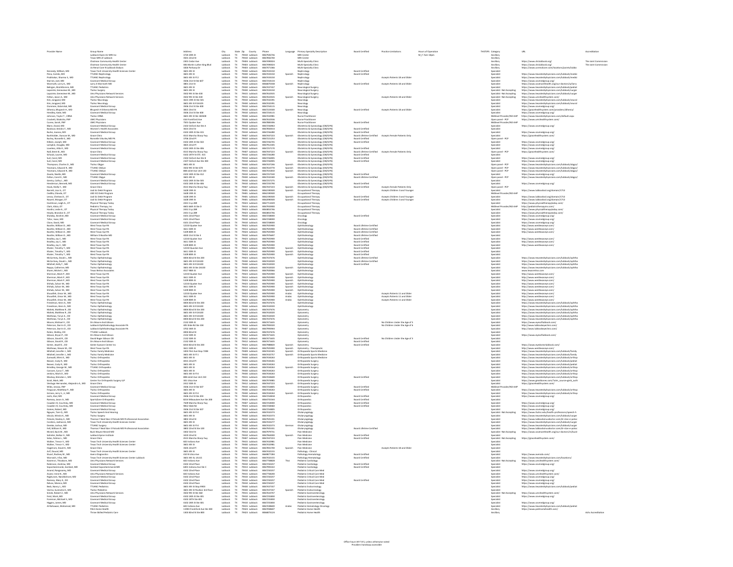| Provider Name | Group Name | Address | City | State | Zip | County | Phone | Language | Primary Specialty Description | Board Certified | Practice Limitations | Hours of Operation | TH/ITSPS | Category | URL | Accreditation |
|---|---|---|---|---|---|---|---|---|---|---|---|---|---|---|---|---|
| | Lubbock Open Air MRI Inc | 3720 19th St | Lubbock | TX | 79410 | Lubbock | 8067926796 | | MRI Center | | | M_F 7am-10pm | | Ancillary | | |
| | Texas MRI of Lubbock | 4925 22nd St | Lubbock | TX | 79410 | Lubbock | 8067956740 | | MRI Center | | | | | Ancillary | | |
| | Chatman Community Health Center | 2301 Cedar Ave | Lubbock | TX | 79404 | Lubbock | 8067490023 | | Multi-Specialty Clinic | | | | | Ancillary | https://www.chclubbock.org/ | The Joint Commission |
| | Chatman Community Health Center | 406 Martin Luther King Blvd | Lubbock | TX | 79403 | Lubbock | 8067490024 | | Multi-Specialty Clinic | | | | | Ancillary | https://www.chclubbock.org/ | The Joint Commission |
| | US Renal Care N Lubbock Dialysis | 1826 Parkway Dr | Lubbock | TX | 79403 | Lubbock | 8067471966 | | Multi-Specialty Clinic | | | | | Ancillary | https://www.usrenalcare.com/locations/points/lubbo | |
| Kennedy, William, MD | Texas Tech University Health Sciences Center | 3601 4th St | Lubbock | TX | 79430 | Lubbock | 8067433150 | | Nephrology | Board Certified | | | | Specialist | | |
| Pena, Camilo, MD | TTUHSC Nephrology | 3601 4th St | Lubbock | TX | 79430 | Lubbock | 8067433150 | Spanish | Nephrology | Board Certified | | | | Specialist | https://www.texastechphysicians.com/lubbock/medici | |
| Prabhakar, Sharma S., MD | TTUHSC Nephrology | 3601 4th St Fl 2 | Lubbock | TX | 79430 | Lubbock | 8067433150 | | Nephrology | | Accepts Patients 18 and Older | | | Specialist | https://www.texastechphysicians.com/lubbock/medici | |
| Starnes, Joel, MD | Covenant Medical Group | 3506 21st St Ste 607 | Lubbock | TX | 79410 | Lubbock | 8067254134 | | Nephrology | | | | | Specialist | https://www.covmedgroup.org/ | |
| Warmoth, Larry A., MD | Larry A Warmoth MD | 3801 21st St | Lubbock | TX | 79410 | Lubbock | 8067870338 | Spanish | Nephrology | Board Certified | Accepts Patients 18 and Older | | | Specialist | https://www.covenanthealth.org/our-doctors/w/larry | |
| Behiger, Mohammed, MD | TTUHSC Pediatrics | 3601 4th St | Lubbock | TX | 79430 | Lubbock | 8067437507 | | Neurological Surgery | | | | | Specialist | https://www.texastechphysicians.com/lubbock/pediat | |
| Laponte, Genevieve M., MD | Ttuhsc Surgery | 3601 4th St | Lubbock | TX | 79430 | Lubbock | 8067433150 | | Neurological Surgery | | | | | Specialist | https://www.texastechphysicians.com/lubbock/surger | |
| Laponte, Genevieve M., MD | Umc Physicians Network Services | 3502 9th St Ste 430 | Lubbock | TX | 79415 | Lubbock | 8067610545 | | Neurological Surgery | | | | | Specialist - Not Accepting | https://www.texastechphysicians.com/lubbock/surger | |
| Felton, Jason A., MD | Umc Physicians Network Services | 3502 9th St Ste 430 | Lubbock | TX | 79415 | Lubbock | 8067610545 | Spanish | Neurological Surgery | | Accepts Patients 18 and Older | | | Specialist - Not Accepting | https://www.umchealthsystem.com/ | |
| Kim, Jongwoo, MD | Ttuhsc Neurology | 3601 4th St Ste 501 | Lubbock | TX | 79430 | Lubbock | 8067432391 | | Neurology | | | | | Specialist | https://www.texastechphysicians.com/lubbock/neurol | |
| Kim, Jongwoo, MD | Ttuhsc Neurology | 3601 4th St Fl 6A105 | Lubbock | TX | 79430 | Lubbock | 8067432391 | | Neurology | | | | | Specialist | https://www.texastechphysicians.com/lubbock/neurol | |
| Dommeti, Kalanidhi, MD | Covenant Medical Group | 3506 21st St Ste 400 | Lubbock | TX | 79410 | Lubbock | 8067254115 | | Neurology | | | | | Specialist | https://www.covmedgroup.org/ | |
| Dihenia, Bhupesh H., MD | Bhupesh H Dihenia MD PA | 3815 22nd St | Lubbock | TX | 79410 | Lubbock | 8067223000 | Spanish | Neurology | Board Certified | Accepts Patients 18 and Older | | | Specialist | https://gracehealthsystem.com/providers/dihenia/ | |
| Hendley, Katie, MD | Covenant Medical Group | 3506 21st St Ste 400 | Lubbock | TX | 79410 | Lubbock | 8067254115 | | Neurology | | | | | Specialist | https://www.covmedgroup.org/ | |
| Johnson, Taylor E., CRNA | Ttuhsc CRNA | 3601 4th St Ste 1BE508 | Lubbock | TX | 79430 | Lubbock | 8067434636 | | Nurse Practitioner | | | | | Midlevel Provider/ND AHP | https://www.texastechphysicians.com/default.aspx | |
| Crockett, Shakisha, FNP | UMC Physicians | 416 Frankford Ave | Lubbock | TX | 79416 | Lubbock | 8067610536 | | Nurse Practitioner | | | | | Open panel - PCP | https://www.umchealthsystem.com/ | |
| Carere, Sarah, FNP | UMC Physicians | 7501 Quaker Ave | Lubbock | TX | 79424 | Lubbock | 8067983436 | | Nurse Practitioner | Board Certified | | | | Midlevel Provider/ND AHP | | |
| Mann, David, MD | Covenant Medical Group | 2302 Oxford Ave Ste A | Lubbock | TX | 79410 | Lubbock | 8067256964 | | Obstetrics & Gynecology (OB/GYN) | | | | | Specialist | https://www.covmedgroup.org/ | |
| Bankoul, Kendra F., MD | Women's Health Associates | 3614 23rd St | Lubbock | TX | 79410 | Lubbock | 8067950013 | | Obstetrics & Gynecology (OB/GYN) | | | | | Specialist | | |
| Burke, Joanna, MD | Covenant Medical Group | 4302 24th St Ste 815 | Lubbock | TX | 79410 | Lubbock | 8067256080 | | Obstetrics & Gynecology (OB/GYN) | Board Certified | | | | Specialist | https://www.covmedgroup.org/ | |
| Burkholder, Duncan M., MD | Grace Clinic | 4515 Marsha Sharp Fwy | Lubbock | TX | 79407 | Lubbock | 8067437223 | Spanish | Obstetrics & Gynecology (OB/GYN) | Board Certified | | | | Specialist | https://gracehealthsystem.com/ | |
| Butley, Ronnelle S., MD | Ronnelle S Butley MD PA | 3706 22nd Pl | Lubbock | TX | 79410 | Lubbock | 8067221251 | | Obstetrics & Gynecology (OB/GYN) | Board Certified | | | | Open panel - PCP | | |
| Killeen, Joseph, MD | Covenant Medical Group | 4302 24th St Ste 502 | Lubbock | TX | 79410 | Lubbock | 8067256745 | | Obstetrics & Gynecology (OB/GYN) | | | | | Specialist | https://www.covmedgroup.org/ | |
| Lampkin, Douglas, MD | Covenant Medical Group | 3825 22nd Pl | Lubbock | TX | 79410 | Lubbock | 8067912405 | | Obstetrics & Gynecology (OB/GYN) | | | | | Specialist | https://www.covmedgroup.org/ | |
| Loveless, Alda R., MD | Covenant Medical Group | 4302 24th St Ste 806 | Lubbock | TX | 79410 | Lubbock | 8067255170 | | Obstetrics & Gynecology (OB/GYN) | Board Certified | | | | Specialist | https://www.covmedgroup.org/ | |
| Noll, Brent R., MD | Grace Clinic | 4515 Marsha Sharp Fwy | Lubbock | TX | 79407 | Lubbock | 8067437223 | Spanish | Obstetrics & Gynecology (OB/GYN) | Board Lifetime Certified | Accepts Female Patients Only | | | Open panel - PCP | https://gracehealthsystem.com/ | |
| Schaub, Lauren, MD | Covenant Medical Group | 4302 24TH St STE 415 | Lubbock | TX | 79410 | Lubbock | 8067256280 | | Obstetrics & Gynecology (OB/GYN) | Board Certified | | | | Specialist | | |
| Sutt, Carol, MD | Covenant Medical Group | 2302 Oxford Ave Ste B | Lubbock | TX | 79410 | Lubbock | 8067256905 | | Obstetrics & Gynecology (OB/GYN) | Board Certified | | | | Specialist | https://www.covmedgroup.org/ | |
| Sutt, Carol, MD | Covenant Medical Group | 2307 Oxford Ave Ste 300 | Lubbock | TX | 79410 | Lubbock | 8067256905 | | Obstetrics & Gynecology (OB/GYN) | Board Certified | | | | Specialist | https://www.covmedgroup.org/ | |
| Thompson, Charles D., MD | Ttuhsc Obgyn | 3601 4th St | Lubbock | TX | 79430 | Lubbock | 8067437266 | Spanish | Obstetrics & Gynecology (OB/GYN) | | | | | Open panel - PCP | https://www.texastechphysicians.com/lubbock/obgyn/ | |
| Yeomans, Edward R., MD | TTUHSC Obgyn | 3601 4th St Ste 670 | Lubbock | TX | 79415 | Lubbock | 8067432772 | Spanish | Obstetrics & Gynecology (OB/GYN) | | | | | Open panel - PCP | https://www.texastechphysicians.com/lubbock/obgyn/ | |
| Yeomans, Edward R., MD | Umc Physicians Network Services | 602 Indiana Ave Unit 130 | Lubbock | TX | 79415 | Lubbock | 8067614800 | Spanish | Obstetrics & Gynecology (OB/GYN) | | | | | Open panel - PCP | https://www.texastechphysicians.com/lubbock/obgyn/ | |
| Zavala, Noelle, MD | Covenant Medical Group | 4302 24th St Ste 912 | Lubbock | TX | 79410 | Lubbock | 8067257340 | | Obstetrics & Gynecology (OB/GYN) | Board Certified | | | | Specialist | https://www.covmedgroup.org/ | |
| Felton, Carol H., MD | TTUHSC Obgyn | 3601 4th St | Lubbock | TX | 79430 | Lubbock | 8067432483 | Spanish | Obstetrics & Gynecology (OB/GYN) | Board Lifetime Certified | | | | Open panel - PCP | https://www.texastechphysicians.com/lubbock/obgyn/ | |
| Gentry, Cathy L., MD | Covenant Medical Group | 4302 24th St Ste 505 | Lubbock | TX | 79410 | Lubbock | 8067257275 | | Obstetrics & Gynecology (OB/GYN) | | | | | Specialist | | |
| Henderson, Bennett, MD | Covenant Medical Group | 4302 24th St Ste 806 | Lubbock | TX | 79410 | Lubbock | 8067255790 | | Obstetrics & Gynecology (OB/GYN) | Board Certified | | | | Specialist | https://www.covmedgroup.org/ | |
| Hook, Shelly Y., MD | Grace Clinic | 4515 Marsha Sharp Fwy | Lubbock | TX | 79407 | Lubbock | 8067437223 | Spanish | Obstetrics & Gynecology (OB/GYN) | Board Certified | Accepts Female Patients Only | | | Open panel - PCP | | |
| Barrett, Lisa G., OT | Lisd Eci Debit Program | 1628 19th St | Lubbock | TX | 79401 | Lubbock | 8062190500 | Spanish | Occupational Therapy | | Accepts Children 3 and Younger | | | Specialist | https://www.lubbockisd.org/domain/1713 | |
| Cedillo, Orlando, OT | LISD ECI Debit Program | 1628 19th St | Lubbock | TX | 79401 | Lubbock | 8062190500 | | Occupational Therapy | | | | | Midlevel Provider/ND AHP | | |
| Lerma, Chelsea D., OT | Lisd Eci Debit Program | 1628 19th St | Lubbock | TX | 79401 | Lubbock | 8062090500 | Spanish | Occupational Therapy | Board Certified | Accepts Children 3 and Younger | | | Specialist | https://www.lubbockisd.org/domain/1713 | |
| Nauert, Morgan, OT | Lisd Eci Debit Program | 1628 19th St | Lubbock | TX | 79401 | Lubbock | 8062090500 | Spanish | Occupational Therapy | Board Certified | Accepts Children 3 and Younger | | | Specialist | https://www.lubbockisd.org/domain/1713 | |
| Hutchison, Leigh A., OT | Physical Therapy Today | 2431 S Loop 289 | Lubbock | TX | 79423 | Lubbock | 8067714209 | | Occupational Therapy | | | | | Specialist | https://www.physicaltherapytoday.com/ | |
| Clark, Alexis, OT | Pediatric Therapy, Inc | 6601 66th St Ste D | Lubbock | TX | 79414 | Lubbock | 8067919903 | | Occupational Therapy | | | | | Midlevel Provider/ND AHP | http://pediatrictherapyinc.com/ | |
| Hordes, Leslie E., OT | Physical Therapy Today | 2431 S Loop 289 | Lubbock | TX | 79423 | Lubbock | 8068054744 | | Occupational Therapy | | | | | Specialist | https://www.physicaltherapytoday.com/ | |
| Hejda, Brandon D., OT | Physical Therapy Today | 2431 S Loop 289 | Lubbock | TX | 79423 | Lubbock | 8068053744 | | Occupational Therapy | | | | | Specialist | https://www.physicaltherapytoday.com/ | |
| Shelaby, Ibrahim, MD | Covenant Medical Group | 4101 22nd Place | Lubbock | TX | 79410 | Lubbock | 8067258000 | | Oncology | Board Certified | | | | Specialist | https://www.covmedgroup.org/ | |
| Tafur, Isaac, MD | Covenant Medical Group | 4101 22nd Place | Lubbock | TX | 79410 | Lubbock | 8067258000 | | Oncology | | | | | Specialist | https://www.covmedgroup.org/ | |
| Close, David, MD | Covenant Medical Group | 4101 22nd Place | Lubbock | TX | 79410 | Lubbock | 8067258000 | | Oncology | | | | | Specialist | https://www.covmedgroup.org/ | |
| Boothe, William D., MD | West Texas Eye PA | 12210 Quaker Ave | Lubbock | TX | 79424 | Lubbock | 8067929000 | | Ophthalmology | Board Lifetime Certified | | | | Specialist | http://www.westtexaseye.com/ | |
| Boothe, William D., MD | West Texas Eye PA | 3611 50th St | Lubbock | TX | 79413 | Lubbock | 8067929000 | | Ophthalmology | Board Lifetime Certified | | | | Specialist | http://www.westtexaseye.com/ | |
| Boothe, William D., MD | West Texas Eye PA | 5109 80th St | Lubbock | TX | 79424 | Lubbock | 8067929000 | | Ophthalmology | Board Lifetime Certified | | | | Specialist | http://www.westtexaseye.com/ | |
| Boothe, William D., MD | William D Boothe MD | 4020 21st St Ste 3 | Lubbock | TX | 79410 | Lubbock | 8067976697 | | Ophthalmology | Board Lifetime Certified | | | | Specialist | | |
| Bradley, Jay C., MD | West Texas Eye PA | 12210 Quaker Ave | Lubbock | TX | 79424 | Lubbock | 8067929000 | | Ophthalmology | Board Certified | | | | Specialist | http://www.westtexaseye.com/ | |
| Bradley, Jay C., MD | West Texas Eye PA | 3611 50th St | Lubbock | TX | 79413 | Lubbock | 8067929000 | | Ophthalmology | Board Certified | | | | Specialist | http://www.westtexaseye.com/ | |
| Bradley, Jay C., MD | West Texas Eye PA | 5109 80th St | Lubbock | TX | 79424 | Lubbock | 8067929000 | | Ophthalmology | Board Certified | | | | Specialist | http://www.westtexaseye.com/ | |
| Khater, Timothy T., MD | West Texas Eye PA | 12210 Quaker Ave | Lubbock | TX | 79424 | Lubbock | 8067929000 | Spanish | Ophthalmology | Board Certified | | | | Specialist | | |
| Khater, Timothy T., MD | West Texas Eye PA | 3611 50th St | Lubbock | TX | 79413 | Lubbock | 8067929000 | Spanish | Ophthalmology | Board Certified | | | | Specialist | | |
| Khater, Timothy T., MD | West Texas Eye PA | 5109 80th St | Lubbock | TX | 79424 | Lubbock | 8067929000 | Spanish | Ophthalmology | Board Certified | | | | Specialist | | |
| McCartney, David L., MD | Ttuhsc Ophthalmology | 4004 82nd St Ste 200 | Lubbock | TX | 79423 | Lubbock | 8067437676 | | Ophthalmology | Board Lifetime Certified | | | | Specialist | https://www.texastechphysicians.com/lubbock/ophtha | |
| McCartney, David L., MD | Ttuhsc Ophthalmology | 3601 4th St Fl 2A100 | Lubbock | TX | 79430 | Lubbock | 8067432020 | | Ophthalmology | Board Lifetime Certified | | | | Specialist | https://www.texastechphysicians.com/lubbock/ophtha | |
| Mitchell, Kelly T., MD | Ttuhsc Ophthalmology | 3601 4th St Fl 2A100 | Lubbock | TX | 79430 | Lubbock | 8067432020 | | Ophthalmology | Board Certified | | | | Specialist | https://www.texastechphysicians.com/lubbock/ophtha | |
| Pappa, Catherine, MD | Ttuhsc Ophthalmology | 3601 4th St Ste 2A100 | Lubbock | TX | 79430 | Lubbock | 8067432020 | Spanish | Ophthalmology | | | | | Specialist | https://www.texastechphysicians.com/lubbock/ophtha | |
| Sharm, Mitchell J., MD | Texas Retina Associates | 4517 98th St | Lubbock | TX | 79424 | Lubbock | 8067920066 | | Ophthalmology | | | | | Specialist | www.texasretina.com | |
| Sherman, Mark P., MD | West Texas Eye PA | 12210 Quaker Ave | Lubbock | TX | 79424 | Lubbock | 8067929000 | Spanish | Ophthalmology | | | | | Specialist | http://www.westtexaseye.com/ | |
| Sherman, Mark P., MD | West Texas Eye PA | 3611 50th St | Lubbock | TX | 79413 | Lubbock | 8067929000 | Spanish | Ophthalmology | | | | | Specialist | http://www.westtexaseye.com/ | |
| Sherman, Mark P., MD | West Texas Eye PA | 5109 80th St | Lubbock | TX | 79424 | Lubbock | 8067929000 | Spanish | Ophthalmology | | | | | Specialist | http://www.westtexaseye.com/ | |
| Shihab, Zuhair M., MD | West Texas Eye PA | 12210 Quaker Ave | Lubbock | TX | 79424 | Lubbock | 8067929000 | Spanish | Ophthalmology | | | | | Specialist | http://www.westtexaseye.com/ | |
| Shihab, Zuhair M., MD | West Texas Eye PA | 3611 50th St | Lubbock | TX | 79413 | Lubbock | 8067929000 | Spanish | Ophthalmology | | | | | Specialist | http://www.westtexaseye.com/ | |
| Shihab, Zuhair M., MD | West Texas Eye PA | 5109 80th St | Lubbock | TX | 79424 | Lubbock | 8067929000 | Spanish | Ophthalmology | | | | | Specialist | http://www.westtexaseye.com/ | |
| Shoukfeh, Omar M., MD | West Texas Eye PA | 12210 Quaker Ave | Lubbock | TX | 79424 | Lubbock | 8067929000 | Arabic | Ophthalmology | | Accepts Patients 11 and Older | | | Specialist | http://www.westtexaseye.com/ | |
| Shoukfeh, Omar M., MD | West Texas Eye PA | 3611 50th St | Lubbock | TX | 79413 | Lubbock | 8067929000 | Arabic | Ophthalmology | | Accepts Patients 11 and Older | | | Specialist | http://www.westtexaseye.com/ | |
| Shoukfeh, Omar M., MD | West Texas Eye PA | 5109 80th St | Lubbock | TX | 79424 | Lubbock | 8067929000 | Arabic | Ophthalmology | | Accepts Patients 11 and Older | | | Specialist | http://www.westtexaseye.com/ | |
| Freedman, Kevin A., MD | Ttuhsc Ophthalmology | 4004 82nd St Ste 200 | Lubbock | TX | 79423 | Lubbock | 8067437676 | | Ophthalmology | | | | | Specialist | https://www.texastechphysicians.com/lubbock/ophtha | |
| Freedman, Kevin A., MD | Ttuhsc Ophthalmology | 3601 4th St Fl 2A100 | Lubbock | TX | 79430 | Lubbock | 8067432020 | | Ophthalmology | | | | | Specialist | https://www.texastechphysicians.com/lubbock/ophtha | |
| Malek, Matthew R., OD | Ttuhsc Ophthalmology | 4004 82nd St Ste 200 | Lubbock | TX | 79423 | Lubbock | 8067437676 | | Optometry | | | | | Specialist | https://www.texastechphysicians.com/lubbock/ophtha | |
| Malek, Matthew R., OD | Ttuhsc Ophthalmology | 3601 4th St Fl 2A100 | Lubbock | TX | 79430 | Lubbock | 8067432020 | | Optometry | | | | | Specialist | https://www.texastechphysicians.com/lubbock/ophtha | |
| Mathews, Taryn A., OD | Ttuhsc Ophthalmology | 3601 4th St Fl 2A100 | Lubbock | TX | 79430 | Lubbock | 8067432020 | | Optometry | | | | | Specialist | https://www.texastechphysicians.com/lubbock/ophtha | |
| Mathews, Taryn A., OD | Ttuhsc Ophthalmology | 4004 82nd St Ste 200 | Lubbock | TX | 79423 | Lubbock | 8067437676 | | Optometry | | | | | Specialist | https://www.texastechphysicians.com/lubbock/ophtha | |
| Moore, Michael V., OD | Drs Moore And Gibson | 2132 50th St | Lubbock | TX | 79412 | Lubbock | 8067471655 | | Optometry | | No Children Under the Age of 5 | | | Specialist | https://www.eyesoflubbock.com/ | |
| Peterson, Darrin D., OD | Lubbock Ophthalmology Associate PA | 605 Slide Rd Ste 104 | Lubbock | TX | 79416 | Lubbock | 8067993320 | | Optometry | | No Children Under the Age of 6 | | | Specialist | http://www.lubbockeyeclinic.com/ | |
| Peterson, Darrin D., OD | Lubbock Ophthalmology Associate PA | 3702 24th St | Lubbock | TX | 79407 | Lubbock | 8067993341 | | Optometry | | | | | Specialist | http://www.lubbockeyeclinic.com/ | |
| Rubin, Shelley, OD | TTUHSC Lubbock | 4004 82nd St | Lubbock | TX | 79423 | Lubbock | 8067437676 | | Optometry | | | | | Specialist | | |
| Gibson, Bryan E., OD | Drs Moore And Gibson | 2132 50th St | Lubbock | TX | 79412 | Lubbock | 8067471655 | | Optometry | | | | | Specialist | https://www.eyesoflubbock.com/ | |
| Gibson, David R., OD | David Roger Gibson OD | 2132 50th St | Lubbock | TX | 79412 | Lubbock | 8067471655 | | Optometry | Board Certified | No Children Under the Age of 3 | | | Specialist | | |
| Gibson, David R., OD | Drs Moore And Gibson | 2132 50th St | Lubbock | TX | 79412 | Lubbock | 8067471655 | | Optometry | Board Certified | | | | Specialist | | |
| Ginter, Jewel E., OD | Ginter Eyecare Center Inc | 6010 82nd St Ste 200 | Lubbock | TX | 79424 | Lubbock | 8067988820 | Spanish | Optometry | | | | | Specialist | https://www.eyedoctorlubbock.com/ | |
| Mathews, Steven W., OD | West Texas Eye PA | 3611 50th St | Lubbock | TX | 79413 | Lubbock | 8067929000 | Spanish | Optometry - Therapeutic | | | | | Specialist | http://www.westtexaseye.com/ | |
| Mitchell, Jennifer J., MD | Ttuhsc Family Medicine | 1003 Flint Ave Stop 7208 | Lubbock | TX | 79409 | Lubbock | 8067432345 | Spanish | Orthopaedic Sports Medicine | | | | | Specialist | https://www.texastechphysicians.com/lubbock/family | |
| Mitchell, Jennifer J., MD | Ttuhsc Family Medicine | 3601 4th St Fl 1 | Lubbock | TX | 79430 | Lubbock | 8067432757 | Spanish | Orthopaedic Sports Medicine | | | | | Specialist | https://www.texastechphysicians.com/lubbock/family | |
| Zumwalt, Mimi A., MD | Ttuhsc Orthopedics | 3601 4th St | Lubbock | TX | 79430 | Lubbock | 8067434264 | | Orthopaedic Sports Medicine | | | | | Specialist | https://www.texastechphysicians.com/lubbock/orthop | |
| Beaver, Cody H., MD | Ttuhsc Pediatrics | 4431 22nd Pl | Lubbock | TX | 79410 | Lubbock | 8067434264 | | Orthopaedic Surgery | | | | | Specialist | https://www.texastechphysicians.com/lubbock/pediat | |
| Beaver, Cody H., MD | Ttuhsc Orthopedics | 3601 4th St | Lubbock | TX | 79430 | Lubbock | 8067434263 | | Orthopaedic Surgery | | | | | Specialist | https://www.texastechphysicians.com/lubbock/pediat | |
| Brindley, George W., MD | TTUHSC Orthopedics | 3601 4th St | Lubbock | TX | 79430 | Lubbock | 8067434264 | Spanish | Orthopaedic Surgery | | | | | Specialist | https://www.texastechphysicians.com/lubbock/orthop | |
| Carcoen, Cyrus T., MD | Ttuhsc Orthopedics | 3601 4th St | Lubbock | TX | 79430 | Lubbock | 8067434264 | | Orthopaedic Surgery | | | | | Specialist | https://www.texastechphysicians.com/lubbock/orthop | |
| Jenkins, Mark D., MD | Ttuhsc Orthopedics | 3601 4th St Fl 4 | Lubbock | TX | 79430 | Lubbock | 8067434264 | | Orthopaedic Surgery | | | | | Specialist | https://www.texastechphysicians.com/lubbock/orthop | |
| Mackay, Brendan J., MD | Ttuhsc Orthopedics | 808 Joliet Ave Unit 210 | Lubbock | TX | 79415 | Lubbock | 8067434600 | | Orthopaedic Surgery | Board Certified | | | | Specialist | https://www.texastechphysicians.com/lubbock/orthop | |
| Scott, Mark, MD | Center For Orthopedic Surgery LLP | 401 Utica Ave | Lubbock | TX | 79416 | Lubbock | 8067974985 | | Orthopaedic Surgery | | | | | Specialist | https://www.greatbones.com/?utm_source=gmb_outh | |
| Verlaque Hernandez, Alejandro A., MD | Grace Clinic | 2412 50th St | Lubbock | TX | 79412 | Lubbock | 8067437223 | Spanish | Orthopaedic Surgery | | | | | Specialist | https://gracehealthsystem.com/ | |
| Wiles, Jessica, FNP | Covenant Medical Group | 3506 21st St Ste 507 | Lubbock | TX | 79410 | Lubbock | 8067254805 | | Orthopaedic Surgery | | | | | Midlevel Provider/ND AHP | | |
| Ferguson, Matthew P., MD | Ttuhsc Orthopedics | 3601 4th St | Lubbock | TX | 79430 | Lubbock | 8067434264 | | Orthopaedic Surgery | | | | | Specialist | https://www.texastechphysicians.com/lubbock/orthop | |
| Grimes, Jerry S., II, MD | Ttuhsc Orthopedics | 3601 4th St Fl 4 | Lubbock | TX | 79430 | Lubbock | 8067434264 | Spanish | Orthopaedic Surgery | | | | | Specialist | https://www.texastechphysicians.com/lubbock/orthop | |
| Joshi, Atul, MD | Covenant Medical Group | 3506 21st St Ste 203 | Lubbock | TX | 79410 | Lubbock | 8067254818 | | Orthopedics | Board Certified | | | | Specialist | https://www.covmedgroup.org/ | |
| Ramsey, Jason A., MD | SportsZone Orthopaedics | 8214 Milwaukee Ave Ste 200 | Lubbock | TX | 79424 | Lubbock | 8067955544 | | Orthopedics | Board Certified | | | | Specialist | | |
| Cowden III, Courtney, MD | Covenant Medical Group | 7509 Marsha Sharp Fwy | Lubbock | TX | 79407 | Lubbock | 8067254000 | | Orthopedics | Board Certified | | | | Specialist | https://www.covmedgroup.org/ | |
| Cowden III, Courtney, MD | Covenant Medical Group | 9812 Slide Rd | Lubbock | TX | 79424 | Lubbock | 8067258960 | | Orthopedics | | | | | Specialist | https://www.covmedgroup.org/ | |
| Gaines, Robert, MD | Covenant Medical Group | 3506 21st St Ste 507 | Lubbock | TX | 79410 | Lubbock | 8067254805 | | Orthopedics | | | | | Specialist | https://www.covmedgroup.org/ | |
| Nguyen, Tam Q., MD | Ttuhsc Speech And Hearing | 3601 4th St Fl 4 | Lubbock | TX | 79430 | Lubbock | 8067432373 | | Otolaryngology | | | | | Specialist - Not Accepting | https://www.ttuhsc.edu/health-professions/speech-h | |
| Ishoda, Miresha K., MD | Ttuhsc Surgery | 3601 4th St | Lubbock | TX | 79430 | Lubbock | 8067432373 | | Otolaryngology | | | | | Specialist | https://www.texastechphysicians.com/lubbock/surger | |
| Potoski, Stanley E., MD | Thomas F Neal Stan E Potoski MD Professional Association | 3802 22nd St | Lubbock | TX | 79410 | Lubbock | 8067925391 | | Otolaryngology | | | | | Specialist | https://www.lubbockonusdoctor.com/dr-stan-e-potos | |
| Cordero, Joehassin, MD | Texas Tech University Health Sciences Center | 3601 4th St | Lubbock | TX | 79430 | Lubbock | 8067436277 | | Otolaryngology | | | | | Specialist | https://www.texastechphysicians.com/lubbock/surger | |
| Demke, Joshua, MD | TTUHSC Surgery | 3601 4th St Fl 4 | Lubbock | TX | 79430 | Lubbock | 8067432373 | German | Otolaryngology | | | | | Specialist | https://www.texastechphysicians.com/lubbock/surger | |
| Neff, William R., MD | Thomas F Neal Stan E Potoski MD Professional Association | 3802 22nd St Ste 100 | Lubbock | TX | 79410 | Lubbock | 8067925391 | | Otolaryngology | Board Lifetime Certified | | | | Specialist | https://www.lubbockonusdoctor.com/dr-stan-e-potos | |
| Morell, Buck W., MD | Buck Wayne Morell MD | 3302 53rd St | Lubbock | TX | 79413 | Lubbock | 8067979731 | | Pain Medicine | | | | | Specialist - Not Accepting | https://www.covenanthealth.org/our-doctors/m/buck- | |
| Schmeler, Bakker E., MD | Lubbock Spine Institute | 3419 22nd St | Lubbock | TX | 79410 | Lubbock | 8067964000 | Spanish | Pain Medicine | Board Certified | | | | Specialist | | |
| Solas, Fatima L., MD | Grace Clinic | 4515 Marsha Sharp Fwy | Lubbock | TX | 79407 | Lubbock | 8067437223 | | Pain Medicine | Board Certified | | | | Specialist - Not Accepting | https://gracehealthsystem.com/ | |
| Walker, Trevor V., MD | Texas Tech University Health Sciences Center | 602 Indiana Ave | Lubbock | TX | 79415 | Lubbock | 8067432981 | | Pain Medicine | | | | | Specialist | | |
| Walker, Trevor V., MD | Texas Tech University Health Sciences Center | 3601 4th St | Lubbock | TX | 79430 | Lubbock | 8067432981 | | Pain Medicine | | | | | Specialist | | |
| Hagstrom, David K., MD | Grace Clinic | 3505 22nd Pl | Lubbock | TX | 79410 | Lubbock | 8067856700 | Spanish | Pain Medicine | | Accepts Patients 18 and Older | | | Specialist | | |
| Arif, Daoud, MD | Texas Tech University Health Sciences Center | 3601 4th St | Lubbock | TX | 79430 | Lubbock | 8067433155 | | Pathology - Clinical | | | | | Specialist | | |
| Stuart, Rodney W., MD | Avera Diagnostics | 410 N Utica Ave | Lubbock | TX | 79416 | Lubbock | 8668077284 | | Pathology-Hematology | | | | | Specialist | https://www.averadx.com/ | |
| Warnack, Wen, MD | Texas Tech University Health Sciences Center Lubbock | 3601 4th St, 1A155 | Lubbock | TX | 79430 | Lubbock | 8067432155 | | Pathology-Hematology | | | | | Specialist | https://www.texastechphysicians.com/locations/ | |
| Kaweesa, Thiyakorn, MD | Umc Physicians Network Services | 602 Indiana Ave | Lubbock | TX | 79415 | Lubbock | 8067758820 | Thai | Pediatric Cardiology | | | | | Specialist - Not Accepting | https://www.umchealthsystem.com/ | |
| Robinson, Andrew, MD | Covenant Medical Group | 4102 22nd Place | Lubbock | TX | 79410 | Lubbock | 8067256037 | | Pediatric Cardiology | Board Certified | | | | Specialist | https://www.covmedgroup.org/ | |
| Sopontammarak, Somkiat, MD | Somkiat Sopontammarak MD | 6801 Indiana Ave Ste C | Lubbock | TX | 79413 | Lubbock | 8067993422 | | Pediatric Cardiology | Board Certified | | | | Specialist | | |
| Anand, Rangaswamy, MD | Covenant Medical Group | 4102 22nd Place | Lubbock | TX | 79410 | Lubbock | 8067256037 | | Pediatric Critical Care Med | | | | | Specialist | https://www.covmedgroup.org/ | |
| Aryee, Irene N., MD | Umc Physicians Network Services | 602 Indiana Ave | Lubbock | TX | 79415 | Lubbock | 8067758000 | | Pediatric Critical Care Med | | | | | Specialist | https://www.umchealthsystem.com/ | |
| Raghuram, Nandkishore, MD | Covenant Medical Group | 4102 22nd Place | Lubbock | TX | 79410 | Lubbock | 8067256037 | | Pediatric Critical Care Med | | | | | Specialist | https://www.covmedgroup.org/ | |
| Ramsey, Mary K., DO | Covenant Medical Group | 4102 22nd Place | Lubbock | TX | 79410 | Lubbock | 8067256037 | | Pediatric Critical Care Med | Board Certified | | | | Specialist | https://www.covmedgroup.org/ | |
| Reitus, Monica, MD | Covenant Medical Group | 4102 22nd Place | Lubbock | TX | 79410 | Lubbock | 8067256037 | | Pediatric Critical Care Med | | | | | Specialist | https://www.covmedgroup.org/ | |
| Beck, Nancy L., MD | TTUHSC Pediatrics | 3601 4th St Stop 9406 | Lubbock | TX | 79430 | Lubbock | 8067437337 | | Pediatric Endocrinology | | | | | Specialist | https://www.texastechphysicians.com/lubbock/pediat | |
| Varma, Surendra K., MD | Ttuhsc Pediatrics | 3601 4th St Pavilion 3rd Floor | Lubbock | TX | 79430 | Lubbock | 8067437337 | Spanish | Pediatric Endocrinology | | | | | Specialist | | |
| Sreek, Robert Z., MD | Umc Physicians Network Services | 3502 9th St Ste 360 | Lubbock | TX | 79415 | Lubbock | 8067610747 | | Pediatric Gastroenterology | | | | | Specialist - Not Accepting | https://www.umchealthsystem.com/ | |
| Field, Mark, MD | Covenant Medical Group | 4302 24th St Ste 601 | Lubbock | TX | 79410 | Lubbock | 8067254800 | | Pediatric Gastroenterology | | | | | Specialist | https://www.covmedgroup.org/ | |
| Foreman, Michael, MD | Covenant Medical Group | 4302 24th St Ste 601 | Lubbock | TX | 79410 | Lubbock | 8067254800 | | Pediatric Gastroenterology | | | | | Specialist | | |
| Higgins, James, MD | Covenant Medical Group | 4302 24th St Ste 601 | Lubbock | TX | 79410 | Lubbock | 8067254800 | | Pediatric Gastroenterology | | | | | Specialist | https://www.covmedgroup.org/ | |
| Al Rahawan, Mohamad, MD | TTUHSC Pediatrics | 602 Indiana Ave | Lubbock | TX | 79415 | Lubbock | 8067438600 | Arabic | Pediatric Hematology-Oncology | | | | | Specialist | https://www.texastechphysicians.com/lubbock/pediat | |
| | PALS Home Health | 11903 Frankford Ave Ste 300 | Lubbock | TX | 79424 | Lubbock | 8067068667 | | Pediatric Home Health | | | | | Ancillary | https://www.palshomehealth.com/ | |
| | Thrive Skilled Pediatric Care | 1303 83rd St Ste 800 | Lubbock | TX | 79423 | Lubbock | 8066873124 | | Pediatric Home Health | | | | | Ancillary | | Achc Accreditation |

Office hours M-F 8-5, unless otherwise noted
Providers handicap accessible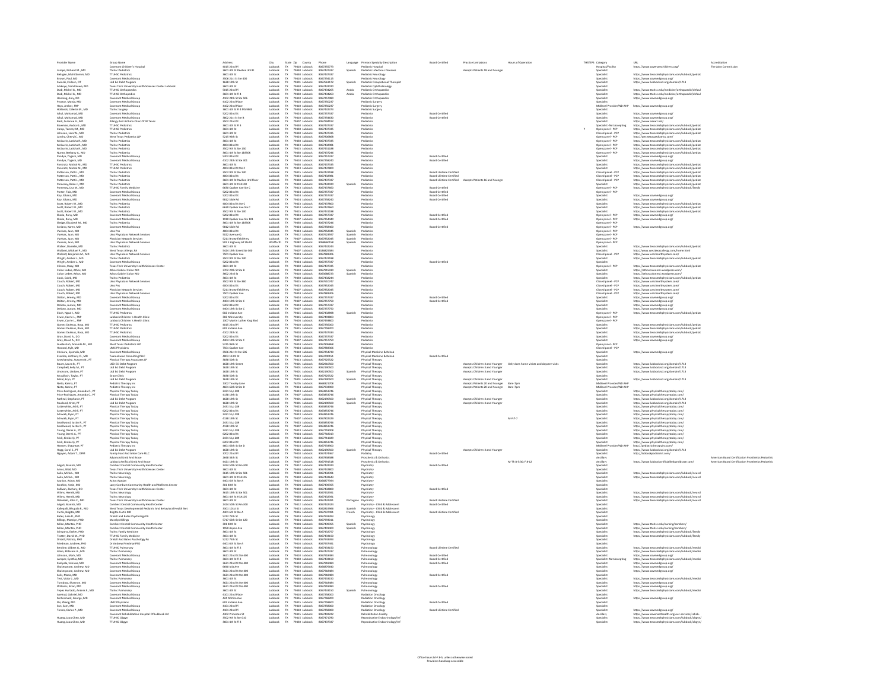| Provider Name | Group Name | Address | City | State | Zip | County | Phone | Language | Primary Specialty Description | Board Certified | Practice Limitations | Hours of Operation | THSTEPS | Category | URL | Accreditation |
|---|---|---|---|---|---|---|---|---|---|---|---|---|---|---|---|---|
| | Covenant Children's Hospital | 4015 22nd Pl | Lubbock | TX | 79410 | Lubbock | 8067251773 | | Pediatric Hospital | | | | | Hospital/Facility | https://www.covenantchildrens.org/ | The Joint Commission |
| Lampe, Richard M., MD | Ttuhsc Pediatrics | 3601 4th St Pavilion 3rd Fl | Lubbock | TX | 79430 | Lubbock | 8067437337 | Spanish | Pediatric Infectious Diseases | | Accepts Patients 18 and Younger | | | Specialist | | |
| Bellegon, Muhiththimmi, MD | TTUHSC Pediatrics | 3601 4th St | Lubbock | TX | 79430 | Lubbock | 8067437337 | | Pediatric Neurology | | | | | Specialist | | |
| Brown, Paul, MD | Covenant Medical Group | 3506 21st St Ste 400 | Lubbock | TX | 79410 | Lubbock | 8067254115 | | Pediatric Neurology | | | | | Specialist | https://www.covmedgroup.org/ | |
| Sweatt, Colleen, OT | Lisd Ecl Debt Program | 1628 19th St | Lubbock | TX | 79401 | Lubbock | 8067661172 | Spanish | Pediatric Occupational Therapist | | | | | Specialist | https://www.lubbockisd.org/domain/1713 | |
| Adekoya, Temitolowa, MD | Texas Tech University Health Sciences Center Lubbock | 3601 4th St | Lubbock | TX | 79430 | Lubbock | 8067432020 | | Pediatric Ophthalmology | | | | | Specialist | | |
| Diab, Michel G., MD | TTUHSC Orthopedics | 5015 22nd Pl | Lubbock | TX | 79410 | Lubbock | 8067434265 | Arabic | Pediatric Orthopedics | | | | | Specialist | https://www.ttuhsc.edu/medicine/orthopaedics/defaul | |
| Diab, Michel G., MD | TTUHSC Orthopedics | 3601 4th St Fl 4 | Lubbock | TX | 79430 | Lubbock | 8067434265 | Arabic | Pediatric Orthopedics | | | | | Specialist | https://www.ttuhsc.edu/medicine/orthopaedics/defaul | |
| Henning, Amy, DO | Covenant Medical Group | 4102 24th St Ste 506 | Lubbock | TX | 79410 | Lubbock | 8067257980 | | Pediatric Orthopedics | | | | | Specialist | https://www.covmedgroup.org/ | |
| Proctor, Monya, MD | Covenant Medical Group | 4102 22nd Place | Lubbock | TX | 79410 | Lubbock | 8067250237 | | Pediatric Surgery | | | | | Specialist | | |
| Hays, Amber, FNP | Covenant Medical Group | 4102 22nd Place | Lubbock | TX | 79410 | Lubbock | 8067250237 | | Pediatric Surgery | | | | | Midlevel Provider/ND AHP | https://www.covmedgroup.org/ | |
| Hollands, Celeste M., MD | Ttuhsc Surgery | 3601 4th St Fl 4 MS 9905 | Lubbock | TX | 79430 | Lubbock | 8067432373 | | Pediatric Surgery | | | | | Specialist | | |
| Abul, Mohamed, MD | Covenant Medical Group | 5202 82nd St | Lubbock | TX | 79424 | Lubbock | 8067257337 | | Pediatrics | Board Certified | | | | Specialist | https://www.covmedgroup.org/ | |
| Abul, Mohamed, MD | Covenant Medical Group | 3802 21st St Ste B | Lubbock | TX | 79410 | Lubbock | 8067254600 | | Pediatrics | Board Certified | | | | Specialist | https://www.covmedgroup.org/ | |
| Beck, Suzanne A., MD | Allergy And Asthma Clinic Of W Texas | 4502 22nd St | Lubbock | TX | 79407 | Lubbock | 8067994192 | | Pediatrics | | | | | Specialist | https://www.aacwt.net/ | |
| Bowman, Rudolie G., MD | TTUHSC Pediatrics | 3601 4th St Fl 3 | Lubbock | TX | 79430 | Lubbock | 8067437337 | | Pediatrics | | | | | Specialist- Not Accepting | https://www.texastechphysicians.com/lubbock/pediat | |
| Camp, Tammy M., MD | TTUHSC Pediatrics | 3601 4th St | Lubbock | TX | 79430 | Lubbock | 8067437335 | | Pediatrics | | | | Y | Open panel - PCP | https://www.texastechphysicians.com/lubbock/pediat | |
| Johnson, Lara W., MD | Ttuhsc Pediatrics | 3601 4th St | Lubbock | TX | 79430 | Lubbock | 8067437335 | | Pediatrics | | | | | Closed panel - PCP | https://www.texastechphysicians.com/lubbock/pediat | |
| Landry, Cheryl C., MD | West Texas Pediatrics LLP | 5215 96th St | Lubbock | TX | 79424 | Lubbock | 8067806868 | | Pediatrics | | | | | Closed panel - PCP | https://westtexaspediatrics.com/ | |
| McIlvaine, Latisha R., MD | Ttuhsc Pediatrics | 3601 4th St | Lubbock | TX | 79430 | Lubbock | 8067437335 | | Pediatrics | | | | | Open panel - PCP | https://www.texastechphysicians.com/lubbock/pediat | |
| McIlvaine, Latisha R., MD | Ttuhsc Pediatrics | 4004 82nd St | Lubbock | TX | 79423 | Lubbock | 8067432985 | | Pediatrics | | | | | Open panel - PCP | https://www.texastechphysicians.com/lubbock/pediat | |
| McIlvaine, Latisha R., MD | Ttuhsc Pediatrics | 3502 9th St Ste 100 | Lubbock | TX | 79415 | Lubbock | 8067431188 | | Pediatrics | | | | | Open panel - PCP | https://www.texastechphysicians.com/lubbock/pediat | |
| Nunez, Bethany A., MD | Ttuhsc Pediatrics | 3601 4th St Ste 1B500K | Lubbock | TX | 79430 | Lubbock | 8067437246 | | Pediatrics | | | | | Open panel - PCP | https://www.texastechphysicians.com/lubbock/pediat | |
| Pandya, Yogesh, MD | Covenant Medical Group | 5202 82nd St | Lubbock | TX | 79424 | Lubbock | 8067257337 | | Pediatrics | Board Certified | | | | Specialist | https://www.covmedgroup.org/ | |
| Pandya, Yogesh, MD | Covenant Medical Group | 4102 24th St Ste 301 | Lubbock | TX | 79410 | Lubbock | 8067258240 | | Pediatrics | Board Certified | | | | Specialist | https://www.covmedgroup.org/ | |
| Pankratz, Michael M., MD | TTUHSC Pediatrics | 3601 4th St | Lubbock | TX | 79430 | Lubbock | 8067437335 | | Pediatrics | | | | | Specialist | https://www.texastechphysicians.com/lubbock/pediat | |
| Pankratz, Michael M., MD | TTUHSC Pediatrics | 4004 82nd St Ste C | Lubbock | TX | 79423 | Lubbock | 8067437800 | | Pediatrics | | | | | Specialist | https://www.texastechphysicians.com/lubbock/pediat | |
| Patterson, Patti J., MD | Ttuhsc Pediatrics | 3502 9th St Ste 100 | Lubbock | TX | 79415 | Lubbock | 8067431188 | | Pediatrics | Board Lifetime Certified | | | | Closed panel - PCP | https://www.texastechphysicians.com/lubbock/pediat | |
| Patterson, Patti J., MD | Ttuhsc Pediatrics | 4004 82nd St | Lubbock | TX | 79423 | Lubbock | 8067432985 | | Pediatrics | Board Lifetime Certified | | | | Closed panel - PCP | https://www.texastechphysicians.com/lubbock/pediat | |
| Patterson, Patti J., MD | Ttuhsc Pediatrics | 3601 4th St Pavilion 2nd Floor | Lubbock | TX | 79430 | Lubbock | 8067437337 | | Pediatrics | Board Lifetime Certified | Accepts Patients 16 and Younger | | | Closed panel - PCP | https://www.texastechphysicians.com/lubbock/pediat | |
| Pomeroy, Brian J., MD | Ttuhsc Pediatrics | 3601 4th St Fl 2A100 | Lubbock | TX | 79430 | Lubbock | 8067432020 | Spanish | Pediatrics | | | | | Specialist | https://www.texastechphysicians.com/lubbock/pediat | |
| Pomeroy, Lisa M., MD | TTUHSC Family Medicine | 6630 Quaker Ave Ste C | Lubbock | TX | 79413 | Lubbock | 8067437660 | | Pediatrics | Board Certified | | | | Specialist | https://www.texastechphysicians.com/lubbock/family | |
| Porter, Tala, MD | Covenant Medical Group | 5202 82nd St | Lubbock | TX | 79424 | Lubbock | 8067257337 | | Pediatrics | Board Certified | | | | Open panel - PCP | | |
| Ray, Rikara, MD | Covenant Medical Group | 5202 82nd St | Lubbock | TX | 79424 | Lubbock | 8067257337 | | Pediatrics | Board Certified | | | | Specialist | https://www.covmedgroup.org/ | |
| Ray, Rikara, MD | Covenant Medical Group | 9812 Slide Rd | Lubbock | TX | 79424 | Lubbock | 8067258240 | | Pediatrics | Board Certified | | | | Specialist | https://www.covmedgroup.org/ | |
| Scott, Robert W., MD | Ttuhsc Pediatrics | 4004 82nd St Ste C | Lubbock | TX | 79423 | Lubbock | 8067437800 | | Pediatrics | | | | | Specialist | https://www.texastechphysicians.com/lubbock/pediat | |
| Scott, Robert W., MD | Ttuhsc Pediatrics | 6630 Quaker Ave Ste C | Lubbock | TX | 79413 | Lubbock | 8067437660 | | Pediatrics | | | | | Specialist | https://www.texastechphysicians.com/lubbock/pediat | |
| Scott, Robert W., MD | Ttuhsc Pediatrics | 3502 9th St Ste 100 | Lubbock | TX | 79415 | Lubbock | 8067431188 | | Pediatrics | | | | | Specialist | https://www.texastechphysicians.com/lubbock/pediat | |
| Skoric, Rony, MD | Covenant Medical Group | 5202 82nd St | Lubbock | TX | 79424 | Lubbock | 8067257337 | | Pediatrics | Board Certified | | | | Open panel - PCP | https://www.covmedgroup.org/ | |
| Skoric, Rony, MD | Covenant Medical Group | 1910 Quaker Ave Ste 101 | Lubbock | TX | 79407 | Lubbock | 8067254340 | | Pediatrics | Board Certified | | | | Open panel - PCP | https://www.covmedgroup.org/ | |
| Sledge, Elizabeth M., MD | Ttuhsc Pediatrics | 3601 4th St Ste 1B500K | Lubbock | TX | 79430 | Lubbock | 8067437246 | | Pediatrics | | | | | Open panel - PCP | | |
| Soriano, Karen, MD | Covenant Medical Group | 9812 Slide Rd | Lubbock | TX | 79424 | Lubbock | 8067258060 | | Pediatrics | Board Certified | | | | Open panel - PCP | https://www.covmedgroup.org/ | |
| Vaelkaz, Juan, MD | Umc Pns | 4004 82nd St | Lubbock | TX | 79423 | Lubbock | 8067852045 | Spanish | Pediatrics | | | | | Open panel - PCP | | |
| Vaelkaz, Juan, MD | Umc Physicians Network Services | 5022 Avenue Q | Lubbock | TX | 79412 | Lubbock | 8067625597 | Spanish | Pediatrics | | | | | Open panel - PCP | | |
| Vaelkaz, Juan, MD | Physician Network Services | 5215 Brownfield Hwy | Lubbock | TX | 79407 | Lubbock | 8067852045 | Spanish | Pediatrics | | | | | Open panel - PCP | | |
| Vaelkaz, Juan, MD | Umc Physicians Network Services | 502 E Highway 62 Ste B2 | Wolfforth | TX | 79382 | Lubbock | 8068660558 | Spanish | Pediatrics | | | | | Open panel - PCP | | |
| Walker, Danielle, MD | Ttuhsc Pediatrics | 3601 4th St | Lubbock | TX | 79430 | Lubbock | 8067432244 | | Pediatrics | | | | | Specialist | https://www.texastechphysicians.com/lubbock/pediat | |
| Wolbert, Michael P., MD | West Texas Allergy, PA | 5420 19th Street Ste 300 | Lubbock | TX | 79407 | Lubbock | 4326825383 | | Pediatrics | | | | | Specialist | http://www.westtexasallergy.com/home.html | |
| Wolcott, Benjamin M., MD | Umc Physicians Network Services | 7501 Quaker Ave | Lubbock | TX | 79424 | Lubbock | 8067883306 | | Pediatrics | | | | | Closed panel - PCP | https://www.umchealthsystem.com/ | |
| Wright, Amber L., MD | Ttuhsc Pediatrics | 3502 9th St Ste 100 | Lubbock | TX | 79415 | Lubbock | 8067431188 | | Pediatrics | | | | | Specialist | https://www.texastechphysicians.com/lubbock/pediat | |
| Wright, Amber L., MD | Covenant Medical Group | 5202 82nd St | Lubbock | TX | 79424 | Lubbock | 8067257337 | | Pediatrics | Board Certified | | | | Specialist | https://www.covmedgroup.org/ | |
| Clinton, Stacy, MD | Texas Tech University Health Sciences Center | 3601 4th St | Lubbock | TX | 79430 | Lubbock | 8067437335 | | Pediatrics | | | | | Open panel - PCP | https://www.texastechphysicians.com/lubbock/pediat | |
| Colon Ledee, Athos, MD | Athos Gabriel Colon MD | 4102 20th St Ste B | Lubbock | TX | 79410 | Lubbock | 8067953992 | Spanish | Pediatrics | | | | | Specialist | https://athoscolonmd.wordpress.com/ | |
| Colon Ledee, Athos, MD | Athos Gabriel Colon MD | 4802 22nd St | Lubbock | TX | 79410 | Lubbock | 8064486773 | Spanish | Pediatrics | | | | | Specialist | https://athoscolonmd.wordpress.com/ | |
| Cook, Caleb, MD | Ttuhsc Pediatrics | 3601 4th St | Lubbock | TX | 79430 | Lubbock | 8067432244 | | Pediatrics | | | | | Specialist | https://www.texastechphysicians.com/lubbock/pediat | |
| Couch, Robert, MD | Umc Physicians Network Services | 3502 9th St Ste 360 | Lubbock | TX | 79415 | Lubbock | 8067624747 | | Pediatrics | | | | | Closed panel - PCP | https://www.umchealthsystem.com/ | |
| Couch, Robert, MD | Umc Pns | 4004 82nd St | Lubbock | TX | 79423 | Lubbock | 8067852045 | | Pediatrics | | | | | Closed panel - PCP | https://www.umchealthsystem.com/ | |
| Couch, Robert, MD | Physician Network Services | 5215 Brownfield Hwy | Lubbock | TX | 79407 | Lubbock | 8067852045 | | Pediatrics | | | | | Closed panel - PCP | https://www.umchealthsystem.com/ | |
| Couch, Robert, MD | Umc Physicians Network Services | 7501 Quaker Ave | Lubbock | TX | 79424 | Lubbock | 8067883306 | | Pediatrics | | | | | Closed panel - PCP | https://www.umchealthsystem.com/ | |
| Dalton, Jeremy, MD | Covenant Medical Group | 5202 82nd St | Lubbock | TX | 79424 | Lubbock | 8067257337 | | Pediatrics | Board Certified | | | | Specialist | https://www.covmedgroup.org/ | |
| Dalton, Jeremy, MD | Covenant Medical Group | 4404 19th St Ste C | Lubbock | TX | 79407 | Lubbock | 8067257750 | | Pediatrics | Board Certified | | | | Specialist | https://www.covmedgroup.org/ | |
| Deloito, Autum, MD | Covenant Medical Group | 5202 82nd St | Lubbock | TX | 79424 | Lubbock | 8067257337 | | Pediatrics | | | | | Specialist | https://www.covmedgroup.org/ | |
| Deloito, Autum, MD | Covenant Medical Group | 4404 19th St Ste C | Lubbock | TX | 79407 | Lubbock | 8067257750 | | Pediatrics | | | | | Specialist | https://www.covmedgroup.org/ | |
| Elosh, Ngozi I., MD | TTUHSC Pediatrics | 602 Indiana Ave | Lubbock | TX | 79415 | Lubbock | 8067432898 | Spanish | Pediatrics | | | | | Specialist | https://www.texastechphysicians.com/lubbock/pediat | |
| Erwin, Carrie L., FNP | Lubbock Children 's Health Clinic | 302 N University | Lubbock | TX | 79415 | Lubbock | 8067493800 | | Pediatrics | | | | | Open panel - PCP | | |
| Erwin, Carrie L., FNP | Lubbock Children 's Health Clinic | 1307 Martin Luther King Blvd | Lubbock | TX | 79404 | Lubbock | 8067493800 | | Pediatrics | | | | | Open panel - PCP | | |
| Gomez Deleeuw, Rosa, MD | TTUHSC Pediatrics | 4015 22nd Pl | Lubbock | TX | 79410 | Lubbock | 8067256000 | | Pediatrics | | | | | Specialist | https://www.texastechphysicians.com/lubbock/pediat | |
| Gomez Deleeuw, Rosa, MD | TTUHSC Pediatrics | 602 Indiana Ave | Lubbock | TX | 79415 | Lubbock | 8067758200 | | Pediatrics | | | | | Specialist | https://www.texastechphysicians.com/lubbock/pediat | |
| Gomez Deleeuw, Rosa, MD | TTUHSC Pediatrics | 4102 24th St | Lubbock | TX | 79410 | Lubbock | 8067437335 | | Pediatrics | | | | | Specialist | https://www.texastechphysicians.com/lubbock/pediat | |
| Gray, David A., DO | Covenant Medical Group | 5202 82nd St | Lubbock | TX | 79424 | Lubbock | 8067257337 | | Pediatrics | | | | | Specialist | https://www.covmedgroup.org/ | |
| Gray, David A., DO | Covenant Medical Group | 4404 19th St Ste C | Lubbock | TX | 79407 | Lubbock | 8067257750 | | Pediatrics | | | | | Specialist | https://www.covmedgroup.org/ | |
| Guelendah, Amanda M., MD | West Texas Pediatrics LLP | 5215 96th St | Lubbock | TX | 79424 | Lubbock | 8067806868 | | Pediatrics | | | | | Open panel - PCP | | |
| Howard, Kyle, MD | UMC Physicians | 7501 Quaker Ave | Lubbock | TX | 79424 | Lubbock | 8067883306 | | Pediatrics | | | | | Closed panel - PCP | | |
| Chekuru, Sujanala, MD | Covenant Medical Group | 3506 21st St Ste 606 | Lubbock | TX | 79410 | Lubbock | 8067254730 | | Physical Medicine & Rehab | | | | | Specialist | https://www.covmedgroup.org/ | |
| Ezemba, Anthony O., MD | Tuanokumo Consulting PLLC | 4003 114th St | Lubbock | TX | 79424 | Lubbock | 8067930151 | | Physical Medicine & Rehab | Board Certified | | | | Specialist | | |
| Aneshansley, Autumn N., PT | Physical Therapy Associates LP | 3838 50th St | Lubbock | TX | 79413 | Lubbock | 8067925522 | | Physical Therapy | | | | | Specialist | | |
| Baum, Lauri, PT | Lisd Ecl Debt Program | 1628 19th Street | Lubbock | TX | 79401 | Lubbock | 8062192500 | | Physical Therapy | | Accepts Children 3 and Younger | Only does home visits and daycare visits | | Specialist | https://www.lubbockisd.org/domain/1713 | |
| Campbell, Kelly M., PT | Lisd Ecl Debt Program | 1628 19th St | Lubbock | TX | 79401 | Lubbock | 8062190500 | | Physical Therapy | | Accepts Children 3 and Younger | | | Specialist | https://www.lubbockisd.org/domain/1713 | |
| Livermore, Lindsey, PT | Lisd Ecl Debt Program | 1628 19th St | Lubbock | TX | 79401 | Lubbock | 8062190500 | Spanish | Physical Therapy | | Accepts Children 3 and Younger | | | Specialist | https://www.lubbockisd.org/domain/1713 | |
| Mcculloch, Taylor, PT | Grace Clinic | 3838 50th St | Lubbock | TX | 79413 | Lubbock | 8067925522 | | Physical Therapy | | | | | Specialist | | |
| Mikel, Eryn, PT | Lisd Ecl Debt Program | 1628 19th St | Lubbock | TX | 79401 | Lubbock | 8062190500 | Spanish | Physical Therapy | | Accepts Children 3 and Younger | | | Specialist | https://www.lubbockisd.org/domain/1713 | |
| Nieto, Karina, PT | Pediatric Therapy Inc | 1302 Tensley Lane | Lubbock | TX | 76205 | Lubbock | 8668321708 | | Physical Therapy | | Accepts Patients 20 and Younger | 8am-7pm | | Midlevel Provider/ND AHP | | |
| Nieto, Karina, PT | Pediatric Therapy Inc | 4605 66th St Ste D | Lubbock | TX | 79414 | Lubbock | 8067933900 | | Physical Therapy | | Accepts Patients 20 and Younger | 8am-7pm | | Midlevel Provider/ND AHP | | |
| Price-Rodriguez, Amanda C., PT | Physical Therapy Today | 2431 S Lp 289 | Lubbock | TX | 79423 | Lubbock | 8068853746 | | Physical Therapy | | | | | Specialist | https://www.physicaltherapytoday.com/ | |
| Price-Rodriguez, Amanda C., PT | Physical Therapy Today | 4138 19th St | Lubbock | TX | 79407 | Lubbock | 8068853746 | | Physical Therapy | | | | | Specialist | https://www.physicaltherapytoday.com/ | |
| Rathnau, Stephanie, PT | Lisd Ecl Debt Program | 1628 19th St | Lubbock | TX | 79401 | Lubbock | 8062190500 | Spanish | Physical Therapy | | Accepts Children 3 and Younger | | | Specialist | https://www.lubbockisd.org/domain/1713 | |
| Rowland, Kristi, PT | Lisd Ecl Debt Program | 1628 19th St | Lubbock | TX | 79401 | Lubbock | 8062190500 | Spanish | Physical Therapy | | Accepts Children 3 and Younger | | | Specialist | https://www.lubbockisd.org/domain/1713 | |
| Satterwhite, Ashli, PT | Physical Therapy Today | 2431 S Lp 289 | Lubbock | TX | 79423 | Lubbock | 8068853746 | | Physical Therapy | | | | | Specialist | https://www.physicaltherapytoday.com/ | |
| Satterwhite, Ashli, PT | Physical Therapy Today | 6202 82nd St | Lubbock | TX | 79424 | Lubbock | 8068853746 | | Physical Therapy | | | | | Specialist | https://www.physicaltherapytoday.com/ | |
| Schwalk, Ryan, PT | Physical Therapy Today | 2431 S Lp 289 | Lubbock | TX | 79423 | Lubbock | 8068853746 | | Physical Therapy | | | | | Specialist | https://www.physicaltherapytoday.com/ | |
| Schwalk, Ryan, PT | Physical Therapy Today | 4138 19th St | Lubbock | TX | 79407 | Lubbock | 8067902329 | | Physical Therapy | | | M-F 7-7 | | Specialist | https://www.physicaltherapytoday.com/ | |
| Smallwood, Justin R., PT | Physical Therapy Today | 2431 S Lp 289 | Lubbock | TX | 79423 | Lubbock | 8068853746 | | Physical Therapy | | | | | Specialist | https://www.physicaltherapytoday.com/ | |
| Smallwood, Justin R., PT | Physical Therapy Today | 4138 19th St | Lubbock | TX | 79407 | Lubbock | 8068853746 | | Physical Therapy | | | | | Specialist | https://www.physicaltherapytoday.com/ | |
| Young, Derek A., PT | Physical Therapy Today | 2431 S Lp 289 | Lubbock | TX | 79423 | Lubbock | 8067718008 | | Physical Therapy | | | | | Specialist | https://www.physicaltherapytoday.com/ | |
| Young, Derek A., PT | Physical Therapy Today | 6202 82nd St | Lubbock | TX | 79424 | Lubbock | 8067718013 | | Physical Therapy | | | | | Specialist | https://www.physicaltherapytoday.com/ | |
| Frick, Kimberly, PT | Physical Therapy Today | 2431 S Lp 289 | Lubbock | TX | 79423 | Lubbock | 8067713029 | | Physical Therapy | | | | | Specialist | https://www.physicaltherapytoday.com/ | |
| Frick, Kimberly, PT | Physical Therapy Today | 6202 82nd St | Lubbock | TX | 79424 | Lubbock | 8068853746 | | Physical Therapy | | | | | Specialist | https://www.physicaltherapytoday.com/ | |
| Hanssen, Shauntae, PT | Pediatric Therapy Inc | 4605 66th St Ste D | Lubbock | TX | 79414 | Lubbock | 8067933900 | | Physical Therapy | | | | | Midlevel Provider/ND AHP | http://pediatrictherapyinc.com/ | |
| Hogg, Carol S., PT | Lisd Ecl Debt Program | 1628 19th St | Lubbock | TX | 79401 | Lubbock | 8062190500 | | Physical Therapy | | Accepts Children 3 and Younger | | | Specialist | https://www.lubbockisd.org/domain/1713 | |
| Nguyen, Adam T., DPM | Family Foot And Ankle Care PLLC | 4702 22nd Pl | Lubbock | TX | 79410 | Lubbock | 8067924367 | | Podiatry | Board Certified | | | | Specialist | http://lubbockpodiatrist.com/ | |
| | Advanced Limb And Brace | 2648 34th St | Lubbock | TX | 79410 | Lubbock | 8067908088 | | Prosthetics & Orthotics | | | | | Ancillary | | American Board Certification Prosthetics Pedorthic |
| | Lubbock Artificial Limb And Brace | 4421 19th St | Lubbock | TX | 79407 | Lubbock | 8067991114 | | Prosthetics & Orthotics | | | M-Th 8-5:30; F 8-12 | | Ancillary | https://www.lubbockartificiallimbandbrace.com/ | American Board Certification Prosthetics Pedorthic |
| Algeti, Marcek, MD | Combest Central Community Health Center | 2424 50th St Rm 300 | Lubbock | TX | 79412 | Lubbock | 8067432624 | | Psychiatry | Board Certified | | | | Specialist | | |
| Amor, Wail, MD | Texas Tech University Health Sciences Center | 3601 4th St | Lubbock | TX | 79430 | Lubbock | 8067432800 | | Psychiatry | | | | | Specialist | | |
| Avila, Mirla L., MD | Ttuhsc Neurology | 3615 19th St Ste 501 | Lubbock | TX | 79410 | Lubbock | 8067432395 | | Psychiatry | | | | | Specialist | https://www.texastechphysicians.com/lubbock/neurol | |
| Avila, Mirla L., MD | Ttuhsc Neurology | 3601 4th St Fl 8A105 | Lubbock | TX | 79430 | Lubbock | 8067432643 | | Psychiatry | | | | | Specialist | https://www.texastechphysicians.com/lubbock/neurol | |
| Azzhar, Ashraf, MD | Ashraf Azzhar | 4001 4th St Ste A | Lubbock | TX | 79416 | Lubbock | 8067977393 | | Psychiatry | | | | | Specialist | | |
| Ibrahim, Yasin, MD | Larry Combest Community Health and Wellness Center | 301 40th St | Lubbock | TX | 79404 | Lubbock | 8067659955 | | Psychiatry | | | | | Specialist | | |
| Sullivan, Zachary, DO | Texas Tech University Health Sciences Center | 3601 4th St | Lubbock | TX | 79430 | Lubbock | 8067432800 | | Psychiatry | Board Certified | | | | Specialist | | |
| Wilms, Henrik, MD | Ttuhsc Neurology | 3615 19th St Ste 501 | Lubbock | TX | 79410 | Lubbock | 8067432395 | | Psychiatry | | | | | Specialist | https://www.texastechphysicians.com/lubbock/neurol | |
| Wilms, Henrik, MD | Ttuhsc Neurology | 3601 4th St Fl 8A105 | Lubbock | TX | 79430 | Lubbock | 8067432395 | | Psychiatry | | | | | Specialist | https://www.texastechphysicians.com/lubbock/neurol | |
| DeVolado, John C., MD | Texas Tech University Health Sciences Center | 3601 4th St | Lubbock | TX | 79430 | Lubbock | 8067432395 | Portuguese | Psychiatry | Board Lifetime Certified | | | | Specialist | | |
| Algeti, Marcek, MD | Combest Central Community Health Center | 2424 50th St Rm 300 | Lubbock | TX | 79412 | Lubbock | 8067432624 | | Psychiatry - Child & Adolescent | Board Certified | | | | Specialist | | |
| Kalkapalli, Bhupala R., MD | West Texas Developmental Pediatric And Behavioral Health Net | 3301 101st St | Lubbock | TX | 79423 | Lubbock | 8062859966 | Spanish | Psychiatry - Child & Adolescent | | | | | Specialist | | |
| Curtis, Brigitte, MD | Brigitte Curtis MD | 4401 4th St Ste A | Lubbock | TX | 79416 | Lubbock | 8067937491 | French | Psychiatry - Child & Adolescent | Board Lifetime Certified | | | | Specialist | | |
| Bates, Julie D., PHD | Driskill and Bates Psychology PA | 5212 75th St | Lubbock | TX | 79424 | Lubbock | 8067943393 | | Psychology | | | | | Specialist | | |
| Billings, Marzlyn | Marzlyn Billings | 5717 66th St Ste 120 | Lubbock | TX | 79424 | Lubbock | 8067990311 | | Psychology | | | | | Specialist | | |
| Milan, Maritza, PHD | Combest Central Community Health Center | 301 40th St | Lubbock | TX | 79404 | Lubbock | 8067659555 | Spanish | Psychology | | | | | Specialist | https://www.ttuhsc.edu/nursing/combest/ | |
| Milan, Maritza, PHD | Combest Central Community Health Center | 1950 Aspen Ave | Lubbock | TX | 79404 | Lubbock | 8067651400 | Spanish | Psychology | | | | | Specialist | https://www.ttuhsc.edu/nursing/combest/ | |
| Schwartz, Esther, PHD | Ttuhsc Family Medicine | 3601 4th St | Lubbock | TX | 79430 | Lubbock | 8067432757 | | Psychology | | | | | Specialist | https://www.texastechphysicians.com/lubbock/family | |
| Trotter, David M., PHD | TTUHSC Family Medicine | 3601 4th St | Lubbock | TX | 79430 | Lubbock | 8067433150 | | Psychology | | | | | Specialist | https://www.texastechphysicians.com/lubbock/family | |
| Driskill, Patricia, PHD | Driskill And Bates Psychology PA | 5212 75th St | Lubbock | TX | 79424 | Lubbock | 8067943393 | | Psychology | | | | | Specialist | | |
| Friedman, Andrew, PHD | Dr Andrew FriedmanPhD | 4401 4th St Ste A | Lubbock | TX | 79416 | Lubbock | 8067937491 | | Psychology | | | | | Specialist | | |
| Berdine, Gilbert G., MD | TTUHSC Pulmonary | 3601 4th St Fl 2 | Lubbock | TX | 79430 | Lubbock | 8067433150 | | Pulmonology | Board Lifetime Certified | | | | Specialist | https://www.texastechphysicians.com/lubbock/medici | |
| Islam, Ebtesam A., MD | Ttuhsc Pulmonary | 3601 4th St | Lubbock | TX | 79430 | Lubbock | 8067437337 | | Pulmonology | | | | | Specialist | | |
| Johnson, Mark, MD | Covenant Medical Group | 3621 22nd St Ste 400 | Lubbock | TX | 79410 | Lubbock | 8067958888 | | Pulmonology | Board Certified | | | | Specialist | https://www.covmedgroup.org/ | |
| Jumper, Cynthia, MD | Ttuhsc Pulmonary | 3601 4th St Fl 2 | Lubbock | TX | 79430 | Lubbock | 8067433150 | | Pulmonology | Board Certified | | | | Specialist- Not Accepting | https://www.texastechphysicians.com/lubbock/medici | |
| Kattaiya, Srinivas, MD | Covenant Medical Group | 3621 22nd St Ste 400 | Lubbock | TX | 79410 | Lubbock | 8067958888 | | Pulmonology | Board Certified | | | | Specialist | https://www.covmedgroup.org/ | |
| Shakespeare, Andrew, MD | Covenant Medical Group | 6640 Iola Ave | Lubbock | TX | 79424 | Lubbock | 8068876440 | | Pulmonology | | | | | Specialist | https://www.covmedgroup.org/ | |
| Shakespeare, Andrew, MD | Covenant Medical Group | 3621 22nd St Ste 400 | Lubbock | TX | 79410 | Lubbock | 8067958888 | | Pulmonology | | | | | Specialist | https://www.covmedgroup.org/ | |
| Solis, Mario, MD | Covenant Medical Group | 3621 22nd St Ste 400 | Lubbock | TX | 79410 | Lubbock | 8067958888 | | Pulmonology | Board Certified | | | | Specialist | https://www.covmedgroup.org/ | |
| Test, Victor J., MD | Ttuhsc Pulmonary | 3601 4th St | Lubbock | TX | 79430 | Lubbock | 8067433150 | | Pulmonology | | | | | Specialist | https://www.texastechphysicians.com/lubbock/medici | |
| Turnbow, Shannon, MD | Covenant Medical Group | 3621 22nd St Ste 400 | Lubbock | TX | 79410 | Lubbock | 8067958888 | | Pulmonology | | | | | Specialist | https://www.covmedgroup.org/ | |
| Williams, Brian, MD | Covenant Medical Group | 3621 22nd St Ste 400 | Lubbock | TX | 79410 | Lubbock | 8067958888 | | Pulmonology | | | | | Specialist | https://www.covmedgroup.org/ | |
| Yepes Hurtado, Andres F., MD | Ttuhsc Pulmonary | 3601 4th St | Lubbock | TX | 79430 | Lubbock | 8067433150 | Spanish | Pulmonology | | | | | Specialist | https://www.texastechphysicians.com/lubbock/medici | |
| Aurand, Gabriel, MD | Covenant Medical Group | 4101 22nd Pl | Lubbock | TX | 79410 | Lubbock | 8067258000 | | Radiation Oncology | | | | | Specialist | https://www.covmedgroup.org/ | |
| McCormack, George, MD | Covenant Medical Group | 424 N Utica Ave | Lubbock | TX | 79416 | Lubbock | 8067758200 | | Radiation Oncology | | | | | Specialist | | |
| Shi, Zheng, MD | UMC Physicians | 602 Indiana Ave | Lubbock | TX | 79415 | Lubbock | 8067758600 | | Radiation Oncology | Board Certified | | | | Specialist | | |
| Sun, Sam, MD | Covenant Medical Group | 4101 22nd Pl | Lubbock | TX | 79410 | Lubbock | 8067258000 | | Radiation Oncology | | | | | Specialist | | |
| Torres, Carlos P., MD | Covenant Medical Group | 4101 22nd Pl | Lubbock | TX | 79410 | Lubbock | 8067258000 | | Radiation Oncology | Board Lifetime Certified | | | | Specialist | https://www.covmedgroup.org/ | |
| | Covenant Rehabilitation Hospital Of Lubbock LLC | 4302 Princeton St | Lubbock | TX | 79415 | Lubbock | 8067852212 | | Rehabilitation Facility | | | | | Ancillary | https://www.covenanthealth.org/our-services/rehab- | |
| Huang, Jiaxu Chen, MD | TTUHSC Obgyn | 3502 9th St Ste 610 | Lubbock | TX | 79415 | Lubbock | 8067471780 | | Reproductive Endocrinology/Inf | | | | | Specialist | https://www.texastechphysicians.com/lubbock/obgyn/ | |
| Huang, Jiaxu Chen, MD | TTUHSC Obgyn | 3601 4th St Fl 3 | Lubbock | TX | 79430 | Lubbock | 8067437337 | | Reproductive Endocrinology/Inf | | | | | Specialist | https://www.texastechphysicians.com/lubbock/obgyn/ | |

Office hours M-F 8-5, unless otherwise noted
Providers handicap accessible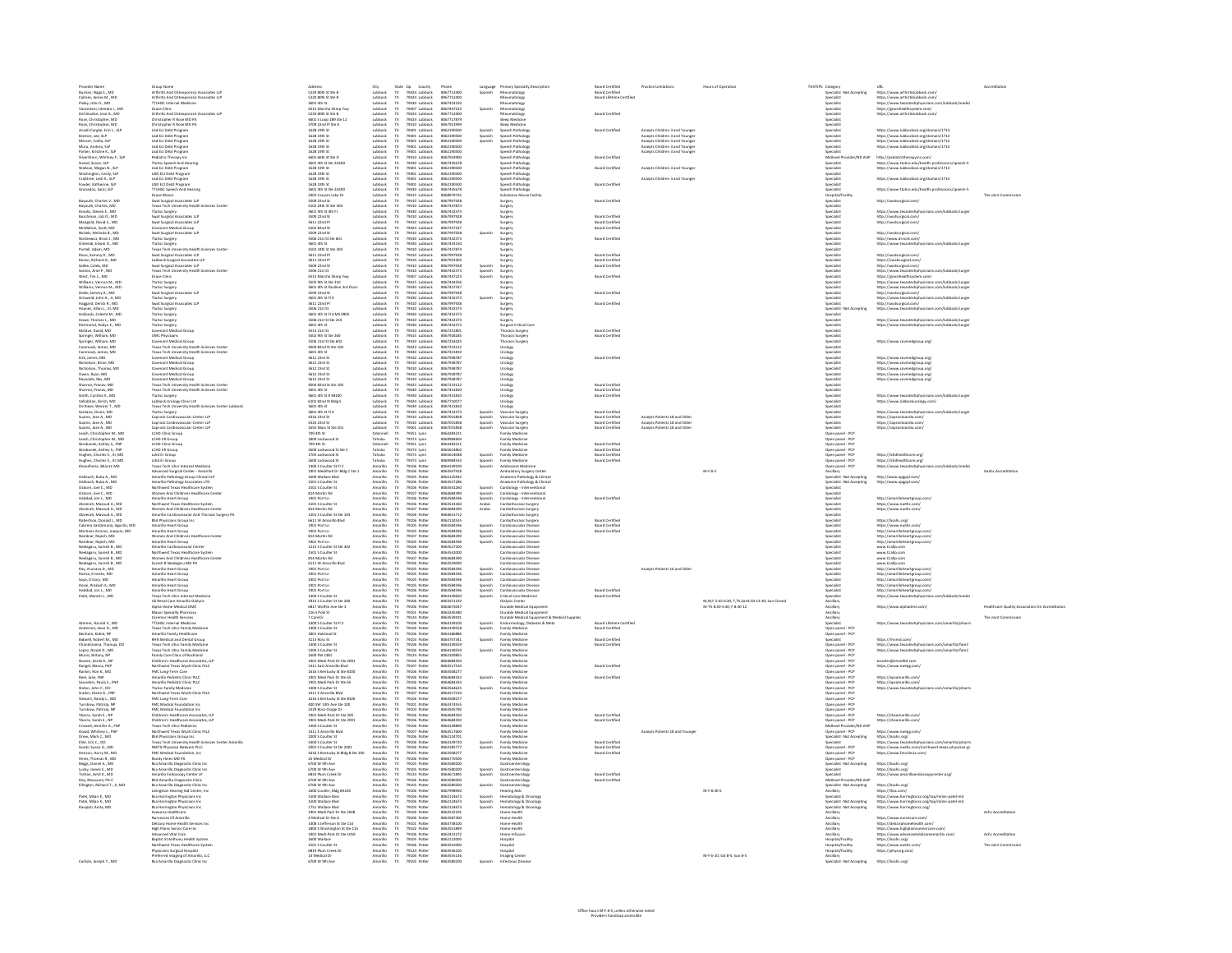| Provider Name | Group Name | Address | City | State | Zip | County | Phone | Language | Primary Specialty Description | Board Certified | Practice Limitations | Hours of Operation | TH/STP/L | Category | URL | Accreditation |
|---|---|---|---|---|---|---|---|---|---|---|---|---|---|---|---|---|
| Buchan, Nagle S., MD | Arthritis And Osteoporosis Associates LLP | 5220 80th St Ste B | Lubbock | TX | 79424 | Lubbock | 8067712000 | Spanish | Rheumatology | Board Certified | | | | Specialist - Not Accepting | https://www.arthritislubbock.com/ | |
| Calmes, James M., MD | Arthritis And Osteoporosis Associates LLP | 5220 80th St Ste B | Lubbock | TX | 79424 | Lubbock | 8067712000 | | Rheumatology | Board Lifetime Certified | | | | Specialist | https://www.arthritislubbock.com/ | |
| Paley, John S., MD | TTUHSC Internal Medicine | 3601 4th St | Lubbock | TX | 79430 | Lubbock | 8067433150 | | Rheumatology | | | | | Specialist | https://www.texastechphysicians.com/lubbock/medici | |
| Vasandani, Jitendra L., MD | Grace Clinic | 4515 Marsha Sharp Fwy | Lubbock | TX | 79407 | Lubbock | 8067437223 | Spanish | Rheumatology | | | | | Specialist | https://gracehealthsystem.com/ | |
| DeClaudise, Jose A., MD | Arthritis And Osteoporosis Associates LLP | 5220 80th St Ste B | Lubbock | TX | 79424 | Lubbock | 8067712000 | | Rheumatology | Board Certified | | | | Specialist | https://www.arthritislubbock.com/ | |
| Rose, Christopher, MD | Christopher R Rose MD PA | 4601 S Loop 289 Ste 12 | Lubbock | TX | 79424 | Lubbock | 8067717870 | | Sleep Medicine | | | | | Specialist | | |
| Rose, Christopher, MD | Christopher R Rose MD PA | 3709 22nd Pl Ste A | Lubbock | TX | 79410 | Lubbock | 8067913999 | | Sleep Medicine | | | | | Specialist | | |
| Ansell-Cargile, Erin L., SLP | Lsd Ect Debit Program | 1628 19th St | Lubbock | TX | 79401 | Lubbock | 8062190500 | Spanish | Speech Pathology | | Accepts Children 3 and Younger | | | Specialist | https://www.lubbockisd.org/domain/1713 | |
| Brenner, Lee, SLP | Lsd Ect Debit Program | 1628 19th St | Lubbock | TX | 79401 | Lubbock | 8062190500 | Spanish | Speech Pathology | | Accepts Children 3 and Younger | | | Specialist | https://www.lubbockisd.org/domain/1713 | |
| Messer, Cobia, SLP | Lsd Ect Debit Program | 1628 19th St | Lubbock | TX | 79401 | Lubbock | 8062190500 | Spanish | Speech Pathology | | Accepts Children 3 and Younger | | | Specialist | https://www.lubbockisd.org/domain/1713 | |
| Mura, Andrea, SLP | Lsd Ect Debit Program | 1628 19th St | Lubbock | TX | 79401 | Lubbock | 8062190500 | | Speech Pathology | | Accepts Children 3 and Younger | | | Specialist | https://www.lubbockisd.org/domain/1713 | |
| Parker, Kristine K., SLP | Lsd Ect Debit Program | 1628 19th St | Lubbock | TX | 79401 | Lubbock | 8062190500 | | Speech Pathology | | Accepts Children 3 and Younger | | | Specialist | | |
| Silverthorn, Whitney P., SLP | Pediatric Therapy Inc | 4601 66th St Ste D | Lubbock | TX | 79414 | Lubbock | 8067950900 | | Speech Pathology | Board Certified | | | | Midlevel Provider/NO AHP | http://pediatrictherapyinc.com/ | |
| Sneed, Susan, SLP | Ttuhsc Speech And Hearing | 3601 4th St Ste 2A300 | Lubbock | TX | 79430 | Lubbock | 8067435678 | | Speech Pathology | | | | | Specialist | https://www.ttuhsc.edu/health-professions/speech-h | |
| Wallace, Megan N., SLP | Lsd Ect Debit Program | 1628 19th St | Lubbock | TX | 79401 | Lubbock | 8062190500 | | Speech Pathology | Board Certified | Accepts Children 3 and Younger | | | Specialist | https://www.lubbockisd.org/domain/1713 | |
| Washington, Cecily, SLP | LISD ECI Debit Program | 1628 19th St | Lubbock | TX | 79401 | Lubbock | 8062190500 | | Speech Pathology | | | | | Specialist | | |
| Crabtree, Leah A., SLP | Lsd Ect Debit Program | 1628 19th St | Lubbock | TX | 79401 | Lubbock | 8062190500 | | Speech Pathology | | Accepts Children 3 and Younger | | | Specialist | https://www.lubbockisd.org/domain/1713 | |
| Fowler, Katherine, SLP | LISD ECI Debit Program | 1628 19th St | Lubbock | TX | 79401 | Lubbock | 8062190500 | | Speech Pathology | Board Certified | | | | Specialist | | |
| Granados, Sara, SLP | TTUHSC Speech And Hearing | 3601 4th St Ste 2A300 | Lubbock | TX | 79430 | Lubbock | 8067435678 | | Speech Pathology | | | | | Specialist | https://www.ttuhsc.edu/health-professions/speech-h | |
| | Grace Manor | 2402 Canyon Lake Dr | Lubbock | TX | 79415 | Lubbock | 8068979735 | | Substance Abuse Facility | | | | | Hospital/Facility | | The Joint Commission |
| Baysuth, Charles V., MD | Swat Surgical Associates LLP | 3509 22nd St | Lubbock | TX | 79410 | Lubbock | 8067997928 | | Surgery | Board Certified | | | | Specialist | http://swatsurgical.com/ | |
| Baysuth, Charles, MD | Texas Tech University Health Sciences Center | 4102 24th St Ste 304 | Lubbock | TX | 79410 | Lubbock | 8067437874 | | Surgery | | | | | Specialist | | |
| Brooks, Wesee E., MD | Ttuhsc Surgery | 3601 4th St 4th Fl | Lubbock | TX | 79430 | Lubbock | 8067432373 | | Surgery | | | | | Specialist | https://www.texastechphysicians.com/lubbock/surger | |
| Buschman, Job D., MD | Swat Surgical Associates LLP | 3509 22nd St | Lubbock | TX | 79410 | Lubbock | 8067997928 | | Surgery | Board Certified | | | | Specialist | http://swatsurgical.com/ | |
| Mangold, David E., MD | Swat Surgical Associates LLP | 3611 22nd Pl | Lubbock | TX | 79410 | Lubbock | 8067997928 | | Surgery | Board Certified | | | | Specialist | http://swatsurgical.com/ | |
| McMahon, Scott, MD | Covenant Medical Group | 5202 82nd St | Lubbock | TX | 79424 | Lubbock | 8067257337 | | Surgery | Board Certified | | | | Specialist | | |
| Nickels, Melinda B., MD | Swat Surgical Associates LLP | 3509 22nd St | Lubbock | TX | 79410 | Lubbock | 8067997928 | Spanish | Surgery | | | | | Specialist | http://swatsurgical.com/ | |
| Norkiewicz, Brian J., MD | Ttuhsc Surgery | 3506 21st St Ste 601 | Lubbock | TX | 79410 | Lubbock | 8067432373 | | Surgery | Board Certified | | | | Specialist | http://www.drnork.com/ | |
| Onkendi, Edwin O., MD | Ttuhsc Surgery | 3601 4th St | Lubbock | TX | 79430 | Lubbock | 8067433150 | | Surgery | | | | | Specialist | https://www.texastechphysicians.com/lubbock/surger | |
| Purtell, Adam, MD | Texas Tech University Health Sciences Center | 4102 24th St Ste 304 | Lubbock | TX | 79410 | Lubbock | 8067437874 | | Surgery | | | | | Specialist | | |
| Ross, Sammy D., MD | Swat Surgical Associates LLP | 3611 22nd Pl | Lubbock | TX | 79410 | Lubbock | 8067997928 | | Surgery | Board Certified | | | | Specialist | http://swatsurgical.com/ | |
| Rosen, Richard A., MD | Lubbock Surgical Associates LLP | 3611 22nd Pl | Lubbock | TX | 79410 | Lubbock | 8067923839 | | Surgery | Board Certified | | | | Specialist | https://swatsurgical.com/ | |
| Sallee, Caleb, MD | Swat Surgical Associates LLP | 3509 22nd St | Lubbock | TX | 79410 | Lubbock | 8067997928 | Spanish | Surgery | Board Certified | | | | Specialist | http://swatsurgical.com/ | |
| Santos, Ariel P., MD | Texas Tech University Health Sciences Center | 3506 21st St | Lubbock | TX | 79410 | Lubbock | 8067432373 | Spanish | Surgery | | | | | Specialist | https://www.texastechphysicians.com/lubbock/surger | |
| West, Tim L., MD | Grace Clinic | 4515 Marsha Sharp Fwy | Lubbock | TX | 79407 | Lubbock | 8067437223 | Spanish | Surgery | Board Certified | | | | Specialist | https://gracehealthsystem.com/ | |
| Williams, Vernon M., MD | Ttuhsc Surgery | 3602 4th St Ste 310 | Lubbock | TX | 79415 | Lubbock | 8067434236 | | Surgery | | | | | Specialist | https://www.texastechphysicians.com/lubbock/surger | |
| Williams, Vernon M., MD | Ttuhsc Surgery | 3601 4th St Pavilion 3rd Floor | Lubbock | TX | 79430 | Lubbock | 8067437337 | | Surgery | | | | | Specialist | https://www.texastechphysicians.com/lubbock/surger | |
| Deeb, Sammy A., MD | Swat Surgical Associates LLP | 3509 22nd St | Lubbock | TX | 79410 | Lubbock | 8067997928 | | Surgery | Board Certified | | | | Specialist | http://swatsurgical.com/ | |
| Griswold, John A., Jr, MD | Ttuhsc Surgery | 3601 4th St Fl 4 | Lubbock | TX | 79430 | Lubbock | 8067432373 | Spanish | Surgery | | | | | Specialist | https://www.texastechphysicians.com/lubbock/surger | |
| Haggard, Derick R., MD | Swat Surgical Associates LLP | 3611 22nd Pl | Lubbock | TX | 79410 | Lubbock | 8067997928 | | Surgery | Board Certified | | | | Specialist | http://swatsurgical.com/ | |
| Haynes, Allan L., III, MD | Ttuhsc Surgery | 3506 21st St | Lubbock | TX | 79410 | Lubbock | 8067432373 | | Surgery | | | | | Specialist - Not Accepting | https://www.texastechphysicians.com/lubbock/surger | |
| Hollandz, Celeste M., MD | Ttuhsc Surgery | 3601 4th St Fl 4 MS 9905 | Lubbock | TX | 79430 | Lubbock | 8067432373 | | Surgery | | | | | Specialist | | |
| Howe, Thomas L., MD | Ttuhsc Surgery | 3506 21st St Ste 210 | Lubbock | TX | 79410 | Lubbock | 8067432373 | | Surgery | | | | | Specialist | https://www.texastechphysicians.com/lubbock/surger | |
| Richmond, Robyn E., MD | Ttuhsc Surgery | 3601 4th St | Lubbock | TX | 79430 | Lubbock | 8067432373 | | Surgical Critical Care | | | | | Specialist | https://www.texastechphysicians.com/lubbock/surger | |
| Mokive, David, MD | Covenant Medical Group | 3514 21st St | Lubbock | TX | 79410 | Lubbock | 8067251801 | | Thoracic Surgery | Board Certified | | | | Specialist | | |
| Springer, William, MD | UMC Physicians | 3502 9th St Ste 260 | Lubbock | TX | 79415 | Lubbock | 8067928305 | | Thoracic Surgery | Board Certified | | | | Specialist | | |
| Springer, William, MD | Covenant Medical Group | 3506 21st St Ste 602 | Lubbock | TX | 79410 | Lubbock | 8067254425 | | Thoracic Surgery | | | | | Specialist | https://www.covmedgroup.org/ | |
| Cammack, James, MD | Texas Tech University Health Sciences Center | 4004 82nd St Ste 100 | Lubbock | TX | 79423 | Lubbock | 8067223122 | | Urology | | | | | Specialist | | |
| Cammack, James, MD | Texas Tech University Health Sciences Center | 3601 4th St | Lubbock | TX | 79430 | Lubbock | 8067431830 | | Urology | | | | | Specialist | | |
| Kirk, James, MD | Covenant Medical Group | 3612 23rd St | Lubbock | TX | 79410 | Lubbock | 8067908787 | | Urology | Board Certified | | | | Specialist | https://www.covmedgroup.org/ | |
| Nicholson, Brian, MD | Covenant Medical Group | 3612 23rd St | Lubbock | TX | 79410 | Lubbock | 8067908787 | | Urology | | | | | Specialist | https://www.covmedgroup.org/ | |
| Nicholson, Thomas, MD | Covenant Medical Group | 3612 23rd St | Lubbock | TX | 79410 | Lubbock | 8067908787 | | Urology | | | | | Specialist | https://www.covmedgroup.org/ | |
| Owen, Ryan, MD | Covenant Medical Group | 3612 23rd St | Lubbock | TX | 79410 | Lubbock | 8067908787 | | Urology | | | | | Specialist | https://www.covmedgroup.org/ | |
| Reynolds, Kevin, MD | Covenant Medical Group | 3612 23rd St | Lubbock | TX | 79410 | Lubbock | 8067908787 | | Urology | | | | | Specialist | https://www.covmedgroup.org/ | |
| Sharma, Pranav, MD | Texas Tech University Health Sciences Center | 4004 82nd St Ste 100 | Lubbock | TX | 79423 | Lubbock | 8067223122 | | Urology | Board Certified | | | | Specialist | | |
| Sharma, Pranav, MD | Texas Tech University Health Sciences Center | 3601 4th St | Lubbock | TX | 79430 | Lubbock | 8067431830 | | Urology | Board Certified | | | | Specialist | | |
| Smith, Cynthia K., MD | Ttuhsc Surgery | 3601 4th St Fl 3B100 | Lubbock | TX | 79430 | Lubbock | 8067431830 | | Urology | Board Certified | | | | Specialist | https://www.texastechphysicians.com/lubbock/surger | |
| Valladolid, Ulrich, MD | Lubbock Urology Clinic LLP | 6202 82nd St Bldg 5 | Lubbock | TX | 79424 | Lubbock | 8067710077 | | Urology | | | | | Specialist | https://www.lubbockurology.com/ | |
| De Riese, Werner T., MD | Texas Tech University Health Sciences Center Lubbock | 3601 4th St | Lubbock | TX | 79430 | Lubbock | 8067431830 | | Urology | | | | | Specialist | | |
| Santana, Dixon, MD | Ttuhsc Surgery | 3601 4th St Fl 4 | Lubbock | TX | 79430 | Lubbock | 8067432373 | Spanish | Vascular Surgery | | | | | Specialist | https://www.texastechphysicians.com/lubbock/surger | |
| Suarez, Jose A., MD | Caprock Cardiovascular Center LLP | 4316 23rd St | Lubbock | TX | 79410 | Lubbock | 8067955858 | Spanish | Vascular Surgery | Board Certified | Accepts Patients 18 and Older | | | Specialist | https://caprockcardio.com/ | |
| Suarez, Jose A., MD | Caprock Cardiovascular Center LLP | 4320 23rd St | Lubbock | TX | 79410 | Lubbock | 8067955858 | Spanish | Vascular Surgery | Board Certified | Accepts Patients 18 and Older | | | Specialist | https://caprockcardio.com/ | |
| Suarez, Jose A., MD | Caprock Cardiovascular Center LLP | 1655 Main St Ste 201 | Lubbock | TX | 79401 | Lubbock | 8067955858 | Spanish | Vascular Surgery | Board Certified | Accepts Patients 18 and Older | | | Specialist | https://caprockcardio.com/ | |
| Leach, Christopher M., MD | LCHD Clinic Group | 709 4th St | Odonnell | TX | 79351 | Lynn | 8064282231 | | Family Medicine | | | | | Open panel - PCP | | |
| Leach, Christopher M., MD | LCHD Clinic Group | 1800 Lockwood St | Tahoka | TX | 79373 | Lynn | 8069984604 | | Family Medicine | Board Certified | | | | Open panel - PCP | | |
| Skrabanek, Ashley S., FNP | LCHD Clinic Group | 709 4th St | Odonnell | TX | 79351 | Lynn | 8064282231 | | Family Medicine | Board Certified | | | | Open panel - PCP | | |
| Skrabanek, Ashley S., FNP | LCHD ER Group | 2600 Lockwood St Ste C | Tahoka | TX | 79373 | Lynn | 8065614802 | | Family Medicine | Board Certified | | | | Open panel - PCP | | |
| Hughes, Charles V., III, MD | Lchd Er Group | 1705 Lockwood St | Tahoka | TX | 79373 | Lynn | 8065614948 | Spanish | Family Medicine | Board Certified | | | | Open panel - PCP | https://lchdhealthcare.org/ | |
| Hughes, Charles V., III, MD | Lchd Er Group | 2600 Lockwood St | Tahoka | TX | 79373 | Lynn | 8069984144 | Spanish | Family Medicine | Board Certified | | | | Open panel - PCP | https://lchdhealthcare.org/ | |
| Bloomfield, Gilbert, MD | Texas Tech Univ Internal Medicine | 1400 S Coulter St Fl 2 | Amarillo | TX | 79106 | Potter | 8064149100 | Spanish | Adolescent Medicine | | | | | Open panel - PCP | https://www.texastechphysicians.com/lubbock/medici | |
| | Advanced Surgical Center - Amarillo | 1600 Wallace Dr Bldg C Ste 1 | Amarillo | TX | 79106 | Potter | 8063597938 | | Ambulatory Surgery Center | | | M-F 8-5 | | Ancillary | | Aaahc Accreditation |
| Holloorh, Ruba A., MD | Amarillo Pathology Group Clinical LLP | 1600 Wallace Blvd | Amarillo | TX | 79106 | Potter | 8062125942 | | Anatomic Pathology & Clinical | | | | | Specialist - Not Accepting | http://www.apgpad.com/ | |
| Holloorh, Ruba A., MD | Amarillo Pathology Associates LTD | 1501 S Coulter St | Amarillo | TX | 79106 | Potter | 8063557286 | | Anatomic Pathology & Clinical | | | | | Specialist - Not Accepting | http://www.apgpad.com/ | |
| Osborn, Joel C., MD | Northwest Texas Healthcare System | 1501 S Coulter St | Amarillo | TX | 79106 | Potter | 8063541260 | Spanish | Cardiology - Interventional | | | | | Specialist | | |
| Osborn, Joel C., MD | Womens And Childrens Healthcare Center | 814 Martin Rd | Amarillo | TX | 79107 | Potter | 8063684390 | Spanish | Cardiology - Interventional | | | | | Specialist | | |
| Haddad, Jon L., MD | Amarillo Heart Group | 1901 Port Ln | Amarillo | TX | 79106 | Potter | 8063584596 | Spanish | Cardiology - Interventional | Board Certified | | | | Specialist | http://amarilloheartgroup.com/ | |
| Abwenzh, Masoud A., MD | Northwest Texas Healthcare System | 1501 S Coulter St | Amarillo | TX | 79106 | Potter | 8063541260 | Arabic | Cardiothoracic Surgery | | | | | Specialist | https://www.nwths.com/ | |
| Abwenzh, Masoud A., MD | Womens And Childrens Healthcare Center | 814 Martin Rd | Amarillo | TX | 79107 | Potter | 8063684390 | Arabic | Cardiothoracic Surgery | | | | | Specialist | https://www.nwths.com/ | |
| Abwenzh, Masoud A., MD | Amarillo Cardiovascular And Thoracic Surgery PA | 1301 S Coulter St Ste 103 | Amarillo | TX | 79106 | Potter | 8063541712 | | Cardiothoracic Surgery | | | | | Specialist | | |
| Robertson, Donald J., MD | BSA Physicians Group Inc | 6611 W Amarillo Blvd | Amarillo | TX | 79106 | Potter | 8062124545 | | Cardiothoracic Surgery | Board Certified | | | | Specialist | https://bsahs.org/ | |
| Cabrera Santamaria, Agustin, MD | Amarillo Heart Group | 1901 Port Ln | Amarillo | TX | 79106 | Potter | 8063584596 | Spanish | Cardiovascular Disease | Board Certified | | | | Specialist | https://www.nwths.com/ | |
| Martinez Arizaran, Joaquin, MD | Amarillo Heart Group | 1901 Port Ln | Amarillo | TX | 79106 | Potter | 8063584596 | Spanish | Cardiovascular Disease | Board Certified | | | | Specialist | http://amarilloheartgroup.com/ | |
| Nambiar, Rajesh, MD | Womens And Childrens Healthcare Center | 814 Martin Rd | Amarillo | TX | 79107 | Potter | 8063684390 | Spanish | Cardiovascular Disease | | | | | Specialist | http://amarilloheartgroup.com/ | |
| Nambiar, Rajesh, MD | Amarillo Heart Group | 1901 Port Ln | Amarillo | TX | 79106 | Potter | 8063584596 | Spanish | Cardiovascular Disease | | | | | Specialist | http://amarilloheartgroup.com/ | |
| Neelagaru, Suresh B., MD | Amarillo Cardiovascular Center | 1215 S Coulter St Ste 302 | Amarillo | TX | 79106 | Potter | 8063527200 | | Cardiovascular Disease | | | | | Specialist | www.tcvdp.com | |
| Neelagaru, Suresh B., MD | Northwest Texas Healthcare System | 1501 S Coulter St | Amarillo | TX | 79106 | Potter | 8063541000 | | Cardiovascular Disease | | | | | Specialist | www.tcvdp.com | |
| Neelagaru, Suresh B., MD | Womens And Childrens Healthcare Center | 814 Martin Rd | Amarillo | TX | 79107 | Potter | 8063684390 | | Cardiovascular Disease | | | | | Specialist | www.tcvdp.com | |
| Neelagaru, Suresh B., MD | Suresh B Neelagaru MD PA | 6611 W Amarillo Blvd | Amarillo | TX | 79106 | Potter | 8063529000 | | Cardiovascular Disease | | | | | Specialist | www.tcvdp.com | |
| Ray, Arunava D., MD | Amarillo Heart Group | 1901 Port Ln | Amarillo | TX | 79106 | Potter | 8063584596 | Spanish | Cardiovascular Disease | | Accepts Patients 16 and Older | | | Specialist | http://amarilloheartgroup.com/ | |
| Rivera, Ernesto, MD | Amarillo Heart Group | 1901 Port Ln | Amarillo | TX | 79106 | Potter | 8063584596 | Spanish | Cardiovascular Disease | | | | | Specialist | http://amarilloheartgroup.com/ | |
| Soyo, D Gary, MD | Amarillo Heart Group | 1901 Port Ln | Amarillo | TX | 79106 | Potter | 8063584596 | Spanish | Cardiovascular Disease | | | | | Specialist | http://amarilloheartgroup.com/ | |
| Desai, Prakash K., MD | Amarillo Heart Group | 1901 Port Ln | Amarillo | TX | 79106 | Potter | 8063584596 | Spanish | Cardiovascular Disease | | | | | Specialist | http://amarilloheartgroup.com/ | |
| Haddad, Jon L., MD | Amarillo Heart Group | 1901 Port Ln | Amarillo | TX | 79106 | Potter | 8063584596 | Spanish | Cardiovascular Disease | Board Certified | | | | Specialist | http://amarilloheartgroup.com/ | |
| Patel, Manish L., MD | Texas Tech Univ Internal Medicine | 1400 S Coulter St Ste 200 | Amarillo | TX | 79106 | Potter | 8064149650 | Spanish | Critical Care Medicine | Board Certified | | | | Specialist | https://www.texastechphysicians.com/lubbock/medici | |
| | US Renal Care Amarillo Dialysis | 1915 S Coulter St Ste 100 | Amarillo | TX | 79106 | Potter | 8063551192 | | Dialysis Center | | | M,W,F 5:45-6:30; T,Th,Sat 8:30-12:30, Sun Closed | | Ancillary | | |
| | Alpha Home Medical DME | 6817 Wolflin Ave Ste 3 | Amarillo | TX | 79106 | Potter | 8063675047 | | Durable Medical Equipment | | | M-Th 8:30-5:30; F 8:30-12 | | Ancillary | https://www.alphadme.com/ | Healthcare Quality Association On Accreditation |
| | Maxor Specialty Pharmacy | 216 S Polk St | Amarillo | TX | 79101 | Potter | 8063245580 | | Durable Medical Equipment | | | | | Ancillary | | |
| | Carenco Health Services | 7 Care Dr | Amarillo | TX | 79124 | Potter | 8063559191 | | Durable Medical Equipment & Medical Supplies | | | | | Ancillary | | The Joint Commission |
| Werner, Harold V., MD | TTUHSC Internal Medicine | 1400 S Coulter St Fl 2 | Amarillo | TX | 79106 | Potter | 8064149100 | Spanish | Endocrinology, Diabetes & Meta | Board Lifetime Certified | | | | Specialist | https://www.texastechphysicians.com/amarillo/pharm | |
| Anderson, Sean D., MD | Texas Tech Univ Family Medicine | 1400 S Coulter St | Amarillo | TX | 79106 | Potter | 8064149554 | Spanish | Family Medicine | Board Certified | | | | Open panel - PCP | | |
| Benham, Robin, NP | Amarillo Family Healthcare | 1801 Halstead St | Amarillo | TX | 79106 | Potter | 8063186886 | | Family Medicine | | | | | Open panel - PCP | | |
| Bidwell, Robert W., MD | BHH Medical and Dental Group | 4113 Ross St | Amarillo | TX | 79103 | Potter | 8063765341 | Spanish | Family Medicine | Board Certified | | | | Specialist | https://rhmmd.com/ | |
| Chandrasena, Tharuja, DO | Texas Tech Univ Family Medicine | 1400 S Coulter St | Amarillo | TX | 79106 | Potter | 8064149554 | | Family Medicine | Board Certified | | | | Open panel - PCP | https://www.texastechphysicians.com/amarillo/famil | |
| Lopez, Rosario D., MD | Texas Tech Univ Family Medicine | 1400 S Coulter St | Amarillo | TX | 79106 | Potter | 8064149554 | Spanish | Family Medicine | Board Certified | | | | Open panel - PCP | https://www.texastechphysicians.com/amarillo/famil | |
| Musick, Brittany, NP | Family Care Clinic of Bushland | 1606 FM 2381 | Amarillo | TX | 79124 | Potter | 8063509898 | | Family Medicine | | | | | Open panel - PCP | | |
| Nassar, Karlie K., NP | Children's Healthcare Associates, LLP | 1901 Medi-Park Dr Ste 2001 | Amarillo | TX | 79106 | Potter | 8063684350 | | Family Medicine | | | | | Open panel - PCP | tcucker@nwmedfol.com | |
| Rangel, Marco, FNP | Northwest Texas Wyatt Clinic PLLC | 1411 East Amarillo Blvd | Amarillo | TX | 79107 | Potter | 8063517550 | | Family Medicine | | | | | Open panel - PCP | https://www.nwtpg.com/ | |
| Rankin, Ron R., MD | PMC Long-Term Care | 1616 S Kentucky St Ste D300 | Amarillo | TX | 79106 | Potter | 8063508277 | | Family Medicine | | | | | Open panel - PCP | | |
| Reel, Julie, FNP | Amarillo Pediatric Clinic PLLC | 1901 Medi Park Dr Ste 6A | Amarillo | TX | 79106 | Potter | 8063684433 | | Family Medicine | Board Certified | | | | Open panel - PCP | https://apcamarillo.com/ | |
| Saunders, Paula S., FNP | Amarillo Pediatric Clinic PLLC | 1901 Medi Park Dr Ste 6A | Amarillo | TX | 79106 | Potter | 8063684433 | | Family Medicine | | | | | Open panel - PCP | https://apcamarillo.com/ | |
| Slaton, John F., DO | Ttuhsc Family Medicine | 1400 S Coulter St | Amarillo | TX | 79106 | Potter | 8063546625 | Spanish | Family Medicine | | | | | Open panel - PCP | https://www.texastechphysicians.com/amarillo/pharm | |
| Snider, Dawn G., FNP | Northwest Texas Wyatt Clinic PLLC | 1411 E Amarillo Blvd | Amarillo | TX | 79107 | Potter | 8063517550 | | Family Medicine | | | | | Open panel - PCP | | |
| Stewart, Randy L., MD | PMC Long-Term Care | 1616 S Kentucky St Ste D300 | Amarillo | TX | 79106 | Potter | 8063508277 | | Family Medicine | | | | | Open panel - PCP | | |
| Turnbow, Patricia, NP | PMC Medical Foundation Inc | 400 SW 10th Ave Ste 100 | Amarillo | TX | 79101 | Potter | 8063374555 | | Family Medicine | | | | | Open panel - PCP | | |
| Turnbow, Patricia, NP | PMC Medical Foundation Inc | 2329 Ross-Osage Dr | Amarillo | TX | 79103 | Potter | 8063505790 | | Family Medicine | | | | | Open panel - PCP | | |
| Ybarra, Sarah K., NP | Children's Healthcare Associates, LLP | 1901 Medi-Park Dr Ste 200 | Amarillo | TX | 79106 | Potter | 8063684350 | | Family Medicine | | | | | Open panel - PCP | https://chaamarillo.com/ | |
| Ybarra, Sarah K., NP | Children's Healthcare Associates, LLP | 1901 Medi Park Dr Ste 2001 | Amarillo | TX | 79106 | Potter | 8063684350 | | Family Medicine | | | | | Open panel - PCP | https://chaamarillo.com/ | |
| Crowell, Jennifer A., FNP | Texas Tech Univ Pediatrics | 1400 S Coulter St | Amarillo | TX | 79106 | Potter | 8064149800 | | Family Medicine | | | | | Midlevel Provider/NO AHP | | |
| Dowd, Whitney L., FNP | Northwest Texas Wyatt Clinic PLLC | 1411 E Amarillo Blvd | Amarillo | TX | 79107 | Potter | 8063517600 | | Family Medicine | | Accepts Patients 18 and Younger | | | Open panel - PCP | https://www.nwtpg.com/ | |
| Drew, Mark C., MD | BSA Physicians Group Inc | 1000 S Coulter St | Amarillo | TX | 79106 | Potter | 8062124705 | | Family Medicine | | | | | Specialist - Not Accepting | https://bsahs.org/ | |
| Ellis, Eric C., DO | Texas Tech University Health Sciences Center Amarillo | 1400 S Coulter St | Amarillo | TX | 79106 | Potter | 8064149720 | Spanish | Family Medicine | Board Certified | | | | Open panel - PCP | https://www.texastechphysicians.com/amarillo/pharm | |
| Goetz, Susan G., MD | NWTS Physician Network PLLC | 2301 S Coulter St Ste 2001 | Amarillo | TX | 79106 | Potter | 8063186777 | Spanish | Family Medicine | Board Certified | | | | Open panel - PCP | https://www.nwths.com/northwest-texas-physician-gr | |
| Henson, Harry M., MD | PMC Medical Foundation, Inc | 1616 S Kentucky St Bldg B Ste 100 | Amarillo | TX | 79102 | Potter | 8063508277 | | Family Medicine | Board Certified | | | | Open panel - PCP | https://www.fmcclinics.com/ | |
| Hines, Thomas R., MD | Randy Hines MD PA | 25 Medical Dr | Amarillo | TX | 79106 | Potter | 8063770020 | | Family Medicine | | | | | Open panel - PCP | | |
| Beggs, Daniel A., MD | Bsa Amarillo Diagnostic Clinic Inc | 6700 W 9th Ave | Amarillo | TX | 79106 | Potter | 8063580200 | | Gastroenterology | | | | | Specialist - Not Accepting | https://bsahs.org/ | |
| Lusky, James E., MD | Bsa Amarillo Diagnostic Clinic Inc | 6700 W 9th Ave | Amarillo | TX | 79106 | Potter | 8063580200 | Spanish | Gastroenterology | | | | | Specialist | https://bsahs.org/ | |
| Trehan, Amit R., MD | Amarillo Endoscopy Center LP | 6833 Plum Creek Dr | Amarillo | TX | 79124 | Potter | 8068671895 | Spanish | Gastroenterology | Board Certified | | | | Specialist | https://www.amarilloendoscopycenter.org/ | |
| Dey, Mousumi, PA-C | BSA Amarillo Diagnostic Clinic | 6700 W 9th Ave | Amarillo | TX | 79106 | Potter | 8063580200 | | Gastroenterology | Board Certified | | | | Midlevel Provider/NO AHP | | |
| Ellington, Richard T., Jr, MD | Bsa Amarillo Diagnostic Clinic Inc | 6700 W 9th Ave | Amarillo | TX | 79106 | Potter | 8063580200 | Spanish | Gastroenterology | | | | | Specialist - Not Accepting | https://bsahs.org/ | |
| | Lexington Hearing Aid Center, Inc | 1600 Coulter, Bldg RR105 | Amarillo | TX | 79106 | Potter | 8067998950 | | Hearing Aids | | | M-F 8:30-5 | | Ancillary | https://lhac.com/ | |
| Patel, Milan K., MD | Bsa Harrington Physicians Inc | 1500 Wallace Blvd | Amarillo | TX | 79106 | Potter | 8062124673 | Spanish | Hematology & Oncology | | | | | Specialist | https://www.harringtoncc.org/top/milan-patel-md | |
| Patel, Milan K., MD | Bsa Harrington Physicians Inc | 1500 Wallace Blvd | Amarillo | TX | 79106 | Potter | 8062124673 | Spanish | Hematology & Oncology | | | | | Specialist - Not Accepting | https://www.harringtoncc.org/top/milan-patel-md | |
| Ravipati, Anita, MD | Bsa Harrington Physicians Inc | 1751 Wallace Blvd | Amarillo | TX | 79106 | Potter | 8062124673 | Spanish | Hematology & Oncology | | | | | Specialist - Not Accepting | https://www.harringtoncc.org/ | |
| | Avvenno Healthcare | 1901 Medi Park Dr Ste 2048 | Amarillo | TX | 79106 | Potter | 8063542101 | | Home Health | | | | | Ancillary | | Achc Accreditation |
| | Nurscore Of Amarillo | 4 Medical Dr Ste A | Amarillo | TX | 79106 | Potter | 8063587400 | | Home Health | | | | | Ancillary | https://www.nurscore.com/ | |
| | Delcorp Home Health Services Inc | 1408 S Jefferson St Ste 114 | Amarillo | TX | 79101 | Potter | 8063790190 | | Home Health | | | | | Ancillary | https://delcorphomehealth.com/ | |
| | High Plains Senior Care Inc | 1800 S Washington St Ste 115 | Amarillo | TX | 79102 | Potter | 8063551899 | | Home Health | | | | | Ancillary | https://www.highplainsseniorcare.com/ | |
| | Advanced Vital Care | 7625 Pinnacle Dr Ste 1059 | Amarillo | TX | 79119 | Potter | 8063422372 | | Home Infusion | | | | | Ancillary | https://www.advancedvitalcareamarillo.com/ | Achc Accreditation |
| | Baptist St Anthony Health System | 1600 Wallace | Amarillo | TX | 79106 | Potter | 8062122000 | | Hospital | | | | | Hospital/Facility | https://bsahs.org/ | |
| | Northwest Texas Healthcare System | 1501 S Coulter St | Amarillo | TX | 79106 | Potter | 8063541000 | | Hospital | | | | | Hospital/Facility | https://www.nwths.com/ | The Joint Commission |
| | Physicians Surgical Hospital | 6819 Plum Creek Dr | Amarillo | TX | 79124 | Potter | 8063556220 | | Hospital | | | | | Hospital/Facility | https://phsurg.com/ | |
| | Preferred Imaging of Amarillo, LLC | 14 Medical Dr | Amarillo | TX | 79106 | Potter | 8063555136 | | Imaging Center | | | M-F 6-10; Sat 8-5; Sun 8-5 | | Ancillary | | |
| Carlisle, Joseph T., MD | Bsa Amarillo Diagnostic Clinic Inc | 6700 W 9th Ave | Amarillo | TX | 79106 | Potter | 8063580200 | Spanish | Infectious Disease | | | | | Specialist - Not Accepting | https://bsahs.org/ | |

Office hours M-F 8-5, unless otherwise noted
Providers handicap accessible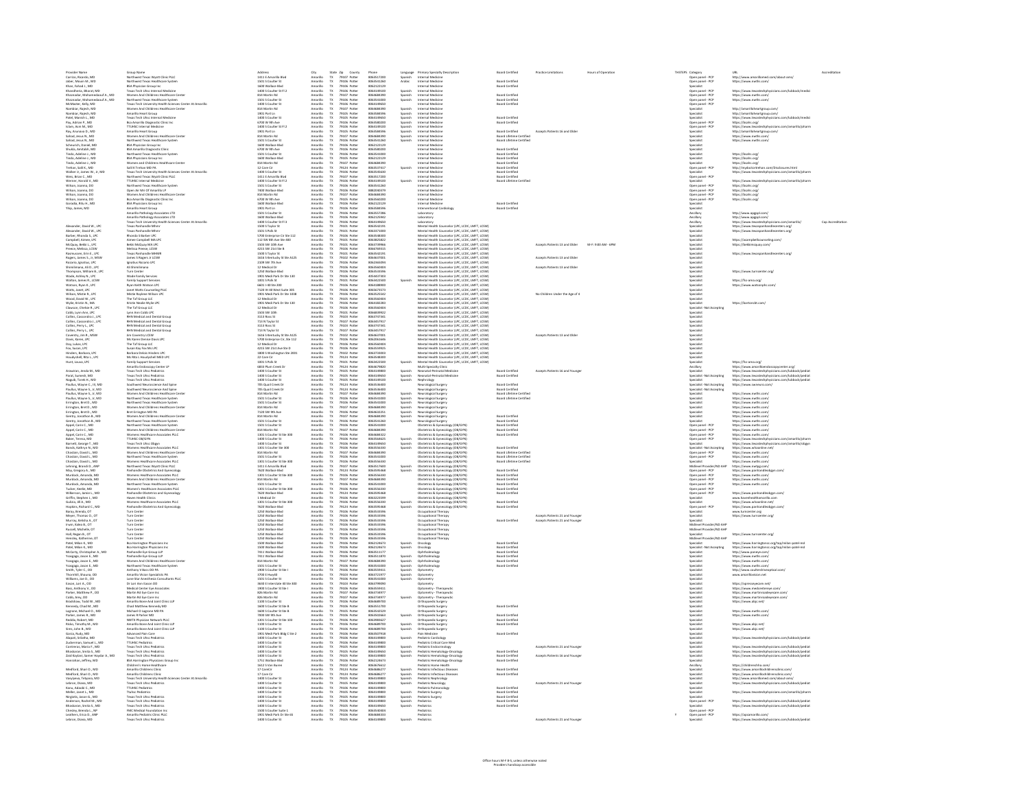| Provider Name | Group Name | Address | City | State | Zip | County | Phone | Language | Primary Specialty Description | Board Certified | Practice Limitations | Hours of Operation | TH/ITS/PS | Category | URL | Accreditation |
|---|---|---|---|---|---|---|---|---|---|---|---|---|---|---|---|---|
| Carrizo, Ricardo, MD | Northwest Texas Wyatt Clinic PLLC | 1411 E Amarillo Blvd | Amarillo | TX | 79107 | Potter | 8065517200 | Spanish | Internal Medicine | | | | | Open panel - PCP | http://www.amarillomed.com/about-one/ | |
| Jaber, Mouin M., MD | Northwest Texas Healthcare System | 1501 S Coulter St | Amarillo | TX | 79106 | Potter | 8065541260 | Arabic | Internal Medicine | Board Certified | | | | Open panel - PCP | https://www.nwths.com/ | |
| Khan, Fahad J., MD | BSA Physician Group Inc | 1600 Wallace Blvd | Amarillo | TX | 79106 | Potter | 8062122129 | | Internal Medicine | Board Certified | | | | Specialist | | |
| Khanolkarka, Minal, MD | Texas Tech Univ Internal Medicine | 1400 S Coulter St Fl 2 | Amarillo | TX | 79106 | Potter | 8064149100 | Spanish | Internal Medicine | Board Certified | | | | Open panel - PCP | https://www.texastechphysicians.com/lubbock/medic | |
| Khosravian, Mohammadbaud A., MD | Womens And Childrens Healthcare Center | 816 Martin Rd | Amarillo | TX | 79107 | Potter | 8066884490 | Spanish | Internal Medicine | | | | | Open panel - PCP | https://www.nwths.com/ | |
| Khosravian, Mohammadbaud A., MD | Northwest Texas Healthcare System | 1501 S Coulter St | Amarillo | TX | 79106 | Potter | 8065543000 | Spanish | Internal Medicine | Board Certified | | | | Open panel - PCP | https://www.nwths.com/ | |
| McMaster, Kelly, MD | Texas Tech University Health Sciences Center At Amarillo | 1400 S Coulter St | Amarillo | TX | 79106 | Potter | 8064149600 | | Internal Medicine | Board Certified | | | | Open panel - PCP | | |
| Nambiar, Rajesh, MD | Womens And Childrens Healthcare Center | 816 Martin Rd | Amarillo | TX | 79107 | Potter | 8066884490 | Spanish | Internal Medicine | | | | | Specialist | http://amarilloheartgroup.com/ | |
| Nambiar, Rajesh, MD | Amarillo Heart Group | 1901 Port Ln | Amarillo | TX | 79106 | Potter | 8063588596 | Spanish | Internal Medicine | | | | | Specialist | http://amarilloheartgroup.com/ | |
| Patel, Manish I., MD | Texas Tech Univ Internal Medicine | 1400 S Coulter St | Amarillo | TX | 79106 | Potter | 8064149100 | Spanish | Internal Medicine | Board Certified | | | | Specialist | https://www.texastechphysicians.com/lubbock/medic | |
| Pay, Adrian P., MD | Bsa Amarillo Diagnostic Clinic Inc | 6700 W 9th Ave | Amarillo | TX | 79106 | Potter | 8063580200 | | Internal Medicine | Board Certified | | | | Open panel - PCP | https://bsahs.org/ | |
| Islam, Asim M., MD | TTUHSC Internal Medicine | 1400 S Coulter St Fl 2 | Amarillo | TX | 79106 | Potter | 8064149100 | Spanish | Internal Medicine | Board Certified | | | | Open panel - PCP | https://www.texastechphysicians.com/amarillo/pharm | |
| Ray, Anastasia D., MD | Amarillo Heart Group | 1901 Port Ln | Amarillo | TX | 79106 | Potter | 8063588596 | Spanish | Internal Medicine | Board Certified | Accepts Patients 16 and Older | | | Specialist | http://amarilloheartgroup.com/ | |
| Sahad, Jesus N., MD | Womens And Childrens Healthcare Center | 816 Martin Rd | Amarillo | TX | 79107 | Potter | 8066884490 | Spanish | Internal Medicine | Board Lifetime Certified | | | | Specialist | https://www.nwths.com/ | |
| Sahad, Jesus N., MD | Northwest Texas Healthcare System | 1501 S Coulter St | Amarillo | TX | 79106 | Potter | 8065541260 | Spanish | Internal Medicine | Board Lifetime Certified | | | | Specialist | https://www.nwths.com/ | |
| Schwarich, Daniel, MD | BSA Physician Group Inc | 1600 Wallace Blvd | Amarillo | TX | 79106 | Potter | 8062122129 | | Internal Medicine | | | | | Specialist | | |
| Shukla, Amitabh, MD | BSA Amarillo Diagnostic Clinic | 6700 W 9th Ave | Amarillo | TX | 79106 | Potter | 8063580200 | | Internal Medicine | | | | | Specialist | | |
| Tredo, Adeline J., MD | Northwest Texas Healthcare System | 1501 S Coulter St | Amarillo | TX | 79106 | Potter | 8065543000 | | Internal Medicine | Board Certified | | | | Specialist | https://bsahs.org/ | |
| Tredo, Adeline J., MD | BSA Physicians Group Inc | 1600 Wallace Blvd | Amarillo | TX | 79106 | Potter | 8062122129 | | Internal Medicine | Board Certified | | | | Specialist | https://bsahs.org/ | |
| Tredo, Adeline J., MD | Womens and Childrens Healthcare Center | 816 Martin Rd | Amarillo | TX | 79107 | Potter | 8066884490 | | Internal Medicine | Board Certified | | | | Specialist | https://bsahs.org/ | |
| Trehan, Salil K., MD | Salil K Trehan MD PA | 12 Care Cir | Amarillo | TX | 79124 | Potter | 8065537417 | Spanish | Internal Medicine | Board Certified | | | | Open panel - PCP | http://mydoctortrehan.com/Disclosure.html | |
| Walker II, James W., II, MD | Texas Tech University Health Sciences Center At Amarillo | 1400 S Coulter St | Amarillo | TX | 79106 | Potter | 8063545600 | | Internal Medicine | Board Certified | | | | Specialist | https://www.texastechphysicians.com/amarillo/pharm | |
| Wei, Brian C., MD | Northwest Texas Wyatt Clinic PLLC | 1411 E Amarillo Blvd | Amarillo | TX | 79107 | Potter | 8065517200 | | Internal Medicine | Board Certified | | | | Open panel - PCP | | |
| Werner, Harold V., MD | TTUHSC Internal Medicine | 1400 S Coulter St Fl 2 | Amarillo | TX | 79106 | Potter | 8064149100 | Spanish | Internal Medicine | Board Lifetime Certified | | | | Specialist | https://www.texastechphysicians.com/amarillo/pharm | |
| Wilson, Joanna, DO | Northwest Texas Healthcare System | 1501 S Coulter St | Amarillo | TX | 79106 | Potter | 8065541260 | | Internal Medicine | | | | | Open panel - PCP | https://bsahs.org/ | |
| Wilson, Joanna, DO | Open Air MRI Of Amarillo LP | 7400 Wallace Blvd | Amarillo | TX | 79106 | Potter | 8882008374 | | Internal Medicine | | | | | Open panel - PCP | https://bsahs.org/ | |
| Wilson, Joanna, DO | Womens And Childrens Healthcare Center | 816 Martin Rd | Amarillo | TX | 79107 | Potter | 8066884490 | | Internal Medicine | | | | | Open panel - PCP | https://bsahs.org/ | |
| Wilson, Joanna, DO | Bsa Amarillo Diagnostic Clinic Inc | 6700 W 9th Ave | Amarillo | TX | 79106 | Potter | 8063580200 | | Internal Medicine | | | | | Open panel - PCP | https://bsahs.org/ | |
| Gonzalez, Rita H., MD | BSA Physicians Group Inc | 1600 Wallace Blvd | Amarillo | TX | 79106 | Potter | 8062122129 | | Internal Medicine | Board Certified | | | | Specialist | | |
| Yiup, James, MD | Amarillo Heart Group | 1901 Port Ln | Amarillo | TX | 79106 | Potter | 8063588596 | | Interventional Cardiology | Board Certified | | | | Specialist | | |
| | Amarillo Pathology Associates LTD | 1501 S Coulter St | Amarillo | TX | 79106 | Potter | 8063557286 | | Laboratory | | | | | Ancillary | http://www.apgpd.com/ | |
| | Amarillo Pathology Associates LTD | 1600 Wallace Blvd | Amarillo | TX | 79106 | Potter | 8062125942 | | Laboratory | | | | | Ancillary | http://www.apgpd.com/ | |
| | Texas Tech University Health Sciences Center At Amarillo | 1400 S Coulter St Fl 3 | Amarillo | TX | 79106 | Potter | 8064149650 | | Laboratory | | | | | Ancillary | https://www.texastechphysicians.com/amarillo/ | Cap Accreditation |
| Alexander, David W., LPC | Texas Panhandle Mhmr | 1500 S Taylor St | Amarillo | TX | 79101 | Potter | 8063582191 | | Mental Health Counselor (LPC, LCDC, LMFT, LCSW) | | | | | Specialist | https://www.texaspanhandlecenters.org/ | |
| Alexander, David W., LPC | Texas Panhandle Mhmr | 1501 S Polk St | Amarillo | TX | 79101 | Potter | 8063573300 | | Mental Health Counselor (LPC, LCDC, LMFT, LCSW) | | | | | Specialist | https://www.texaspanhandlecenters.org/ | |
| Barber, Rhonda A., LPC | Rhonda S Barber LPC | 5700 Enterprise Cir Ste 112 | Amarillo | TX | 79106 | Potter | 8063588000 | | Mental Health Counselor (LPC, LCDC, LMFT, LCSW) | | | | | Specialist | | |
| Campbell, Aimee, LPC | Aimee Campbell MA LPC | 1300 W 8th Ave Ste 400 | Amarillo | TX | 79101 | Potter | 8063529452 | | Mental Health Counselor (LPC, LCDC, LMFT, LCSW) | | | | | Specialist | https://aimeecampbellcounseling.com/ | |
| McQuay, Bekki L., LPC | Bekki McQuay MA LPC | 1503 SW 10th Ave | Amarillo | TX | 79101 | Potter | 8064739966 | | Mental Health Counselor (LPC, LCDC, LMFT, LCSW) | | Accepts Patients 13 and Older | M-F: 9:00 AM - 6PM | | Specialist | https://bekkimcquay.com/ | |
| Preece, Melissa, LCSW | Melissa Preece, LCSW | 4215 SW 21st Ste B | Amarillo | TX | 79106 | Potter | 8066766415 | | Mental Health Counselor (LPC, LCDC, LMFT, LCSW) | | | | | Specialist | | |
| Rasmussen, Erin E., LPC | Texas Panhandle MHMR | 1500 S Taylor St | Amarillo | TX | 79101 | Potter | 8063582191 | | Mental Health Counselor (LPC, LCDC, LMFT, LCSW) | | | | | Specialist | https://www.texaspanhandlecenters.org/ | |
| Rogers, James S., Jr, MSW | James S Rogers Jr LCSW | 1616 S Kentucky St Ste A125 | Amarillo | TX | 79102 | Potter | 8066497005 | | Mental Health Counselor (LPC, LCDC, LMFT, LCSW) | | Accepts Patients 13 and Older | | | Specialist | | |
| Rozario, Ignatius, LPC | Ignatius Rozario LPC | 2109 SW 7th Ave | Amarillo | TX | 79106 | Potter | 8062366094 | | Mental Health Counselor (LPC, LCDC, LMFT, LCSW) | | | | | Specialist | | |
| Shimshimana, Ali E., LPC | Ali Shimshimana | 12 Medical Dr | Amarillo | TX | 79106 | Potter | 8063560600 | | Mental Health Counselor (LPC, LCDC, LMFT, LCSW) | | Accepts Patients 13 and Older | | | Specialist | | |
| Thompson, William R., LPC | Turn Center | 1250 Wallace Blvd | Amarillo | TX | 79106 | Potter | 8063533396 | | Mental Health Counselor (LPC, LCDC, LMFT, LCSW) | | | | | Specialist | https://www.turncenter.org/ | |
| Wade, Ashley N., LPC | Wade Family Services | 1901 Medi Park Dr Ste 180 | Amarillo | TX | 79106 | Potter | 4354437305 | | Mental Health Counselor (LPC, LCDC, LMFT, LCSW) | | | | | Specialist | | |
| Walton, James R., LCSW | Family Support Services | 1001 S Polk St | Amarillo | TX | 79101 | Potter | 8063422500 | Spanish | Mental Health Counselor (LPC, LCDC, LMFT, LCSW) | | | | | Specialist | https://fss-ama.org/ | |
| Watson, Ryan K., LPC | Ryan Keith Watson LPC | 6601 I-40 Ste 200 | Amarillo | TX | 79106 | Potter | 8063188900 | | Mental Health Counselor (LPC, LCDC, LMFT, LCSW) | | | | | Specialist | https://www.watsonphs.com/ | |
| Watts, Janet, LPC | Janet Watts Counseling PLLC | 7120 I-40 West Suite 205 | Amarillo | TX | 79106 | Potter | 8066751573 | | Mental Health Counselor (LPC, LCDC, LMFT, LCSW) | | | | | Specialist | | |
| Wilson, Mistie R., LPC | Mistie Raylene Wilson LPC | 1901 Medi Park Dr Ste 1038 | Amarillo | TX | 79106 | Potter | 8068525542 | | Mental Health Counselor (LPC, LCDC, LMFT, LCSW) | | No Children Under the Age of 9 | | | Specialist | | |
| Wood, David W., LPC | The Tcf Group LLC | 12 Medical Dr | Amarillo | TX | 79106 | Potter | 8063560600 | | Mental Health Counselor (LPC, LCDC, LMFT, LCSW) | | | | | Specialist | | |
| Wylie, Kristie N., MA | Kristie Neale Wylie LPC | 1901 Medi Park Dr Ste 180 | Amarillo | TX | 79106 | Potter | 8063382283 | | Mental Health Counselor (LPC, LCDC, LMFT, LCSW) | | | | | Specialist | https://kwilsonlc.com/ | |
| Clawson, Clinton R., LPC | The Tcf Group LLC | 12 Medical Dr | Amarillo | TX | 79106 | Potter | 8063560600 | | Mental Health Counselor (LPC, LCDC, LMFT, LCSW) | | | | | Specialist - Not Accepting | | |
| Cobb, Lynn Ann, LPC | Lynn Ann Cobb LPC | 1602 SW 10th | Amarillo | TX | 79101 | Potter | 8068089912 | | Mental Health Counselor (LPC, LCDC, LMFT, LCSW) | | | | | Specialist | | |
| Collins, Cassondra L., LPC | RHN Medical and Dental Group | 3113 Ross St | Amarillo | TX | 79103 | Potter | 8063737441 | | Mental Health Counselor (LPC, LCDC, LMFT, LCSW) | | | | | Specialist | | |
| Collins, Cassondra L., LPC | RHN Medical and Dental Group | 715 N Taylor St | Amarillo | TX | 79107 | Potter | 8063457917 | | Mental Health Counselor (LPC, LCDC, LMFT, LCSW) | | | | | Specialist | | |
| Collins, Perry L., LPC | RHN Medical and Dental Group | 3113 Ross St | Amarillo | TX | 79103 | Potter | 8063737441 | | Mental Health Counselor (LPC, LCDC, LMFT, LCSW) | | | | | Specialist | | |
| Collins, Perry L., LPC | RHN Medical and Dental Group | 715 N Taylor St | Amarillo | TX | 79107 | Potter | 8063457917 | | Mental Health Counselor (LPC, LCDC, LMFT, LCSW) | | | | | Specialist | | |
| Coventry, Jon R., MSW | Jon Coventry LCSW | 1616 S Kentucky St Ste A125 | Amarillo | TX | 79102 | Potter | 8066497005 | | Mental Health Counselor (LPC, LCDC, LMFT, LCSW) | | Accepts Patients 13 and Older | | | Specialist | | |
| Davis, Karen, LPC | Ms Karen Denise Davis LPC | 5700 Enterprise Cir, Ste 112 | Amarillo | TX | 79106 | Potter | 8062061646 | | Mental Health Counselor (LPC, LCDC, LMFT, LCSW) | | | | | Specialist | | |
| Day, Lukas, LPC | The Tcf Group LLC | 12 Medical Dr | Amarillo | TX | 79106 | Potter | 8063560600 | | Mental Health Counselor (LPC, LCDC, LMFT, LCSW) | | | | | Specialist | | |
| Fox, Susan, LPC | Susan Kay Fox Ms LPC | 4215 SW 21st Ave Ste D | Amarillo | TX | 79106 | Potter | 8063559925 | | Mental Health Counselor (LPC, LCDC, LMFT, LCSW) | | | | | Specialist | | |
| Hinders, Barbara, LPC | Barbara Delois Hinders LPC | 1800 S Washington Ste 2001 | Amarillo | TX | 79102 | Potter | 8063733005 | | Mental Health Counselor (LPC, LCDC, LMFT, LCSW) | | | | | Specialist | | |
| Hoodyshell, Rita L., LPC | Ms Rita L Hoodyshell MED LPC | 22 Care Cir | Amarillo | TX | 79124 | Potter | 8063588000 | | Mental Health Counselor (LPC, LCDC, LMFT, LCSW) | | | | | Specialist | | |
| Hunt, Louis, LPC | Family Support Services | 1001 S Polk St | Amarillo | TX | 79101 | Potter | 8063422500 | Spanish | Mental Health Counselor (LPC, LCDC, LMFT, LCSW) | | | | | Specialist | https://fss-ama.org/ | |
| | Amarillo Endoscopy Center LP | 6818 Plum Creek Dr | Amarillo | TX | 79124 | Potter | 8064679820 | | Multi-Specialty Clinic | | | | | Ancillary | https://www.amarilloendoscopycenter.org/ | |
| Arawnian, Anoda M., MD | Texas Tech Univ Pediatrics | 1400 S Coulter St | Amarillo | TX | 79106 | Potter | 8064149800 | Spanish | Neonatal-Perinatal Medicine | Board Certified | Accepts Patients 16 and Younger | | | Specialist | https://www.texastechphysicians.com/lubbock/pediat | |
| Parat, Sumesh, MD | Texas Tech Univ Pediatrics | 1400 S Coulter St | Amarillo | TX | 79106 | Potter | 8064149650 | Spanish | Neonatal-Perinatal Medicine | Board Certified | | | | Specialist - Not Accepting | https://www.texastechphysicians.com/lubbock/pediat | |
| Nagubi, Tarek H., MD | Texas Tech Univ Pediatrics | 1400 S Coulter St | Amarillo | TX | 79106 | Potter | 8064149100 | Spanish | Nephrology | | | | | Specialist | https://www.texastechphysicians.com/lubbock/pediat | |
| Paulius, Wayne C., II, MD | Southwest Neuroscience And Spine | 705 Quail Creek Dr | Amarillo | TX | 79124 | Potter | 8063536400 | | Neurological Surgery | Board Certified | | | | Specialist - Not Accepting | https://www.swnsms.com/ | |
| Paulius, Wayne S., II, MD | Southwest Neuroscience And Spine | 705 Quail Creek Dr | Amarillo | TX | 79124 | Potter | 8063536400 | | Neurological Surgery | Board Certified | | | | Specialist - Not Accepting | | |
| Paulius, Wayne S., II, MD | Womens And Childrens Healthcare Center | 816 Martin Rd | Amarillo | TX | 79107 | Potter | 8066884490 | Spanish | Neurological Surgery | Board Lifetime Certified | | | | Specialist | https://www.nwths.com/ | |
| Paulius, Wayne S., II, MD | Northwest Texas Healthcare System | 1501 S Coulter St | Amarillo | TX | 79106 | Potter | 8065543000 | Spanish | Neurological Surgery | Board Lifetime Certified | | | | Specialist | https://www.nwths.com/ | |
| Errington, Brett D., MD | Northwest Texas Healthcare System | 1501 S Coulter St | Amarillo | TX | 79106 | Potter | 8065543000 | Spanish | Neurological Surgery | | | | | Specialist | https://www.nwths.com/ | |
| Errington, Brett D., MD | Womens And Childrens Healthcare Center | 816 Martin Rd | Amarillo | TX | 79107 | Potter | 8066884490 | Spanish | Neurological Surgery | | | | | Specialist | https://www.nwths.com/ | |
| Errington, Brett D., MD | Bret Errington MD PA | 7120 SW 9th Ave | Amarillo | TX | 79106 | Potter | 8063622251 | Spanish | Neurological Surgery | | | | | Specialist | https://www.nwths.com/ | |
| Gentry, Jonathan B., MD | Womens And Childrens Healthcare Center | 816 Martin Rd | Amarillo | TX | 79107 | Potter | 8066884490 | Spanish | Neurological Surgery | Board Certified | | | | Specialist | https://www.nwths.com/ | |
| Gentry, Jonathan B., MD | Northwest Texas Healthcare System | 1501 S Coulter St | Amarillo | TX | 79106 | Potter | 8065541260 | Spanish | Neurological Surgery | Board Certified | | | | Specialist | https://www.nwths.com/ | |
| Appel, Calin C., MD | Northwest Texas Healthcare System | 1501 S Coulter St | Amarillo | TX | 79106 | Potter | 8065543000 | | Obstetrics & Gynecology (OB/GYN) | Board Certified | | | | Open panel - PCP | https://www.nwths.com/ | |
| Appel, Calin C., MD | Womens And Childrens Healthcare Center | 816 Martin Rd | Amarillo | TX | 79107 | Potter | 8066884490 | | Obstetrics & Gynecology (OB/GYN) | Board Certified | | | | Open panel - PCP | https://www.nwths.com/ | |
| Appel, Calin C., MD | Womens Healthcare Associates PLLC | 1301 S Coulter St Ste 300 | Amarillo | TX | 79106 | Potter | 8066884422 | | Obstetrics & Gynecology (OB/GYN) | Board Certified | | | | Open panel - PCP | https://www.nwths.com/ | |
| Baker, Teresa, MD | TTUHSC OB/GYN | 1400 S Coulter St | Amarillo | TX | 79106 | Potter | 8063545425 | | Obstetrics & Gynecology (OB/GYN) | | | | | Open panel - PCP | https://www.texastechphysicians.com/amarillo/pharm | |
| Barnett, George F., MD | Texas Tech Univ Obgyn | 1400 S Coulter St | Amarillo | TX | 79106 | Potter | 8064149650 | Spanish | Obstetrics & Gynecology (OB/GYN) | | | | | Open panel - PCP | https://www.texastechphysicians.com/amarillo/obgyn | |
| Bonds, Kathryn N., MD | Womens Healthcare Associates PLLC | 1301 S Coulter St Ste 300 | Amarillo | TX | 79106 | Potter | 8063556340 | Spanish | Obstetrics & Gynecology (OB/GYN) | Board Certified | | | | Specialist - Not Accepting | https://www.whaonline.net/ | |
| Chastain, David L., MD | Womens And Childrens Healthcare Center | 816 Martin Rd | Amarillo | TX | 79107 | Potter | 8066884490 | | Obstetrics & Gynecology (OB/GYN) | Board Lifetime Certified | | | | Open panel - PCP | https://www.nwths.com/ | |
| Chastain, David L., MD | Northwest Texas Healthcare System | 1501 S Coulter St | Amarillo | TX | 79106 | Potter | 8065543000 | | Obstetrics & Gynecology (OB/GYN) | Board Lifetime Certified | | | | Open panel - PCP | https://www.nwths.com/ | |
| Chastain, David L., MD | Womens Healthcare Associates PLLC | 1301 S Coulter St Ste 300 | Amarillo | TX | 79106 | Potter | 8063556340 | | Obstetrics & Gynecology (OB/GYN) | Board Lifetime Certified | | | | Specialist | https://www.nwths.com/ | |
| Lehrning, Brandi D., ANP | Northwest Texas Wyatt Clinic PLLC | 1411 E Amarillo Blvd | Amarillo | TX | 79107 | Potter | 8065517600 | Spanish | Obstetrics & Gynecology (OB/GYN) | | | | | Midlevel Provider/ND AHP | https://www.wyagg.com/ | |
| May, Gregory A., MD | Panhandle Obstetrics And Gynecology | 7411 Wallace Blvd | Amarillo | TX | 79106 | Potter | 8063595468 | Spanish | Obstetrics & Gynecology (OB/GYN) | Board Certified | | | | Open panel - PCP | https://www.panhandleobgyn.com/ | |
| Murdock, Amanda, MD | Womens Healthcare Associates PLLC | 1301 S Coulter St Ste 300 | Amarillo | TX | 79106 | Potter | 8063556340 | | Obstetrics & Gynecology (OB/GYN) | Board Certified | | | | Open panel - PCP | https://www.nwths.com/ | |
| Murdock, Amanda, MD | Womens And Childrens Healthcare Center | 816 Martin Rd | Amarillo | TX | 79107 | Potter | 8066884490 | | Obstetrics & Gynecology (OB/GYN) | Board Certified | | | | Open panel - PCP | https://www.nwths.com/ | |
| Murdock, Amanda, MD | Northwest Texas Healthcare System | 1501 S Coulter St | Amarillo | TX | 79106 | Potter | 8065543000 | | Obstetrics & Gynecology (OB/GYN) | Board Certified | | | | Open panel - PCP | https://www.nwths.com/ | |
| Tucker, Keelie, MD | Women's Healthcare Associates PLLC | 1301 S Coulter St Ste 300 | Amarillo | TX | 79106 | Potter | 8063556340 | | Obstetrics & Gynecology (OB/GYN) | Board Certified | | | | Open panel - PCP | | |
| Wilkerson, James L., MD | Panhandle Obstetrics and Gynecology | 7620 Wallace Blvd | Amarillo | TX | 79124 | Potter | 8063595468 | | Obstetrics & Gynecology (OB/GYN) | Board Certified | | | | Open panel - PCP | https://www.panhandleobgyn.com/ | |
| Griffin, Stephen L., MD | Haven Health Clinics | 1 Medical Dr | Amarillo | TX | 79106 | Potter | 8063725599 | | Obstetrics & Gynecology (OB/GYN) | | | | | Specialist | www.havenhealthamarillo.com | |
| Gulizia, Jill A., MD | Womens Healthcare Associates PLLC | 1301 S Coulter St Ste 300 | Amarillo | TX | 79106 | Potter | 8063556340 | Spanish | Obstetrics & Gynecology (OB/GYN) | Board Certified | | | | Specialist | https://www.whaonline.net/ | |
| Hopkins, Richard C., MD | Panhandle Obstetrics And Gynecology | 7620 Wallace Blvd | Amarillo | TX | 79124 | Potter | 8063595468 | Spanish | Obstetrics & Gynecology (OB/GYN) | Board Certified | | | | Specialist | https://www.panhandleobgyn.com/ | |
| Barry, Brenda, OT | Turn Center | 1250 Wallace Blvd | Amarillo | TX | 79106 | Potter | 8063533396 | | Occupational Therapy | | | | | Specialist | www.turncenter.org | |
| Meyer, Thomas O., OT | Turn Center | 1250 Wallace Blvd | Amarillo | TX | 79106 | Potter | 8063533396 | | Occupational Therapy | | Accepts Patients 21 and Younger | | | Specialist | https://www.turncenter.org/ | |
| Murray, Keksha A., OT | Turn Center | 1250 Wallace Blvd | Amarillo | TX | 79106 | Potter | 8063533396 | | Occupational Therapy | Board Certified | Accepts Patients 21 and Younger | | | Specialist | | |
| Irwin, Kalee N., OT | Turn Center | 1250 Wallace Blvd | Amarillo | TX | 79106 | Potter | 8063533396 | | Occupational Therapy | | | | | Midlevel Provider/ND AHP | | |
| Russell, Michelle, OT | Turn Center | 1250 Wallace Blvd | Amarillo | TX | 79106 | Potter | 8063533396 | | Occupational Therapy | | | | | Midlevel Provider/ND AHP | | |
| Hall, Regan R., OT | Turn Center | 1250 Wallace Blvd | Amarillo | TX | 79106 | Potter | 8063533396 | | Occupational Therapy | | | | | Specialist | https://www.turncenter.org/ | |
| Hensley, Katherine, OT | Turn Center | 1250 Wallace Blvd | Amarillo | TX | 79106 | Potter | 8063533396 | | Occupational Therapy | | | | | Midlevel Provider/ND AHP | | |
| Patel, Milan K., MD | Bsa Harrington Physicians Inc | 1500 Wallace Blvd | Amarillo | TX | 79106 | Potter | 8062126473 | Spanish | Oncology | | | | | Specialist | https://www.harringtoncc.org/bsp/milan-patel-md | |
| Patel, Milan K., MD | Bsa Harrington Physicians Inc | 1500 Wallace Blvd | Amarillo | TX | 79106 | Potter | 8062126473 | Spanish | Oncology | | | | | Specialist - Not Accepting | https://www.harringtoncc.org/bsp/milan-patel-md | |
| McCarty, Christopher A., MD | Panhandle Eye Group LLP | 7411 Wallace Blvd | Amarillo | TX | 79106 | Potter | 8063511177 | | Ophthalmology | Board Certified | | | | Specialist | http://www.paneye.com/ | |
| Yusagaga, Jason E., MD | Panhandle Eye Group LLP | 7411 Wallace Blvd | Amarillo | TX | 79106 | Potter | 8063511870 | Spanish | Ophthalmology | Board Certified | | | | Specialist | https://www.nwths.com/ | |
| Yusagaga, Jason E., MD | Womens And Childrens Healthcare Center | 816 Martin Rd | Amarillo | TX | 79107 | Potter | 8066884490 | Spanish | Ophthalmology | Board Certified | | | | Specialist | https://www.nwths.com/ | |
| Yusagaga, Jason E., MD | Northwest Texas Healthcare System | 1501 S Coulter St | Amarillo | TX | 79106 | Potter | 8065543000 | Spanish | Ophthalmology | Board Certified | | | | Specialist | https://www.nwths.com/ | |
| Smith, Tyler C., OD | Anthony Vitacs OD PA | 1900 S Coulter St Ste I | Amarillo | TX | 79106 | Potter | 8063559431 | Spanish | Optometry | | | | | Specialist | http://www.southerdrexeoptical.com/ | |
| Thornhill, Shauna, OD | Amarillo Vision Specialists PA | 3700 S Hwy 60 | Amarillo | TX | 79106 | Potter | 8063572397 | Spanish | Optometry | | | | | Specialist | www.amarillovision.net | |
| Williams, Joe D., OD | Lone Star Anesthesia Consultants PLLC | 1501 S Coulter St | Amarillo | TX | 79106 | Potter | 8063543000 | Spanish | Optometry | | | | | Specialist | | |
| Eason, Lori A., OD | Dr Lori Ann Eason OD | 3630 E Interstate 40 Ste 300 | Amarillo | TX | 79106 | Potter | 8063799090 | | Optometry | | | | | Specialist | https://spmasseyecare.com/ | |
| Bass, Anthony V., OD | Medical Center Eye Associates | 1900 S Coulter St Ste I | Amarillo | TX | 79106 | Potter | 8063559431 | | Optometry - Therapeutic | | | | | Specialist | https://www.medcentereye.com/ | |
| Parker, Matthew P., OD | Martin Rd Eye Care Inc | 826 Martin Rd | Amarillo | TX | 79107 | Potter | 8063734977 | | Optometry - Therapeutic | | | | | Specialist | https://www.martinroadeyecare.com/ | |
| Cobb, Amy, OD | Martin Rd Eye Care Inc | 826 Martin Rd | Amarillo | TX | 79107 | Potter | 8063734977 | Spanish | Optometry - Therapeutic | | | | | Specialist | https://www.martinroadeyecare.com/ | |
| Brockman, Todd M., MD | Amarillo Bone And Joint Clinic LLP | 1100 S Coulter St | Amarillo | TX | 79106 | Potter | 8063849700 | | Orthopaedic Surgery | | | | | Specialist | https://www.abjc.net/ | |
| Kennedy, Chad M., MD | Chad Matthew Kennedy MD | 1600 S Coulter St Ste B | Amarillo | TX | 79106 | Potter | 8063551700 | | Orthopaedic Surgery | Board Certified | | | | Specialist | | |
| Lagrone, Michael O., MD | Michael O Lagrone MD PA | 1600 S Coulter St Ste B | Amarillo | TX | 79106 | Potter | 8063545329 | | Orthopaedic Surgery | | | | | Specialist | https://www.nwths.com/ | |
| Parker, James R., MD | James R Parker MD | 7000 SW 9th Ave | Amarillo | TX | 79106 | Potter | 8063552663 | Spanish | Orthopaedic Surgery | Board Certified | | | | Specialist | https://www.nwths.com/ | |
| Reddix, Robert, MD | NWTX Physician Network PLLC | 1301 S Coulter St Ste 103 | Amarillo | TX | 79106 | Potter | 8063568627 | Spanish | Orthopaedic Surgery | Board Certified | | | | Specialist | | |
| Rubo, Timothy M., MD | Amarillo Bone And Joint Clinic LLP | 1100 S Coulter St | Amarillo | TX | 79106 | Potter | 8063849700 | Spanish | Orthopaedic Surgery | Board Certified | | | | Specialist | https://www.abjc.net/ | |
| Sims, John B., MD | Amarillo Bone And Joint Clinic LLP | 1100 S Coulter St | Amarillo | TX | 79106 | Potter | 8063849700 | Spanish | Orthopaedic Surgery | | | | | Specialist | https://www.abjc.net/ | |
| Garza, Rudy, MD | Advanced Pain Care | 1901 Medi Park Bldg C Ste 2 | Amarillo | TX | 79106 | Potter | 8063507918 | | Pain Medicine | Board Certified | | | | Specialist | | |
| Alapati, Srilatha, MD | Texas Tech Univ Pediatrics | 1400 S Coulter St | Amarillo | TX | 79106 | Potter | 8064149800 | | Pediatric Cardiology | Board Certified | | | | Specialist | https://www.texastechphysicians.com/lubbock/pediat | |
| Zuckerman, Samuel L., MD | TTUHSC Pediatrics | 1400 S Coulter St | Amarillo | TX | 79106 | Potter | 8064149800 | | Pediatric Critical Care Med | | | | | Specialist | | |
| Contreras, Maria F., MD | Texas Tech Univ Pediatrics | 1400 S Coulter St | Amarillo | TX | 79106 | Potter | 8064149800 | | Pediatric Endocrinology | | Accepts Patients 21 and Younger | | | Specialist | https://www.texastechphysicians.com/lubbock/pediat | |
| Bhaskaran, Smita S., MD | Texas Tech Univ Pediatrics | 1400 S Coulter St | Amarillo | TX | 79106 | Potter | 8064149600 | Spanish | Pediatric Hematology-Oncology | Board Certified | | | | Specialist | https://www.texastechphysicians.com/lubbock/pediat | |
| Zaid Kaylani, Samer Haydar A., MD | Texas Tech Univ Pediatrics | 1400 S Coulter St | Amarillo | TX | 79106 | Potter | 8064149800 | Spanish | Pediatric Hematology-Oncology | Board Certified | Accepts Patients 16 and Younger | | | Specialist | https://www.texastechphysicians.com/lubbock/pediat | |
| Hanrahan, Jeffrey, MD | BSA Harrington Physicians Group Inc | 1751 Wallace Blvd | Amarillo | TX | 79106 | Potter | 8062126473 | | Pediatric Hematology-Oncology | | | | | Specialist | | |
| | Children's Home Healthcare | 1612 S Van Buren | Amarillo | TX | 79102 | Potter | 8063676612 | | Pediatric Home Health | | | | | Ancillary | https://childrenshha.com/ | |
| Medford, Shari O., MD | Amarillo Childrens Clinic | 17 Care Cir | Amarillo | TX | 79124 | Potter | 8063686277 | Spanish | Pediatric Infectious Diseases | Board Certified | | | | Specialist | https://www.amarillochildrensclinic.com/ | |
| Medford, Shari O., MD | Amarillo Childrens Clinic | 17 Care Cir | Amarillo | TX | 79124 | Potter | 8063686277 | Spanish | Pediatric Infectious Diseases | Board Certified | | | | Specialist | https://www.amarillochildrensclinic.com/ | |
| Vasylyeva, Tetyana, MD | Texas Tech University Health Sciences Center At Amarillo | 1400 S Coulter St | Amarillo | TX | 79106 | Potter | 8064149800 | Spanish | Pediatric Nephrology | | | | | Specialist | http://www.amarillomed.com/about-one/ | |
| Lebron, Diana, MD | Texas Tech Univ Pediatrics | 1400 S Coulter St | Amarillo | TX | 79106 | Potter | 8064149800 | Spanish | Pediatric Neurology | | Accepts Patients 21 and Younger | | | Specialist | https://www.texastechphysicians.com/lubbock/pediat | |
| Kona, Asbath K., MD | TTUHSC Pediatrics | 1400 S Coulter St | Amarillo | TX | 79106 | Potter | 8064149800 | | Pediatric Pulmonology | Board Certified | | | | Specialist | | |
| Mehr, Janet L., MD | TTUHSC Pediatrics | 1400 S Coulter St | Amarillo | TX | 79106 | Potter | 8064149800 | | Pediatric Surgery | Board Certified | | | | Specialist | https://www.texastechphysicians.com/amarillo/pharm | |
| Nguyen, Jason G., MD | Texas Tech Univ Pediatrics | 1400 S Coulter St | Amarillo | TX | 79106 | Potter | 8064149800 | Spanish | Pediatric Surgery | Board Certified | | | | Specialist | https://www.texastechphysicians.com/lubbock/pediat | |
| Anderson, Daniel G., MD | Texas Tech Univ Pediatrics | 1400 S Coulter St | Amarillo | TX | 79106 | Potter | 8064149800 | Spanish | Pediatric Surgery | Board Certified | | | | Specialist | https://www.texastechphysicians.com/lubbock/pediat | |
| Bhaskaran, Smita S., MD | Texas Tech Univ Pediatrics | 1400 S Coulter St | Amarillo | TX | 79106 | Potter | 8064149650 | Spanish | Pediatrics | Board Certified | | | | Specialist | https://www.texastechphysicians.com/lubbock/pediat | |
| Chesley, Brenda L., NP | FMC Medical Foundation Inc | 1500 S Coulter Suite 1 | Amarillo | TX | 79106 | Potter | 8063560600 | | Pediatrics | | | | | Open panel - PCP | | |
| Leathers, Erica D., ANP | Amarillo Pediatric Clinic PLLC | 1901 Medi Park Dr Ste 66 | Amarillo | TX | 79106 | Potter | 8066884333 | | Pediatrics | | | | Y | Open panel - PCP | https://apcamarillo.com/ | |
| Lebron, Diana, MD | Texas Tech Univ Pediatrics | 1400 S Coulter St | Amarillo | TX | 79106 | Potter | 8064149800 | Spanish | Pediatrics | | Accepts Patients 21 and Younger | | | Specialist | https://www.texastechphysicians.com/lubbock/pediat | |

Office hours M-F 8-5, unless otherwise noted
Providers handicap accessible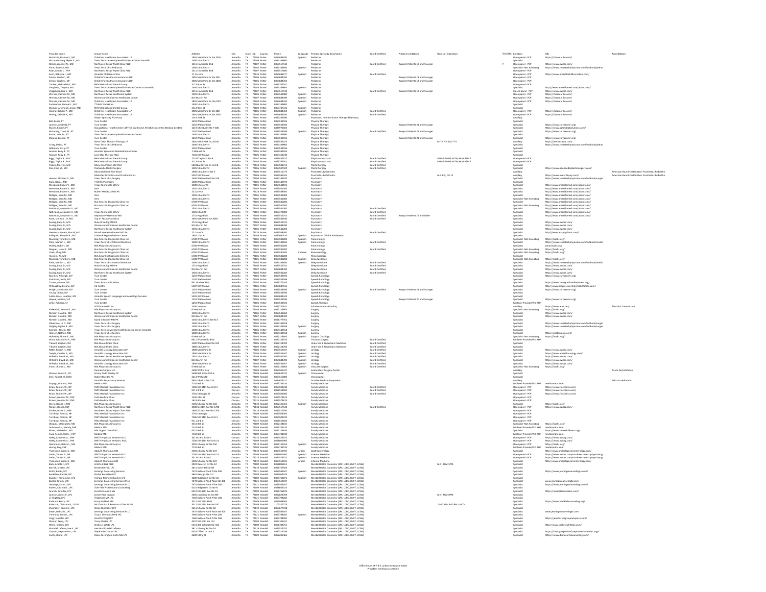| Provider Name | Group Name | Address | City | State | Zip | County | Phone | Language | Primary Specialty Description | Board Certified | Practice Limitations | Hours of Operation | TH/STIPS | Category | URL | Accreditation |
|---|---|---|---|---|---|---|---|---|---|---|---|---|---|---|---|---|
| McKenzie, Duncan S., MD | Childrens Healthcare Associates LLP | 1901 Medi Park Dr Ste 2001 | Amarillo | TX | 79106 | Potter | 8064684350 | Spanish | Pediatrics | | | | | Open panel - PCP | https://chaamarillo.com/ | |
| McLaurin-Jiang, Skyler V., MD | Texas Tech University Health Science Center Amarillo | 1400 S Coulter St | Amarillo | TX | 79106 | Potter | 8064149800 | | Pediatrics | | | | | | | |
| Milner, Jennifer N., MD | Northwest Texas Wyatt Clinic PLLC | 1411 E Amarillo Blvd | Amarillo | TX | 79107 | Potter | 8064517510 | | Pediatrics | Board Certified | Accepts Patients 18 and Younger | | Y | Open panel - PCP | https://www.nwths.com/ | |
| Parat, Sumesh, MD | Texas Tech Ulfas Pediatrics | 1400 S Coulter St | Amarillo | TX | 79106 | Potter | 8064149650 | Spanish | Pediatrics | | | | | Specialist - Not Accepting | https://www.texastechphysicians.com/lubbock/pediat | |
| Roth, Amber L., FNP | Northwest Texas Wyatt Clinic PLLC | 1411 E Amarillo Blvd | Amarillo | TX | 79107 | Potter | 8064517600 | | Pediatrics | | | | | Open panel - PCP | | |
| Scott, Rebecca J., MD | Amarillo Childrens Clinic | 17 Care Cir | Amarillo | TX | 79124 | Potter | 8064686277 | Spanish | Pediatrics | Board Certified | | | | Open panel - PCP | https://www.amarillochildrensclinic.com/ | |
| Simon, Sarah C., NP | Children's Healthcare Associates LLP | 1901 Medi Park Dr Ste 200 | Amarillo | TX | 79106 | Potter | 8064684350 | | Pediatrics | | Accepts Patients 18 and Younger | | | Open panel - PCP | | |
| Simon, Sarah C., NP | Children's Healthcare Associates LLP | 1901 Medi Park Dr Ste 2001 | Amarillo | TX | 79106 | Potter | 8064684350 | | Pediatrics | | Accepts Patients 18 and Younger | | | Open panel - PCP | | |
| Tordino, Gabrielle G., MD | RHN Medical And Dental Group | 3113 Ross St | Amarillo | TX | 79103 | Potter | 8063737341 | | Pediatrics | | | | | Open panel - PCP | | |
| Vasylyeva, Tetyana, MD | Texas Tech University Health Sciences Center At Amarillo | 1400 S Coulter St | Amarillo | TX | 79106 | Potter | 8064149800 | Spanish | Pediatrics | | | | | Specialist | http://www.amarillomed.com/about-ams/ | |
| Veggeberg, Lisa G., MD | Northwest Texas Wyatt Clinic PLLC | 1411 E Amarillo Blvd | Amarillo | TX | 79107 | Potter | 8064517510 | | Pediatrics | | Accepts Patients 18 and Younger | | | Closed panel - PCP | https://www.nwths.com/ | |
| Werner, Carmen M., MD | Northwest Texas Healthcare System | 1501 S Coulter St | Amarillo | TX | 79106 | Potter | 8063543000 | Spanish | Pediatrics | | | | | Open panel - PCP | https://chaamarillo.com/ | |
| Werner, Carmen M., MD | Womens And Childrens Healthcare Center | 914 Martin Rd | Amarillo | TX | 79107 | Potter | 8064684390 | Spanish | Pediatrics | | | | | Open panel - PCP | https://chaamarillo.com/ | |
| Werner, Carmen M., MD | Childrens Healthcare Associates LLP | 1901 Medi Park Dr, Ste 2001 | Amarillo | TX | 79106 | Potter | 8064684350 | Spanish | Pediatrics | | | | | Open panel - PCP | https://chaamarillo.com/ | |
| Zuckerman, Samuel L., MD | TTUHSC Pediatrics | 1400 S Coulter St | Amarillo | TX | 79106 | Potter | 8064149800 | | Pediatrics | | | | | Specialist | | |
| Dieguez-Arsenault, Jessie, MD | RHN Medical And Dental Group | 3113 Ross St | Amarillo | TX | 79103 | Potter | 8063737341 | Spanish | Pediatrics | | | | | Specialist | | |
| Hoenig, Debbie P., MD | Childrens Healthcare Associates LLP | 1901 Medi Park Dr Ste 200 | Amarillo | TX | 79106 | Potter | 8064684350 | Spanish | Pediatrics | Board Certified | | | | Open panel - PCP | https://chaamarillo.com/ | |
| Hoenig, Debbie P., MD | Childrens Healthcare Associates LLP | 1901 Medi Park Dr Ste 2001 | Amarillo | TX | 79106 | Potter | 8064684350 | Spanish | Pediatrics | Board Certified | | | | Open panel - PCP | https://chaamarillo.com/ | |
| | Mosaic Specialty Pharmacy | 226 S Polk St | Amarillo | TX | 79101 | Potter | 8063265580 | | Pharmacy, Home Infusion Therapy Pharmacy | | | | | Ancillary | | |
| Bell, Kandi, PT | Turn Center | 1250 Wallace Blvd | Amarillo | TX | 79106 | Potter | 8063533396 | | Physical Therapy | | | | | Specialist | | |
| Lawson, Amanda, PT | Turn Center | 1250 Wallace Blvd | Amarillo | TX | 79106 | Potter | 8063533396 | | Physical Therapy | | Accepts Patients 21 and Younger | | | Specialist | https://www.turncenter.org/ | |
| Mayer, Robert, PT | Occupational Health Centers Of The Southwest, PA DBA Concentra Medical Centers | 3415 S Kentucky Ste F-600 | Amarillo | TX | 79102 | Potter | 8889972669 | | Physical Therapy | | | | | Specialist | https://www.optimalptsolutions.com/ | |
| Mckinney, Tressa M., PT | Turn Center | 1250 Wallace Blvd | Amarillo | TX | 79106 | Potter | 8063533396 | Spanish | Physical Therapy | Board Certified | Accepts Patients 21 and Younger | | | Specialist | https://www.turncenter.org/ | |
| Potter, Josie M., PT | Texas Tech University Health Sciences Center | 1400 S Coulter St | Amarillo | TX | 79106 | Potter | 8064149680 | | Physical Therapy | | | | | Specialist | | |
| Stamps, Brenda, PT | Turn Center | 1250 Wallace Blvd | Amarillo | TX | 79106 | Potter | 8063533396 | | Physical Therapy | | Accepts Patients 21 and Younger | | | Specialist | https://www.turncenter.org/ | |
| | West Texas Physical Therapy, LP | 1901 Medi-Park Dr, #3010 | Amarillo | TX | 79106 | Potter | 8063545425 | | Physical Therapy | | | M-Th 7-5:30; F 7-4 | | Ancillary | https://westtexaspt.com/ | |
| Cristy, Debra, PT | Texas Tech Ulfas Pediatrics | 1400 S Coulter St | Amarillo | TX | 79106 | Potter | 8064149800 | | Physical Therapy | | | | | Specialist | https://www.texastechphysicians.com/lubbock/pediat | |
| Gilbreath, Corey, PT | Turn Center | 1250 Wallace Blvd | Amarillo | TX | 79106 | Potter | 8063533396 | | Physical Therapy | | | | | Specialist | | |
| Hooker, Koby R., PT | Amarillo Spine And Rehabilitation Center | 7 Medical Dr | Amarillo | TX | 79106 | Potter | 8063583395 | | Physical Therapy | | | | | Specialist | | |
| Hooker, Koby R., PT | Lone Star Therapy PLLC | 7120 SW 9th Ave | Amarillo | TX | 79106 | Potter | 8063568740 | | Physical Therapy | | | | | Specialist | | |
| Riggs, Taylor R., PA-C | RHN Medical And Dental Group | 725 N Taylor St Ste B | Amarillo | TX | 79107 | Potter | 8063657357 | | Physician Assistant | Board Certified | | 8AM-5:30PM M-TH, 8AM-2PM F | | Open panel - PCP | | |
| Riggs, Taylor R., PA-C | RHN Medical And Dental Group | 3113 Ross St | Amarillo | TX | 79103 | Potter | 8063737341 | | Physician Assistant | Board Certified | | 8AM-5:30PM M-TH, 8AM-2PM F | | Open panel - PCP | | |
| Pinkus, Mary A., MD | Mary Ann Pinkus MD PLLC | 500 Quail Creek Dr Unit B | Amarillo | TX | 79124 | Potter | 8063588731 | | Plastic Surgery | Board Certified | | | | Specialist | | |
| Kuri, Khai M., MD | Panhandle Plastic Surgery | 1301 S Coulter St | Amarillo | TX | 79106 | Potter | 8063637929 | Spanish | Plastic Surgery | Board Certified | | | | Specialist | https://www.panhandleplasticsurgery.com/ | |
| | Advanced Limb And Brace | 1900 S Coulter St Ste E | Amarillo | TX | 79106 | Potter | 8063511775 | | Prosthetics & Orthotics | | | | | Ancillary | | American Board Certification Prosthetics Pedorthic |
| | Mahaffey Orthotics And Prosthetics Inc | 5607 SW 9th Ave | Amarillo | TX | 79106 | Potter | 8063582343 | | Prosthetics & Orthotics | | | M-F 8-5; F 8-12 | | Ancillary | https://www.mahaffeyop.com/ | American Board Certification Prosthetics Pedorthic |
| Jenkins, Michael D., MD | West Texas Psychiatry | 1400 Wallace Blvd Ste 106 | Amarillo | TX | 79106 | Potter | 8064149970 | | Psychiatry | | | | | Specialist | https://www.texastechphysicians.com/lubbock/surger | |
| Kiani, Raja L., MD | TTUHSC Psychiatry | 1400 Wallace Blvd | Amarillo | TX | 79106 | Potter | 8064149970 | | Psychiatry | | | | | Specialist | | |
| Mendoza, Ruben V., MD | Texas Panhandle Mhmr | 1500 S Taylor St | Amarillo | TX | 79101 | Potter | 8063542191 | | Psychiatry | | | | | Specialist | http://www.amarillomed.com/about-ams/ | |
| Mendoza, Ruben V., MD | Ams | 1501 S Coulter St | Amarillo | TX | 79106 | Potter | 8063543000 | | Psychiatry | | | | | Specialist | http://www.amarillomed.com/about-ams/ | |
| Mendoza, Ruben V., MD | Ruben Mendoza MD PA | 22 Care Cir | Amarillo | TX | 79124 | Potter | 8063588300 | | Psychiatry | | | | | Specialist | http://www.amarillomed.com/about-ams/ | |
| Milligan, Sean M., MD | Ams | 1501 S Coulter St | Amarillo | TX | 79106 | Potter | 8063543000 | | Psychiatry | | | | | Specialist | http://www.amarillomed.com/about-ams/ | |
| Milligan, Sean M., MD | Ams | 1501 S Coulter St | Amarillo | TX | 79106 | Potter | 8063543000 | | Psychiatry | | | | | Specialist - Not Accepting | http://www.amarillomed.com/about-ams/ | |
| Milligan, Sean M., MD | Bsa Amarillo Diagnostic Clinic Inc | 6700 W 9th Ave | Amarillo | TX | 79106 | Potter | 8063580200 | | Psychiatry | | | | | Specialist | http://www.amarillomed.com/about-ams/ | |
| Milligan, Sean M., MD | Bsa Amarillo Diagnostic Clinic Inc | 6700 W 9th Ave | Amarillo | TX | 79106 | Potter | 8063580200 | | Psychiatry | | | | | Specialist - Not Accepting | http://www.amarillomed.com/about-ams/ | |
| Natividad, Alejandro V., MD | Ams | 1501 S Coulter St | Amarillo | TX | 79106 | Potter | 8063543000 | | Psychiatry | Board Certified | | | | Specialist | http://www.amarillomed.com/about-ams/ | |
| Natividad, Alejandro V., MD | Texas Panhandle Mhmr | 1501 S Polk St | Amarillo | TX | 79101 | Potter | 8063571000 | | Psychiatry | Board Certified | | | | Specialist | http://www.amarillomed.com/about-ams/ | |
| Natividad, Alejandro V., MD | Alejandro V Natividad MD | 1731 Hagy Blvd | Amarillo | TX | 79106 | Potter | 8063522742 | | Psychiatry | Board Certified | Accepts Patients 16 and Older | | | Specialist | http://www.amarillomed.com/about-ams/ | |
| Ruch, James A. IV, MD | Top of Texas Psychiatry | 1901 Medi Park Ste 2058 | Amarillo | TX | 79106 | Potter | 8063539540 | | Psychiatry | Board Certified | | | | Specialist | | |
| Saulag, Ruby D., MD | Ruby D Saulog MD PA | 1731 Hagy Blvd | Amarillo | TX | 79106 | Potter | 8063522742 | | Psychiatry | | | | | Specialist | | |
| Saulag, Ruby D., MD | Womens And Childrens Healthcare Center | 914 Martin Rd | Amarillo | TX | 79107 | Potter | 8064684390 | | Psychiatry | | | | | Specialist | https://www.nwths.com/ | |
| Saulag, Ruby D., MD | Northwest Texas Healthcare System | 1501 S Coulter St | Amarillo | TX | 79106 | Potter | 8063541260 | | Psychiatry | | | | | Specialist | https://www.nwths.com/ | |
| Veeramachaneni, Murali, MD | Murali Veeramachaneni MD PA | 22 Care Cir | Amarillo | TX | 79124 | Potter | 8063588300 | | Psychiatry | Board Certified | | | | Specialist | https://www.apaxpsychlorn.com/ | |
| Kollipalli, Anupama R., MD | Lubbock Regional Mhmr Center | 1400 14th St | Amarillo | TX | 79106 | Potter | 8067665510 | Spanish | Psychiatry - Child & Adolescent | | | | | Specialist | | |
| Mooring, Timothy S., MD | Bsa Amarillo Diagnostic Clinic Inc | 6700 W 9th Ave | Amarillo | TX | 79106 | Potter | 8063580200 | Spanish | Pulmonology | | | | | Specialist - Not Accepting | https://bsahs.org/ | |
| Patel, Manish L., MD | Texas Tech Ulfas Internal Medicine | 1400 S Coulter St | Amarillo | TX | 79106 | Potter | 8064149650 | Spanish | Pulmonology | Board Certified | | | | Specialist | https://www.texastechphysicians.com/lubbock/medici | |
| Walley, Robert, DO | BSA Physicians Group Inc | 6700 W 9th Ave | Amarillo | TX | 79106 | Potter | 8063580200 | | Pulmonology | | | | | Specialist | www.bsahs.org | |
| Dieguez, Javier E., MD | Bsa Amarillo Diagnostic Clinic Inc | 6700 W 9th Ave | Amarillo | TX | 79106 | Potter | 8063580200 | | Pulmonology | Board Certified | | | | Specialist - Not Accepting | https://bsahs.org/ | |
| Chen, Ming, MD | Bsa Amarillo Diagnostic Clinic Inc | 6700 W 9th Ave | Amarillo | TX | 79106 | Potter | 8063580200 | Chinese | Rheumatology | | | | | Specialist - Not Accepting | https://bsahs.org/ | |
| Husene, Ali, MD | BSA Amarillo Diagnostic Clinic Inc | 6700 W 9th Ave | Amarillo | TX | 79106 | Potter | 8063580200 | | Rheumatology | | | | | Specialist | | |
| Mooring, Timothy S., MD | Bsa Amarillo Diagnostic Clinic Inc | 6700 W 9th Ave | Amarillo | TX | 79106 | Potter | 8063580200 | Spanish | Sleep Medicine | | | | | Specialist - Not Accepting | https://bsahs.org/ | |
| Patel, Manish L., MD | Texas Tech Ulfas Internal Medicine | 1400 S Coulter St | Amarillo | TX | 79106 | Potter | 8064149650 | Spanish | Sleep Medicine | Board Certified | | | | Specialist | https://www.texastechphysicians.com/lubbock/medici | |
| Saulag, Ruby D., MD | Ruby D Saulog MD PA | 1731 Hagy Blvd | Amarillo | TX | 79106 | Potter | 8063522742 | | Sleep Medicine | Board Certified | | | | Specialist | https://www.nwths.com/ | |
| Saulag, Ruby D., MD | Womens And Childrens Healthcare Center | 914 Martin Rd | Amarillo | TX | 79107 | Potter | 8064684390 | | Sleep Medicine | Board Certified | | | | Specialist | https://www.nwths.com/ | |
| Saulag, Ruby D., MD | Northwest Texas Healthcare System | 1501 S Coulter St | Amarillo | TX | 79106 | Potter | 8063541260 | | Sleep Medicine | Board Certified | | | | Specialist | https://www.nwths.com/ | |
| Morales, Ashleigh, SLP | Turn Center | 1250 Wallace Blvd | Amarillo | TX | 79106 | Potter | 8063533396 | | Speech Pathology | | | | | Specialist | https://www.turncenter.org/ | |
| Strickland, Holly, SLP | Turn Center | 1250 Wallace Blvd | Amarillo | TX | 79106 | Potter | 8063533396 | | Speech Pathology | | | | | Specialist | | |
| Tinnen, Andrea, SLP | Texas Panhandle Mhmr | 901 Wallace Blvd | Amarillo | TX | 79106 | Potter | 8063572261 | | Speech Pathology | | | | | Specialist | https://www.texaspanhandlecenters.org/ | |
| Willoughby, Brenna, SLP | H2 Health | 5607 SW 9th Ave | Amarillo | TX | 79106 | Potter | 8063587611 | | Speech Pathology | | | | | Specialist | http://www.progressiverehabilitation.com/ | |
| Wright, Stephanie, SLP | Turn Center | 1250 Wallace Blvd | Amarillo | TX | 79106 | Potter | 8063533396 | Spanish | Speech Pathology | Board Certified | Accepts Patients 21 and Younger | | | Specialist | https://www.turncenter.org/ | |
| Young, Christy, SLP | Turn Center | 1250 Wallace Blvd | Amarillo | TX | 79106 | Potter | 8063533396 | | Speech Pathology | | | | | Specialist | | |
| Fuller-Jones, Heather, MS | Amarillo Speech Language and Audiology Services | 5601 SW 9th Ave | Amarillo | TX | 79106 | Potter | 8064684343 | | Speech Pathology | | | | | Specialist | | |
| Haynie, Monica, SLP | Turn Center | 1250 Wallace Blvd | Amarillo | TX | 79106 | Potter | 8063533396 | | Speech Pathology | | Accepts Patients 20 and Younger | | | Specialist | https://www.turncenter.org/ | |
| Linke, Rebecca, ST | Turn Center | 1250 Wallace Blvd | Amarillo | TX | 79106 | Potter | 8063533396 | | Speech Therapy | | | | | Midlevel Provider/ND AHP | | |
| | WTCR Amarillo Inc | 2300 Line Ave | Amarillo | TX | 79106 | Potter | 8063730822 | | Substance Abuse Facility | | | | | Ancillary | https://www.wtcr.net/ | The Joint Commission |
| Kirkendall, Samuel E., MD | BSA Physicians Group Inc | 6 Medical Dr | Amarillo | TX | 79106 | Potter | 8062126600 | | Surgery | | | | | Specialist - Not Accepting | https://bsahs.org/ | |
| McNeir, David G., MD | Northwest Texas Healthcare System | 1501 S Coulter St | Amarillo | TX | 79106 | Potter | 8063541260 | | Surgery | | | | | Specialist | https://www.nwths.com/ | |
| McNeir, David G., MD | Womens And Childrens Healthcare Center | 914 Martin Rd | Amarillo | TX | 79107 | Potter | 8064684390 | | Surgery | | | | | Specialist | https://www.nwths.com/ | |
| McNeir, David G., MD | David G Mcneir MD PA | 1301 S Coulter St Ste 413 | Amarillo | TX | 79106 | Potter | 8063777952 | | Surgery | | | | | Specialist | | |
| Okokhere, Lit D., MD | Texas Tech Ulfas Surgery | 1400 S Coulter St | Amarillo | TX | 79106 | Potter | 8064149558 | | Surgery | | | | | Specialist | https://www.texastechphysicians.com/lubbock/surger | |
| Quigley, Jaydre B., MD | Texas Tech Ulfas Surgery | 1400 S Coulter St | Amarillo | TX | 79106 | Potter | 8064149558 | Spanish | Surgery | | | | | Specialist | https://www.texastechphysicians.com/lubbock/surger | |
| Salinas, Booren, MD | Texas Tech University Health Sciences Center Amarillo | 1400 S Coulter St | Amarillo | TX | 79106 | Potter | 8064149558 | | Surgery | | | | | Specialist | | |
| Hansen, Nathan, MD | Texas Tech Ulfas Surgery | 1400 S Coulter St | Amarillo | TX | 79106 | Potter | 8064149558 | Spanish | Surgery | | | | | Specialist | https://goldenplains.org/ | |
| Holloway, Shane E., MD | BSA Physicians Group Inc | 6 Medical Dr | Amarillo | TX | 79106 | Potter | 8062126600 | Spanish | Surgical Oncology | | | | | Specialist - Not Accepting | https://bsahs.org/ | |
| Ware, Alexandria A., FNP | BSA Physician Group Inc | 6611 W Amarillo Blvd | Amarillo | TX | 79106 | Potter | 8062124335 | | Thoracic Surgery | Board Certified | | | | Midlevel Provider/ND AHP | | |
| Tidwell, Stephen, DO | BSA Wound Care Clinic | 1500 Wallace Blvd Ste 100 | Amarillo | TX | 79106 | Potter | 8062124700 | | Undersea & Hyperbaric Medicine | Board Certified | | | | Specialist | | |
| Tidwell, Stephen, DO | BSA Wound Care Clinic | 1901 S Coulter St | Amarillo | TX | 79106 | Potter | 8062124700 | | Undersea & Hyperbaric Medicine | Board Certified | | | | Specialist | | |
| Ritter, Nathan H., MD | Amarillo Urology Associates LLP | 1900 Medi Park Dr | Amarillo | TX | 79106 | Potter | 8063559447 | Spanish | Urology | | | | | Specialist | https://www.nwths.com/ | |
| Teeple, Charles S., MD | Amarillo Urology Associates LLP | 1900 Medi Park Dr | Amarillo | TX | 79106 | Potter | 8063559447 | Spanish | Urology | Board Certified | | | | Specialist | https://www.amarillourology.com/ | |
| Wilhelm, David M., MD | Northwest Texas Healthcare System | 1501 S Coulter St | Amarillo | TX | 79106 | Potter | 8063543000 | Spanish | Urology | Board Certified | | | | Specialist | https://www.nwths.com/ | |
| Wilhelm, David M., MD | Womens And Childrens Healthcare Center | 914 Martin Rd | Amarillo | TX | 79107 | Potter | 8064684390 | Spanish | Urology | Board Certified | | | | Specialist | https://www.nwths.com/ | |
| Wilhelm, David M., MD | Amarillo Urology Associates LLP | 1900 Medi Park Dr | Amarillo | TX | 79106 | Potter | 8063559447 | Spanish | Urology | Board Certified | | | | Specialist | https://www.nwths.com/ | |
| Irwin, Chance L., MD | BSA Physicians Group Inc | 6 Medical Dr | Amarillo | TX | 79106 | Potter | 8062126600 | Spanish | Vascular Surgery | Board Certified | | | | Specialist - Not Accepting | https://bsahs.org/ | |
| | Dumas Surgical LLC | 2300 Wolflin Ave | Amarillo | TX | 79109 | Randall | 8063505437 | | Ambulatory Surgery Center | | | | | Ancillary | | Aaahc Accreditation |
| Wesley, Jimmy T., DC | Jimmy Todd Wesley DC | 5408 Bell St Ste 150-A | Amarillo | TX | 79109 | Randall | 8063583225 | Spanish | Chiropractor | | | | | Specialist | | |
| Eller, Robert, III, DCM | Robert Eller DC PA | 3213 W Hewitt | Amarillo | TX | 79109 | Randall | 8063558400 | | Chiropractor | | | | | Specialist | | |
| | Amarillo Respiratory Services | 5801 S Bell St Ste C2V | Amarillo | TX | 79109 | Randall | 8066790071 | | Durable Medical Equipment | | | | | Ancillary | | Achc Accreditation |
| Anyogu, Obioma, FNP | Medica MD | 7100 Bell St | Amarillo | TX | 79109 | Randall | 8063734010 | | Family Medicine | | | | | Midlevel Provider/ND AHP | medicamdtx.com | |
| Brian, Tommy W., NP | FMC Medical Foundation Inc | 7306 SW 34th Ave Unit 3 | Amarillo | TX | 79121 | Randall | 8063593010 | | Family Medicine | Board Certified | | | | Open panel - PCP | https://www.fmcclinics.com/ | |
| Brian, Tommy W., NP | FMC Medical Foundation Inc | 911 23rd St | Canyon | TX | 79015 | Randall | 8066552104 | | Family Medicine | Board Certified | | | | Open panel - PCP | https://www.fmcclinics.com/ | |
| Brian, Tommy W., NP | FMC Medical Foundation Inc | 2701 S Georgia St | Amarillo | TX | 79109 | Randall | 8063593000 | | Family Medicine | Board Certified | | | | Open panel - PCP | https://www.fmcclinics.com/ | |
| Brown, Jennifer N., FNP | Faith Medical Clinic | 1206 23rd St | Canyon | TX | 79015 | Randall | 8065574679 | | Family Medicine | | | | | Open panel - PCP | | |
| Brown, Jennifer N., FNP | Faith Medical Clinic | 1619 4th Ave | Canyon | TX | 79015 | Randall | 8065574679 | | Family Medicine | | | | | Open panel - PCP | | |
| Mertz, Daniel J., MD | BSA Physicians Group Inc | 3501 S Soncy Rd Ste 150 | Amarillo | TX | 79119 | Randall | 8062126353 | Spanish | Family Medicine | | | | | Open panel - PCP | https://bsahs.org/ | |
| Rangel, Blanca, FNP | Northwest Texas Wyatt Clinic PLLC | 1900 SE 34th Ave Ste 1700 | Amarillo | TX | 79118 | Randall | 8064517320 | | Family Medicine | Board Certified | | | | Open panel - PCP | https://www.nwfpg.com/ | |
| Snider, Diane G., FNP | Northwest Texas Wyatt Clinic PLLC | 1900 SE 34th Ave Ste 1700 | Amarillo | TX | 79118 | Randall | 8064517320 | | Family Medicine | | | | | Open panel - PCP | | |
| Turnbow, Patricia, NP | FMC Medical Foundation Inc | 2701 S Georgia | Amarillo | TX | 79109 | Randall | 8063593000 | | Family Medicine | | | | | Open panel - PCP | | |
| Turnbow, Patricia, NP | FMC Medical Foundation Inc | 7306 SW 34th Ave Unit 3 | Amarillo | TX | 79121 | Randall | 8063593010 | | Family Medicine | | | | | Open panel - PCP | | |
| Turnbow, Patricia, NP | FMC Medical Foundation Inc | 911 23rd St | Canyon | TX | 79015 | Randall | 8066552104 | | Family Medicine | | | | | Open panel - PCP | | |
| Dieguez, Meenakshi, MD | BSA Physicians Group Inc | 4510 Bell St | Amarillo | TX | 79109 | Randall | 8062124805 | | Family Medicine | | | | | Specialist - Not Accepting | https://bsahs.org/ | |
| Dobrowolski, Mandy, FNP | Medica MD | 7100 Bell St | Amarillo | TX | 79109 | Randall | 8063734010 | | Family Medicine | | | | | Midlevel Provider/ND AHP | medicamdtx.com | |
| Flores, Michael D., MD | BSA Urgent Care Clinic | 4510 Bell St | Amarillo | TX | 79109 | Randall | 8062124805 | | Family Medicine | | | | | Open panel - PCP | https://www.texaschildrens.org/ | |
| Frye-Ferrell, Stelle, FNP | Medica MD | 7100 Bell St | Amarillo | TX | 79109 | Randall | 8063734010 | | Family Medicine | | | | | Midlevel Provider/ND AHP | medicamdtx.com | |
| Haley, Samantha J., FNP | NWTX Physician Network PLLC | 301 N 23rd St Ste C | Canyon | TX | 79015 | Randall | 8066525522 | | Family Medicine | | | | | Open panel - PCP | https://www.nwfpg.com/ | |
| Haley, Samantha J., FNP | NWTX Physician Network PLLC | 7200 SW 45th Ave Unit 14 | Amarillo | TX | 79109 | Randall | 8066801900 | | Family Medicine | | | | | Open panel - PCP | https://www.nwfpg.com/ | |
| Hammond, Debra L., MD | BSA Physicians Group Inc | 3501 S Soncy Rd Ste 150 | Amarillo | TX | 79119 | Randall | 8062126353 | Spanish | Family Medicine | | | | | Open panel - PCP | https://bsahs.org/ | |
| Hoang, Duy, FNP | Medica MD | 7100 Bell St | Amarillo | TX | 79109 | Randall | 8063734010 | | Family Medicine | | | | | Midlevel Provider/ND AHP | medicamdtx.com | |
| Thannoun, Abdul S., MD | Abdul S Thannoun MD | 3501 S Soncy Rd Ste 107 | Amarillo | TX | 79119 | Randall | 8063559393 | Arabic | Gastroenterology | | | | | Specialist | http://www.amarillogastroenterology.com/ | |
| Smith, Teresa A., NP | NWTX Physician Network PLLC | 7200 SW 45th Ave Unit 14 | Amarillo | TX | 79109 | Randall | 8066801900 | Spanish | Internal Medicine | | | | | Open panel - PCP | https://www.nwths.com/northwest-texas-physician-g/ | |
| Smith, Teresa A., NP | NWTX Physician Network PLLC | 301 N 23rd St Ste C | Canyon | TX | 79015 | Randall | 8066525522 | Spanish | Internal Medicine | | | | | Open panel - PCP | https://www.nwths.com/northwest-texas-physician-g/ | |
| Thannoun, Abdul S., MD | Abdul S Thannoun MD | 3501 S Soncy Rd Ste 107 | Amarillo | TX | 79119 | Randall | 8063559393 | Arabic | Internal Medicine | | | | | Specialist | http://www.amarillogastroenterology.com/ | |
| Rack, Arlette J., LPC | Arlette J Rack PLLC | 2920 Duniven Cir Ste 12 | Amarillo | TX | 79109 | Randall | 8064896661 | | Mental Health Counselor (LPC, LCDC, LMFT, LCSW) | | | M-F: 8AM-5PM | | Specialist | | |
| Barrick, Kristen, LPC | Kristen Barrick, LPC | 3611 Soncy Rd Ste 9B | Amarillo | TX | 79119 | Randall | 8063737953 | | Mental Health Counselor (LPC, LCDC, LMFT, LCSW) | | | | | Specialist | | |
| Britto, Bobbi, LPC | Jennings Counseling Services | 7470 Golden Pond Pl Ste 300 | Amarillo | TX | 79121 | Randall | 8063569047 | | Mental Health Counselor (LPC, LCDC, LMFT, LCSW) | | | | | Specialist | https://www.jenningscounselingtx.com/ | |
| Buckalew, Rachel, LPC | Rachel Buckalew LPC | 3601 Georgia Ste C-2 | Amarillo | TX | 79109 | Randall | 8062069745 | | Mental Health Counselor (LPC, LCDC, LMFT, LCSW) | | | | | Specialist | | |
| Buecker, Tamara M., LPC | Tamara Michelle Buecker LPC | 4250 Ridgecrest Cir Ste A6 | Amarillo | TX | 79109 | Randall | 8063766871 | Spanish | Mental Health Counselor (LPC, LCDC, LMFT, LCSW) | | | | | Specialist | | |
| Burdis, Tatum, LPC | Jennings Counseling Services PLLC | 7470 Golden Pond Place Ste 300 | Amarillo | TX | 79121 | Randall | 8063569047 | | Mental Health Counselor (LPC, LCDC, LMFT, LCSW) | | | | | Specialist | www.jenningscounselingtx.com | |
| Jennings, Sara L., LPC | Jennings Counseling Services PLLC | 7470 Golden Pond Pl Ste 300 | Amarillo | TX | 79121 | Randall | 8063569047 | | Mental Health Counselor (LPC, LCDC, LMFT, LCSW) | | | | | Specialist | https://www.jenningscounselingtx.com/ | |
| Klaehn, Katrina D., LPC | Tide Falls Professional Counseling | 4231 Ridgecrest Cir Ste B | Amarillo | TX | 79109 | Randall | 8068093413 | | Mental Health Counselor (LPC, LCDC, LMFT, LCSW) | | | | | Specialist | | |
| Launch, Jennifer, LPC | Jennifer Launch Ma | 6410 SW 45th Ave Ste 19 | Amarillo | TX | 79109 | Randall | 8063566876 | | Mental Health Counselor (LPC, LCDC, LMFT, LCSW) | | | | | Specialist | https://amarillocounselor.com/ | |
| Lawson, James P., LPC | James Pace Lawson | 2505 Lakeview Dr Ste 209 | Amarillo | TX | 79109 | Randall | 8066823780 | | Mental Health Counselor (LPC, LCDC, LMFT, LCSW) | | | M-F: 8AM-5PM | | Specialist | | |
| Li, Tingting, LPC | Tingting Li MA LPC | 7460 Golden Pond Pl Ste 100 | Amarillo | TX | 79121 | Randall | 8063798282 | | Mental Health Counselor (LPC, LCDC, LMFT, LCSW) | | | | | Specialist | | |
| Paddack, Kristy, LPC | Kristy Paddack LPC | 4012 SW 26th #100 | Amarillo | TX | 79109 | Randall | 8062068583 | | Mental Health Counselor (LPC, LCDC, LMFT, LCSW) | | | | | Specialist | https://www.paddackcounseling.org/ | |
| Roberson, Christina R., LCSW | Ms Christina R Roberson LCSW ACSW | 4012 SW 26th Ave Ste 200 | Amarillo | TX | 79109 | Randall | 2102222275 | | Mental Health Counselor (LPC, LCDC, LMFT, LCSW) | | | 10:00 AM- 6:00 PM - M-TH | | Specialist | | |
| Shomaker, Karen K., LPC | Karen Shomaker LPC | 3611 S Soncy Rd Ste 6A | Amarillo | TX | 79119 | Randall | 8063577968 | | Mental Health Counselor (LPC, LCDC, LMFT, LCSW) | | | | | Specialist | | |
| Smith, Debra D., LPC | Jennings Counseling Services PLLC | 7470 Golden Pond Place Ste 300 | Amarillo | TX | 79121 | Randall | 8063569047 | | Mental Health Counselor (LPC, LCDC, LMFT, LCSW) | | | | | Specialist | www.jenningscounselingtx.com | |
| Timmons, Troy D., LPC | Troy D Timmons Med LPC | 7460 Golden Pond Pl Ste 200 | Amarillo | TX | 79121 | Randall | 8063798282 | Spanish | Mental Health Counselor (LPC, LCDC, LMFT, LCSW) | | | | | Specialist | | |
| Voigt, Jennifer, LPC | Jennifer Voigt LPC | 7460 Golden Pond Pl Ste 200 | Amarillo | TX | 79121 | Randall | 8063798282 | | Mental Health Counselor (LPC, LCDC, LMFT, LCSW) | | | | | Specialist | https://jennifervoigt.squarespace.com/ | |
| Weicher, Terry, LPC | Terry Weicher LPC | 4337 SW 50th Ste 112 | Amarillo | TX | 79109 | Randall | 8063566431 | | Mental Health Counselor (LPC, LCDC, LMFT, LCSW) | | | | | Specialist | | |
| White, Shelley, LPC | Shelley J White LPC | 5410 Bell St Bldg B Ste 413 | Amarillo | TX | 79109 | Randall | 8063703755 | | Mental Health Counselor (LPC, LCDC, LMFT, LCSW) | | | | | Specialist | http://www.shelleywhitelpc.com/ | |
| Woodall Lefevre, Lee A., LPC | Lee Ann Woodall Lefevre | 3611 S Soncy Rd Ste 7A | Amarillo | TX | 79119 | Randall | 8063525752 | | Mental Health Counselor (LPC, LCDC, LMFT, LCSW) | | | | | Specialist | | |
| Clayton, Stephanie A., LPC | Stephanie Clayton LPC | 4433 Tiffani Dr Unit 2 | Amarillo | TX | 79109 | Randall | 8062314036 | | Mental Health Counselor (LPC, LCDC, LMFT, LCSW) | | | | | Specialist | https://sites.google.com/stephanieclaytonlpc.org/s | |
| Curtis, Diane, LPC | Diane Farrington Curtis Ma LPC | 2202 S Ong St | Amarillo | TX | 79109 | Randall | 8062205466 | | Mental Health Counselor (LPC, LCDC, LMFT, LCSW) | | | | | Specialist | https://www.dianecurtiscounseling.com/ | |

Office hours M-F 8-5, unless otherwise noted
Providers handicap accessible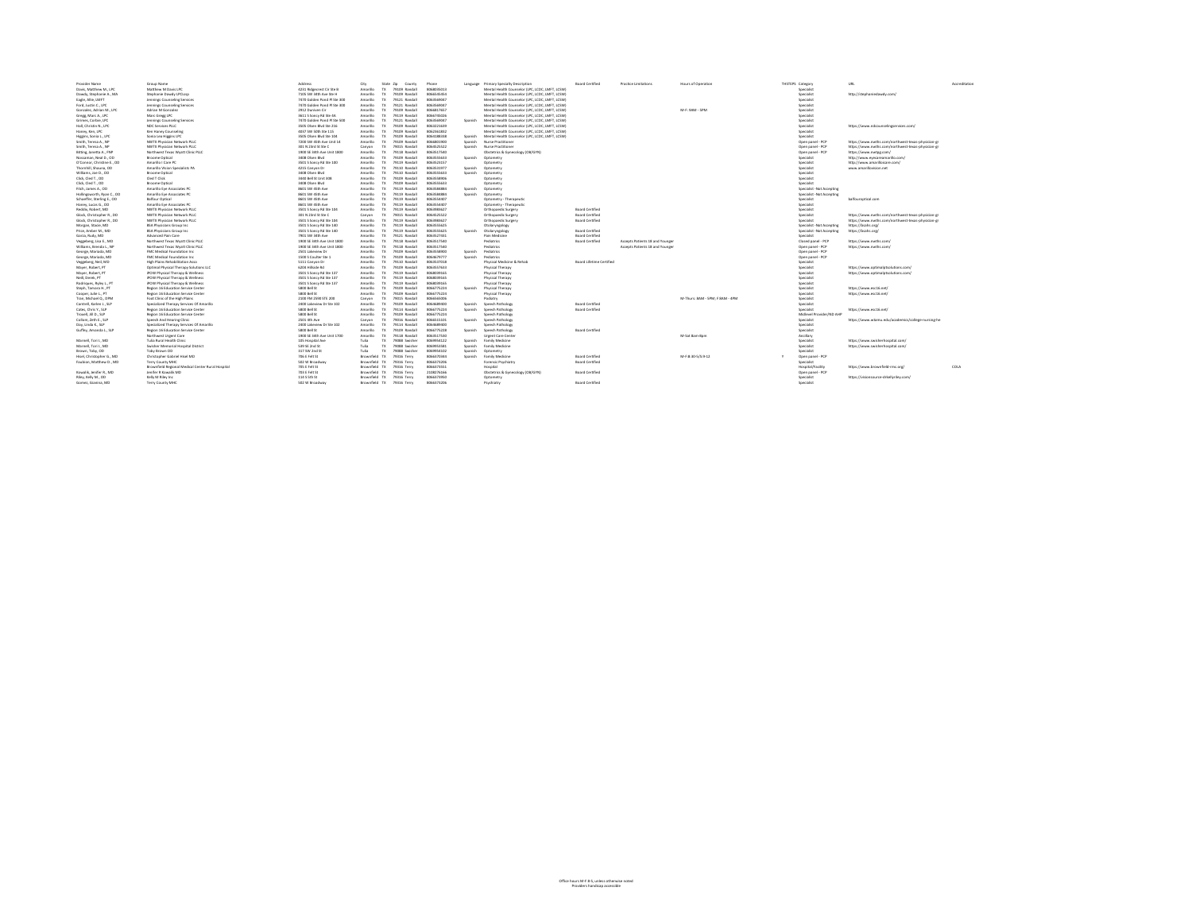| Provider Name | Group Name | Address | City | State | Zip | County | Phone | Language | Primary Specialty Description | Board Certified | Practice Limitations | Hours of Operation | THSTEPS | Category | URL | Accreditation |
|---|---|---|---|---|---|---|---|---|---|---|---|---|---|---|---|---|
| Davis, Matthew M., LPC | Matthew M Davis LPC | 4201 Ridgecrest Cir Ste B | Amarillo | TX | 79109 | Randall | 8068059013 | | Mental Health Counselor (LPC, LCDC, LMFT, LCSW) | | | | | Specialist | | |
| Dowdy, Stephanie A., MA | Stephanie Dowdy LPCcorp | 7105 SW 34th Ave Ste H | Amarillo | TX | 79109 | Randall | 8066505454 | | Mental Health Counselor (LPC, LCDC, LMFT, LCSW) | | | | | Specialist | http://stephaniedowdy.com/ | |
| Eagle, Allie, LMFT | Jennings Counseling Services | 7470 Golden Pond Pl Ste 300 | Amarillo | TX | 79121 | Randall | 8063569047 | | Mental Health Counselor (LPC, LCDC, LMFT, LCSW) | | | | | Specialist | | |
| Ford, Justin C., LPC | Jennings Counseling Services | 7470 Golden Pond Pl Ste 300 | Amarillo | TX | 79121 | Randall | 8063569047 | | Mental Health Counselor (LPC, LCDC, LMFT, LCSW) | | | | | Specialist | | |
| Gonzales, Adrian M., LPC | Adrian M Gonzales | 2912 Duniven Cir | Amarillo | TX | 79109 | Randall | 8066857657 | | Mental Health Counselor (LPC, LCDC, LMFT, LCSW) | | | M-F: 9AM - 5PM | | Specialist | | |
| Gregg, Marc A., LPC | Marc Gregg LPC | 3611 S Soncy Rd Ste 4A | Amarillo | TX | 79119 | Randall | 8066749336 | | Mental Health Counselor (LPC, LCDC, LMFT, LCSW) | | | | | Specialist | | |
| Grimes, Corbin, LPC | Jennings Counseling Services | 7470 Golden Pond Pl Ste 500 | Amarillo | TX | 79121 | Randall | 8063569047 | Spanish | Mental Health Counselor (LPC, LCDC, LMFT, LCSW) | | | | | Specialist | | |
| Hall, Christin N., LPC | NDC Services PLLC | 3505 Olsen Blvd Ste 216 | Amarillo | TX | 79109 | Randall | 8064223649 | | Mental Health Counselor (LPC, LCDC, LMFT, LCSW) | | | | | Specialist | https://www.ndcounselingservices.com/ | |
| Haney, Ken, LPC | Ken Haney Counseling | 4037 SW 50th Ste 115 | Amarillo | TX | 79109 | Randall | 8062362832 | | Mental Health Counselor (LPC, LCDC, LMFT, LCSW) | | | | | Specialist | | |
| Higgins, Sonia L., LPC | Sonia Lea Higgins LPC | 3505 Olsen Blvd Ste 204 | Amarillo | TX | 79109 | Randall | 8066188039 | Spanish | Mental Health Counselor (LPC, LCDC, LMFT, LCSW) | | | | | Specialist | | |
| Smith, Teresa A., NP | NWTX Physician Network PLLC | 7200 SW 45th Ave Unit 14 | Amarillo | TX | 79109 | Randall | 8066801900 | Spanish | Nurse Practitioner | | | | | Open panel - PCP | https://www.nwtbs.com/northwest-texas-physician-gr | |
| Smith, Teresa A., NP | NWTX Physician Network PLLC | 301 N 23rd St Ste C | Canyon | TX | 79015 | Randall | 8066525322 | Spanish | Nurse Practitioner | | | | | Open panel - PCP | https://www.nwtbs.com/northwest-texas-physician-gr | |
| Billing, Jonetta R., FNP | Northwest Texas Wyatt Clinic PLLC | 1900 SE 34th Ave Unit 1800 | Amarillo | TX | 79118 | Randall | 8063517540 | | Obstetrics & Gynecology (OB/GYN) | | | | | Open panel - PCP | https://www.nwtgp.com/ | |
| Noscaman, Neal D., OD | Broome Optical | 3408 Olsen Blvd | Amarillo | TX | 79109 | Randall | 8063555633 | Spanish | Optometry | | | | | Specialist | http://www.eyecareamarillo.com/ | |
| O'Connor, Christine E., OD | Amarillo I Care PC | 3501 S Soncy Rd Ste 100 | Amarillo | TX | 79119 | Randall | 8066524157 | | Optometry | | | | | Specialist | http://www.amarillocare.com/ | |
| Thornhill, Shauna, OD | Amarillo Vision Specialists PA | 4215 Canyon Dr | Amarillo | TX | 79110 | Randall | 8063533977 | Spanish | Optometry | | | | | Specialist | www.amarillovision.net | |
| Williams, Joe D., OD | Broome Optical | 3408 Olsen Blvd | Amarillo | TX | 79109 | Randall | 8063555633 | Spanish | Optometry | | | | | Specialist | | |
| Click, Chad T., OD | Chad T Click | 3440 Bell St Unit 308 | Amarillo | TX | 79109 | Randall | 8066558906 | | Optometry | | | | | Specialist | | |
| Click, Chad T., OD | Broome Optical | 3408 Olsen Blvd | Amarillo | TX | 79109 | Randall | 8063555633 | | Optometry | | | | | Specialist | | |
| Fitch, James A., OD | Amarillo Eye Associates PC | 8601 SW 45th Ave | Amarillo | TX | 79119 | Randall | 8063584880 | Spanish | Optometry | | | | | Specialist | | |
| Hollingsworth, Ryan C., OD | Amarillo Eye Associates PC | 8601 SW 45th Ave | Amarillo | TX | 79119 | Randall | 8063584880 | Spanish | Optometry | | | | | Specialist - Not Accepting | | |
| Schaeffer, Sterling E., OD | Balfour Optical | 8601 SW 45th Ave | Amarillo | TX | 79119 | Randall | 8063554307 | | Optometry - Therapeutic | | | | | Specialist - Not Accepting | balfouroptical.com | |
| Haney, Lucas G., OD | Amarillo Eye Associates PC | 8601 SW 45th Ave | Amarillo | TX | 79119 | Randall | 8063554307 | | Optometry - Therapeutic | | | | | Specialist | | |
| Reddix, Robert, MD | NWTX Physician Network PLLC | 3501 S Soncy Rd Ste 104 | Amarillo | TX | 79119 | Randall | 8064983627 | | Orthopaedic Surgery | Board Certified | | | | Specialist | | |
| Glock, Christopher R., DO | NWTX Physician Network PLLC | 301 N 23rd St Ste C | Canyon | TX | 79015 | Randall | 8066525322 | | Orthopaedic Surgery | Board Certified | | | | Specialist | https://www.nwtbs.com/northwest-texas-physician-gr | |
| Glock, Christopher R., DO | NWTX Physician Network PLLC | 3501 S Soncy Rd Ste 104 | Amarillo | TX | 79119 | Randall | 8064983627 | | Orthopaedic Surgery | Board Certified | | | | Specialist | https://www.nwtbs.com/northwest-texas-physician-gr | |
| Morgan, Stacie, MD | BSA Physicians Group Inc | 3501 S Soncy Rd Ste 140 | Amarillo | TX | 79119 | Randall | 8063555625 | | Otolaryngology | | | | | Specialist - Not Accepting | https://bsahs.org/ | |
| Price, Amber M., MD | BSA Physicians Group Inc | 3501 S Soncy Rd Ste 140 | Amarillo | TX | 79119 | Randall | 8063555625 | Spanish | Otolaryngology | Board Certified | | | | Specialist - Not Accepting | https://bsahs.org/ | |
| Garza, Rudy, MD | Advanced Pain Care | 7901 SW 34th Ave | Amarillo | TX | 79121 | Randall | 8063527331 | | Pain Medicine | Board Certified | | | | Specialist | | |
| Veggeberg, Lisa E., MD | Northwest Texas Wyatt Clinic PLLC | 1900 SE 34th Ave Unit 1800 | Amarillo | TX | 79118 | Randall | 8063517540 | | Pediatrics | Board Certified | Accepts Patients 18 and Younger | | | Closed panel - PCP | https://www.nwtbs.com/ | |
| Williams, Brenda L., NP | Northwest Texas Wyatt Clinic PLLC | 1900 SE 34th Ave Unit 1800 | Amarillo | TX | 79118 | Randall | 8063517540 | | Pediatrics | | Accepts Patients 18 and Younger | | | Open panel - PCP | https://www.nwtbs.com/ | |
| George, Marcela, MD | FMC Medical Foundation Inc | 2501 Lakeview Dr | Amarillo | TX | 79109 | Randall | 8063569000 | Spanish | Pediatrics | | | | | Open panel - PCP | | |
| George, Marcela, MD | FMC Medical Foundation Inc | 1500 S Coulter Ste 1 | Amarillo | TX | 79109 | Randall | 8066797777 | Spanish | Pediatrics | | | | | Open panel - PCP | | |
| Veggeberg, Neil, MD | High Plains Rehabilitation Asso | 5111 Canyon Dr | Amarillo | TX | 79110 | Randall | 8063537318 | | Physical Medicine & Rehab | Board Lifetime Certified | | | | Specialist | | |
| Mayer, Robert, PT | Optimal Physical Therapy Solutions LLC | 6200 Hillside Rd | Amarillo | TX | 79109 | Randall | 8063557633 | | Physical Therapy | | | | | Specialist | https://www.optimalptsolutions.com/ | |
| Mayer, Robert, PT | IPCW Physical Therapy & Wellness | 3501 S Soncy Rd Ste 137 | Amarillo | TX | 79119 | Randall | 8068009165 | | Physical Therapy | | | | | Specialist | https://www.optimalptsolutions.com/ | |
| Neill, Derek, PT | IPCW Physical Therapy & Wellness | 3501 S Soncy Rd Ste 137 | Amarillo | TX | 79119 | Randall | 8068009165 | | Physical Therapy | | | | | Specialist | | |
| Rodriquez, Ryley L., PT | IPCW Physical Therapy & Wellness | 3501 S Soncy Rd Ste 137 | Amarillo | TX | 79119 | Randall | 8068009165 | | Physical Therapy | | | | | Specialist | | |
| Steph, Tamara H., PT | Region 16 Education Service Center | 5800 Bell St | Amarillo | TX | 79109 | Randall | 8066775224 | Spanish | Physical Therapy | | | | | Specialist | https://www.esc16.net/ | |
| Cooper, Julie L., PT | Region 16 Education Service Center | 5800 Bell St | Amarillo | TX | 79109 | Randall | 8066775224 | | Physical Therapy | | | | | Specialist | https://www.esc16.net/ | |
| Tsai, Michael C., DPM | Foot Clinic of the High Plains | 2100 FM 2590 STE 200 | Canyon | TX | 79015 | Randall | 8066566006 | | Podiatry | | | M-Thurs: 8AM - 5PM; F 8AM - 4PM | | Specialist | | |
| Cantrell, Karlee J., SLP | Specialized Therapy Services Of Amarillo | 2400 Lakeview Dr Ste 102 | Amarillo | TX | 79109 | Randall | 8066689400 | Spanish | Speech Pathology | Board Certified | | | | Specialist | | |
| Cates, Chris V., SLP | Region 16 Education Service Center | 5800 Bell St | Amarillo | TX | 79114 | Randall | 8066775224 | Spanish | Speech Pathology | Board Certified | | | | Specialist | https://www.esc16.net/ | |
| Troxell, Jill D., SLP | Region 16 Education Service Center | 5800 Bell St | Amarillo | TX | 79109 | Randall | 8066775224 | | Speech Pathology | | | | | Midlevel Provider/ND AHP | | |
| Cullens, Jeth E., SLP | Speech And Hearing Clinic | 2501 4th Ave | Canyon | TX | 79016 | Randall | 8066515101 | Spanish | Speech Pathology | | | | | Specialist | https://www.wtamu.edu/academics/college-nursing-he | |
| Day, Linda K., SLP | Specialized Therapy Services Of Amarillo | 2400 Lakeview Dr Ste 102 | Amarillo | TX | 79110 | Randall | 8066689400 | | Speech Pathology | | | | | Specialist | | |
| Guffey, Amanda L., SLP | Region 16 Education Service Center | 5800 Bell St | Amarillo | TX | 79109 | Randall | 8066775228 | Spanish | Speech Pathology | Board Certified | | | | Specialist | | |
| | Northwest Urgent Care | 1900 SE 34th Ave Unit 1700 | Amarillo | TX | 79118 | Randall | 8063517540 | | Urgent Care Center | | | M-Sat 8am-8pm | | Ancillary | | |
| Marrell, Terri L., MD | Tulia Rural Health Clinic | 105 Hospital Ave | Tulia | TX | 79088 | Swisher | 8069954122 | Spanish | Family Medicine | | | | | Specialist | https://www.swisherhospital.com/ | |
| Marrell, Terri L., MD | Swisher Memorial Hospital District | 539 SE 2nd St | Tulia | TX | 79088 | Swisher | 8069953581 | Spanish | Family Medicine | | | | | Specialist | https://www.swisherhospital.com/ | |
| Brown, Toby, OD | Toby Brown OD | 317 SW 2nd St | Tulia | TX | 79088 | Swisher | 8069954102 | Spanish | Optometry | | | | | Specialist | | |
| Hoel, Christopher G., MD | Christopher Gabriel Hoel MD | 706 E Felt St | Brownfield | TX | 79316 | Terry | 8066370343 | Spanish | Family Medicine | Board Certified | | M-F 8:30-5/S 9-12 | Y | Open panel - PCP | | |
| Faulcon, Matthew D., MD | Terry County MHC | 502 W Broadway | Brownfield | TX | 79316 | Terry | 8066373206 | | Forensic Psychiatry | Board Certified | | | | Specialist | | |
| | Brownfield Regional Medical Center Rural Hospital | 705 E Felt St | Brownfield | TX | 79316 | Terry | 8066377351 | | Hospital | | | | | Hospital/Facility | https://www.brownfield-rmc.org/ | COLA |
| Kowalik, Jenifer R., MD | Jenifer R Kowalik MD | 705 E Felt St | Brownfield | TX | 79316 | Terry | 2108276166 | | Obstetrics & Gynecology (OB/GYN) | Board Certified | | | | Open panel - PCP | | |
| Riley, Kelly M, OD | Kelly M Riley Inc | 116 S 5th St | Brownfield | TX | 79316 | Terry | 8066373950 | | Optometry | | | | | Specialist | https://visionsource-drkellyriley.com/ | |
| Gomes, Gianna, MD | Terry County MHC | 502 W Broadway | Brownfield | TX | 79316 | Terry | 8066373206 | | Psychiatry | Board Certified | | | | Specialist | | |

Office hours M-F 8-5, unless otherwise noted
Providers handicap accessible